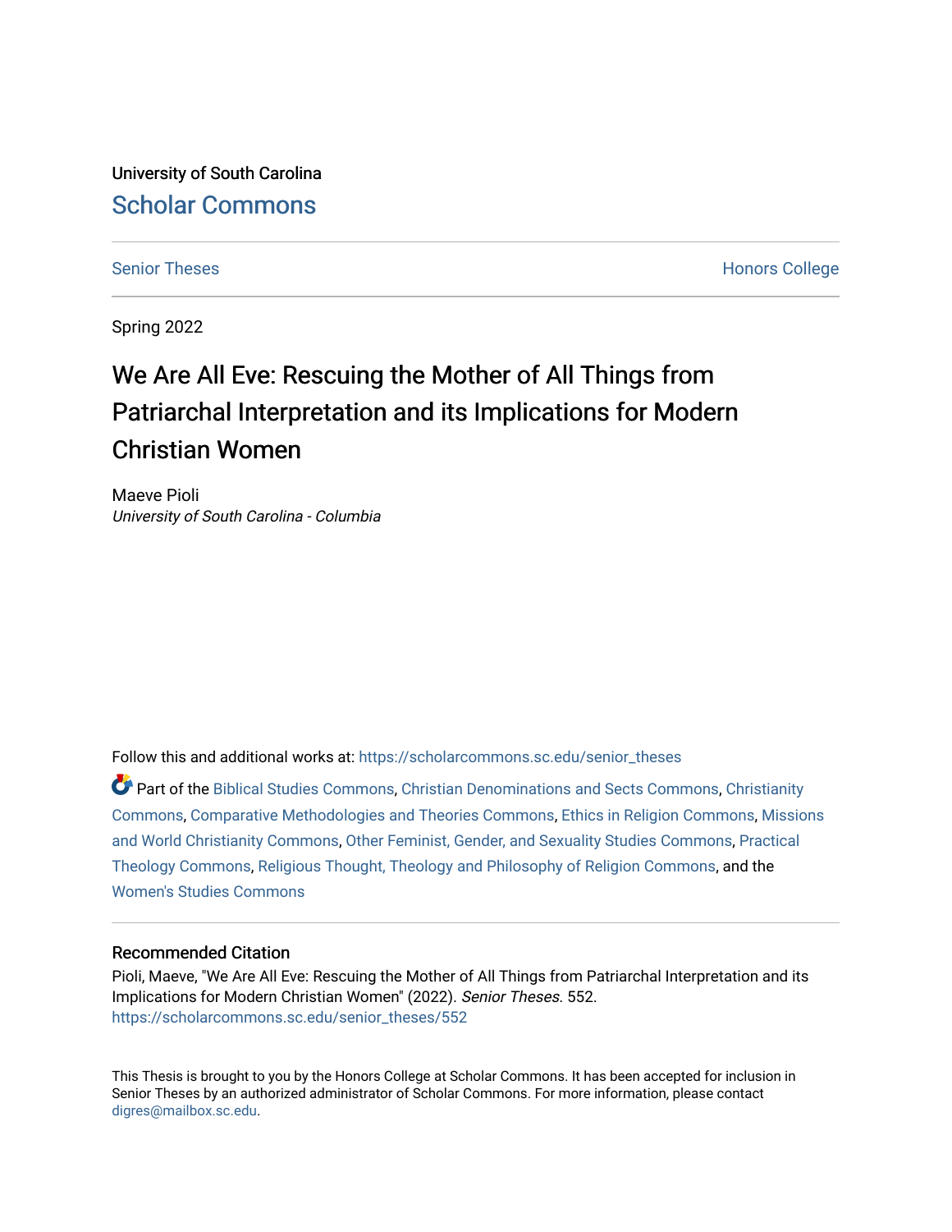University of South Carolina

Scholar Commons

Senior Theses

Honors College

Spring 2022

# We Are All Eve: Rescuing the Mother of All Things from Patriarchal Interpretation and its Implications for Modern Christian Women

Maeve Pioli

*University of South Carolina - Columbia*

Follow this and additional works at: https://scholarcommons.sc.edu/senior_theses

Part of the Biblical Studies Commons, Christian Denominations and Sects Commons, Christianity Commons, Comparative Methodologies and Theories Commons, Ethics in Religion Commons, Missions and World Christianity Commons, Other Feminist, Gender, and Sexuality Studies Commons, Practical Theology Commons, Religious Thought, Theology and Philosophy of Religion Commons, and the Women's Studies Commons

## Recommended Citation

Pioli, Maeve, "We Are All Eve: Rescuing the Mother of All Things from Patriarchal Interpretation and its Implications for Modern Christian Women" (2022). *Senior Theses*. 552.
https://scholarcommons.sc.edu/senior_theses/552

This Thesis is brought to you by the Honors College at Scholar Commons. It has been accepted for inclusion in Senior Theses by an authorized administrator of Scholar Commons. For more information, please contact digres@mailbox.sc.edu.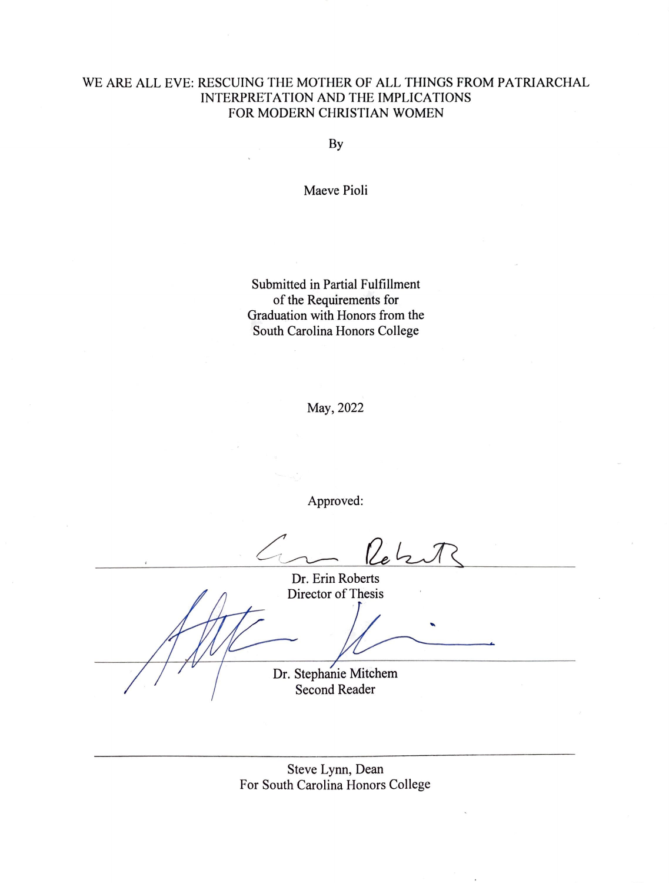# WE ARE ALL EVE: RESCUING THE MOTHER OF ALL THINGS FROM PATRIARCHAL INTERPRETATION AND THE IMPLICATIONS FOR MODERN CHRISTIAN WOMEN

By

Maeve Pioli

Submitted in Partial Fulfillment
of the Requirements for
Graduation with Honors from the
South Carolina Honors College

May, 2022

Approved:

Dr. Erin Roberts
Director of Thesis

Dr. Stephanie Mitchem
Second Reader

Steve Lynn, Dean
For South Carolina Honors College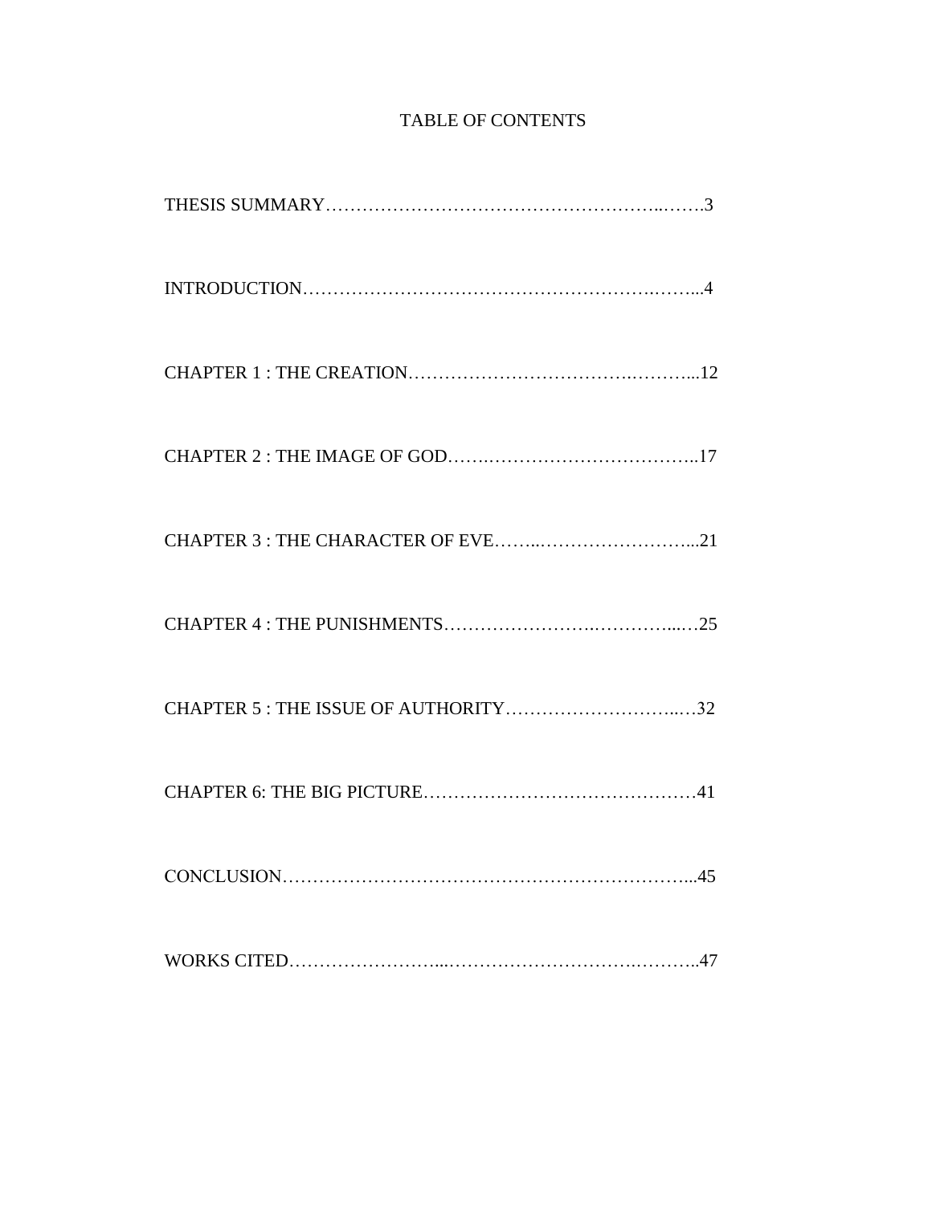# TABLE OF CONTENTS

THESIS SUMMARY……………………………………………………..…….3

INTRODUCTION……………………………………………………..……...4

CHAPTER 1 : THE CREATION……………………………….………...12

CHAPTER 2 : THE IMAGE OF GOD…….……………………………..17

CHAPTER 3 : THE CHARACTER OF EVE……..……………………...21

CHAPTER 4 : THE PUNISHMENTS…………………….…………...…25

CHAPTER 5 : THE ISSUE OF AUTHORITY………………………..…32

CHAPTER 6: THE BIG PICTURE……………………………………41

CONCLUSION…………………………………………………………...45

WORKS CITED…………………...…………………………….………..47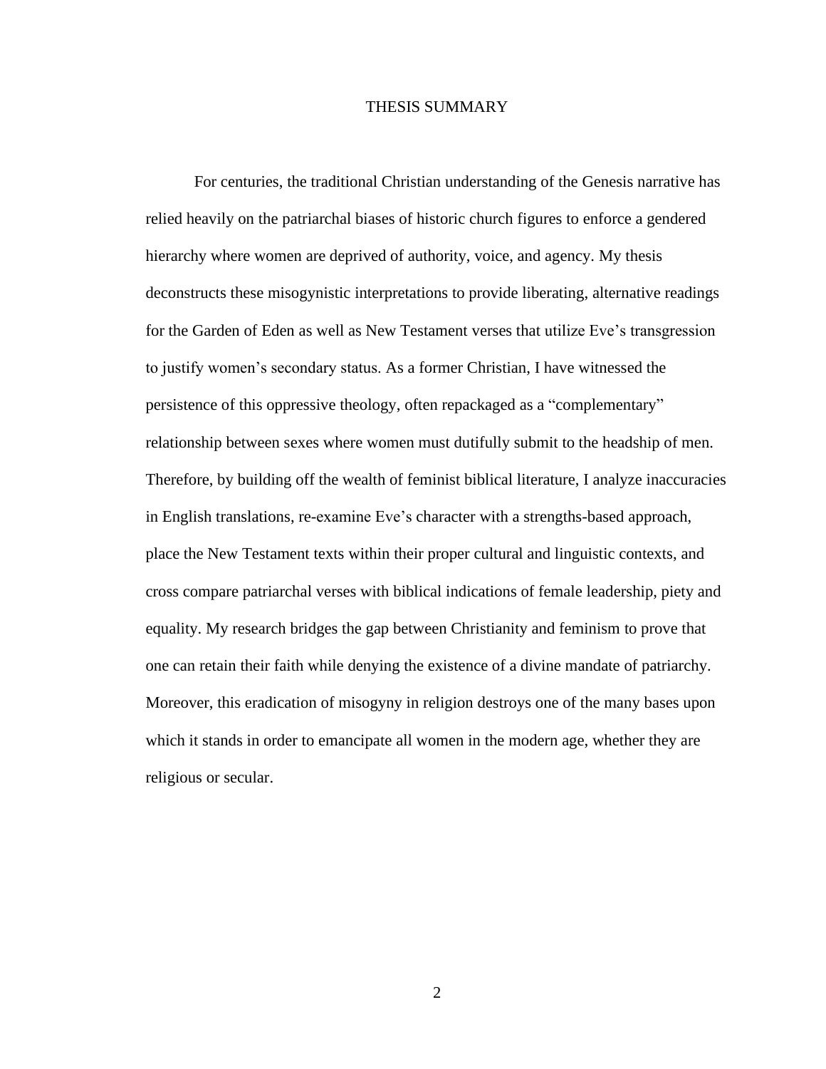# THESIS SUMMARY

For centuries, the traditional Christian understanding of the Genesis narrative has relied heavily on the patriarchal biases of historic church figures to enforce a gendered hierarchy where women are deprived of authority, voice, and agency. My thesis deconstructs these misogynistic interpretations to provide liberating, alternative readings for the Garden of Eden as well as New Testament verses that utilize Eve's transgression to justify women's secondary status. As a former Christian, I have witnessed the persistence of this oppressive theology, often repackaged as a "complementary" relationship between sexes where women must dutifully submit to the headship of men. Therefore, by building off the wealth of feminist biblical literature, I analyze inaccuracies in English translations, re-examine Eve's character with a strengths-based approach, place the New Testament texts within their proper cultural and linguistic contexts, and cross compare patriarchal verses with biblical indications of female leadership, piety and equality. My research bridges the gap between Christianity and feminism to prove that one can retain their faith while denying the existence of a divine mandate of patriarchy. Moreover, this eradication of misogyny in religion destroys one of the many bases upon which it stands in order to emancipate all women in the modern age, whether they are religious or secular.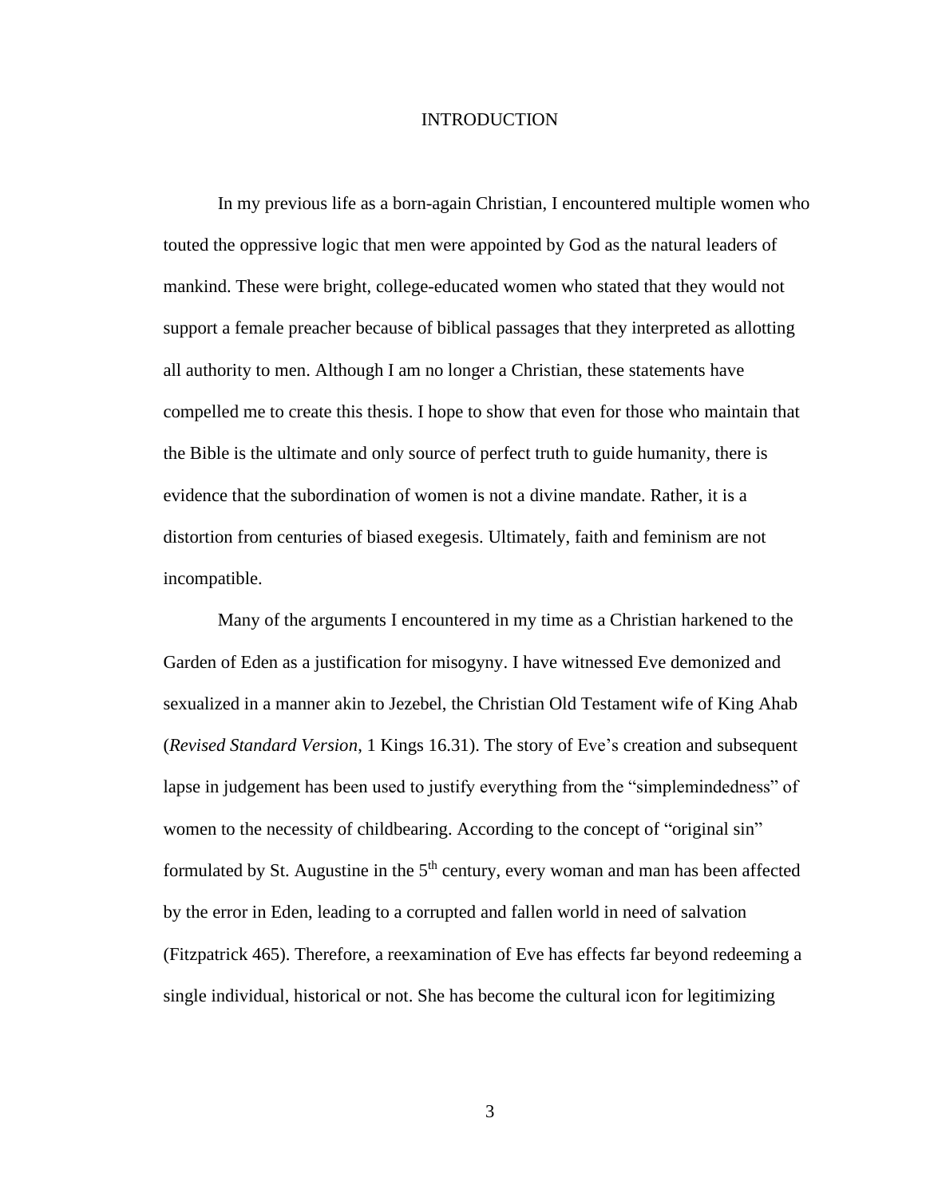# INTRODUCTION

In my previous life as a born-again Christian, I encountered multiple women who touted the oppressive logic that men were appointed by God as the natural leaders of mankind. These were bright, college-educated women who stated that they would not support a female preacher because of biblical passages that they interpreted as allotting all authority to men. Although I am no longer a Christian, these statements have compelled me to create this thesis. I hope to show that even for those who maintain that the Bible is the ultimate and only source of perfect truth to guide humanity, there is evidence that the subordination of women is not a divine mandate. Rather, it is a distortion from centuries of biased exegesis. Ultimately, faith and feminism are not incompatible.

Many of the arguments I encountered in my time as a Christian harkened to the Garden of Eden as a justification for misogyny. I have witnessed Eve demonized and sexualized in a manner akin to Jezebel, the Christian Old Testament wife of King Ahab (*Revised Standard Version*, 1 Kings 16.31). The story of Eve's creation and subsequent lapse in judgement has been used to justify everything from the "simplemindedness" of women to the necessity of childbearing. According to the concept of "original sin" formulated by St. Augustine in the 5th century, every woman and man has been affected by the error in Eden, leading to a corrupted and fallen world in need of salvation (Fitzpatrick 465). Therefore, a reexamination of Eve has effects far beyond redeeming a single individual, historical or not. She has become the cultural icon for legitimizing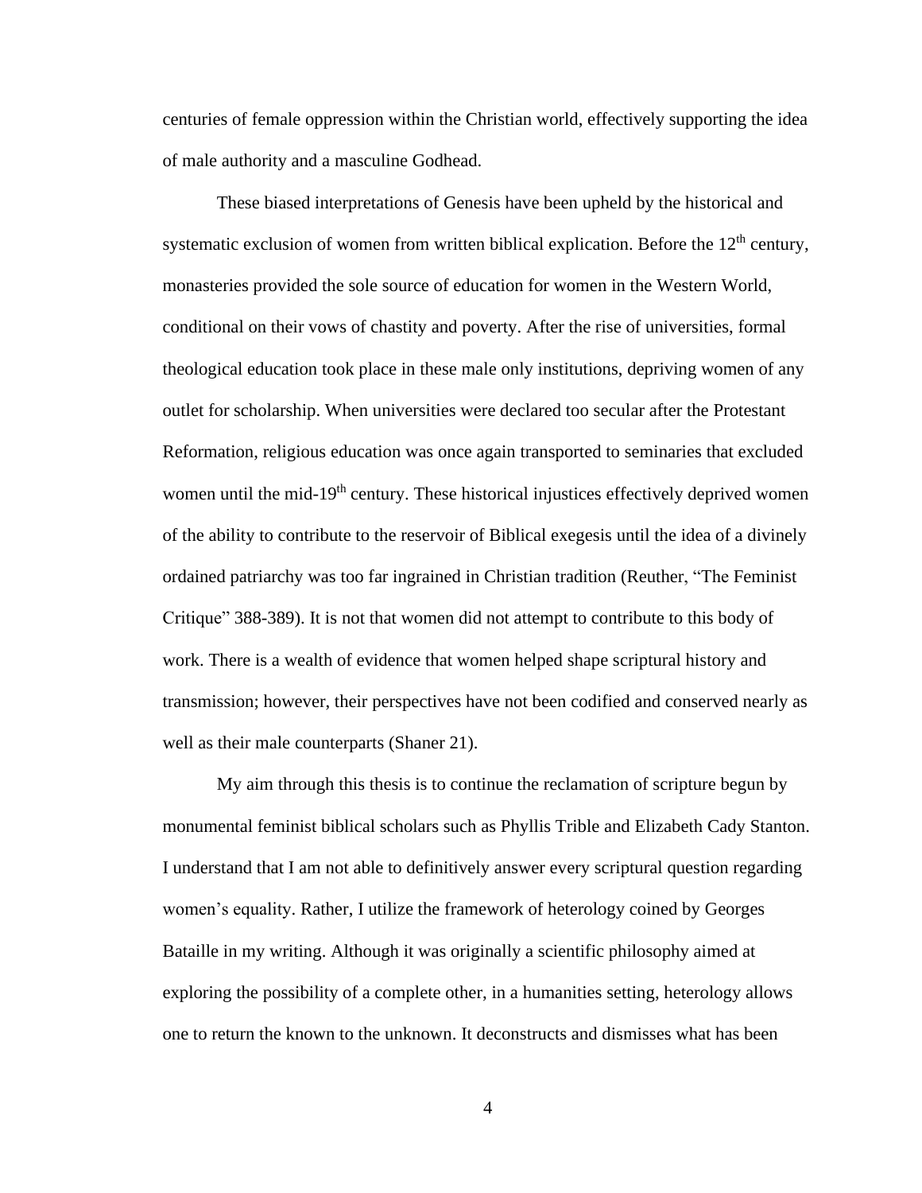centuries of female oppression within the Christian world, effectively supporting the idea of male authority and a masculine Godhead.

These biased interpretations of Genesis have been upheld by the historical and systematic exclusion of women from written biblical explication. Before the 12th century, monasteries provided the sole source of education for women in the Western World, conditional on their vows of chastity and poverty. After the rise of universities, formal theological education took place in these male only institutions, depriving women of any outlet for scholarship. When universities were declared too secular after the Protestant Reformation, religious education was once again transported to seminaries that excluded women until the mid-19th century. These historical injustices effectively deprived women of the ability to contribute to the reservoir of Biblical exegesis until the idea of a divinely ordained patriarchy was too far ingrained in Christian tradition (Reuther, "The Feminist Critique" 388-389). It is not that women did not attempt to contribute to this body of work. There is a wealth of evidence that women helped shape scriptural history and transmission; however, their perspectives have not been codified and conserved nearly as well as their male counterparts (Shaner 21).

My aim through this thesis is to continue the reclamation of scripture begun by monumental feminist biblical scholars such as Phyllis Trible and Elizabeth Cady Stanton. I understand that I am not able to definitively answer every scriptural question regarding women's equality. Rather, I utilize the framework of heterology coined by Georges Bataille in my writing. Although it was originally a scientific philosophy aimed at exploring the possibility of a complete other, in a humanities setting, heterology allows one to return the known to the unknown. It deconstructs and dismisses what has been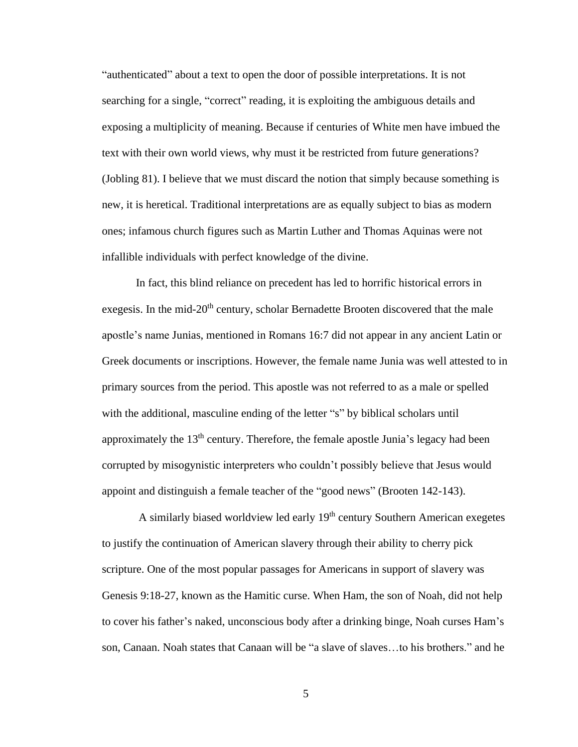"authenticated" about a text to open the door of possible interpretations. It is not searching for a single, "correct" reading, it is exploiting the ambiguous details and exposing a multiplicity of meaning. Because if centuries of White men have imbued the text with their own world views, why must it be restricted from future generations? (Jobling 81). I believe that we must discard the notion that simply because something is new, it is heretical. Traditional interpretations are as equally subject to bias as modern ones; infamous church figures such as Martin Luther and Thomas Aquinas were not infallible individuals with perfect knowledge of the divine.

In fact, this blind reliance on precedent has led to horrific historical errors in exegesis. In the mid-20th century, scholar Bernadette Brooten discovered that the male apostle's name Junias, mentioned in Romans 16:7 did not appear in any ancient Latin or Greek documents or inscriptions. However, the female name Junia was well attested to in primary sources from the period. This apostle was not referred to as a male or spelled with the additional, masculine ending of the letter "s" by biblical scholars until approximately the 13th century. Therefore, the female apostle Junia's legacy had been corrupted by misogynistic interpreters who couldn't possibly believe that Jesus would appoint and distinguish a female teacher of the "good news" (Brooten 142-143).

A similarly biased worldview led early 19th century Southern American exegetes to justify the continuation of American slavery through their ability to cherry pick scripture. One of the most popular passages for Americans in support of slavery was Genesis 9:18-27, known as the Hamitic curse. When Ham, the son of Noah, did not help to cover his father's naked, unconscious body after a drinking binge, Noah curses Ham's son, Canaan. Noah states that Canaan will be "a slave of slaves…to his brothers." and he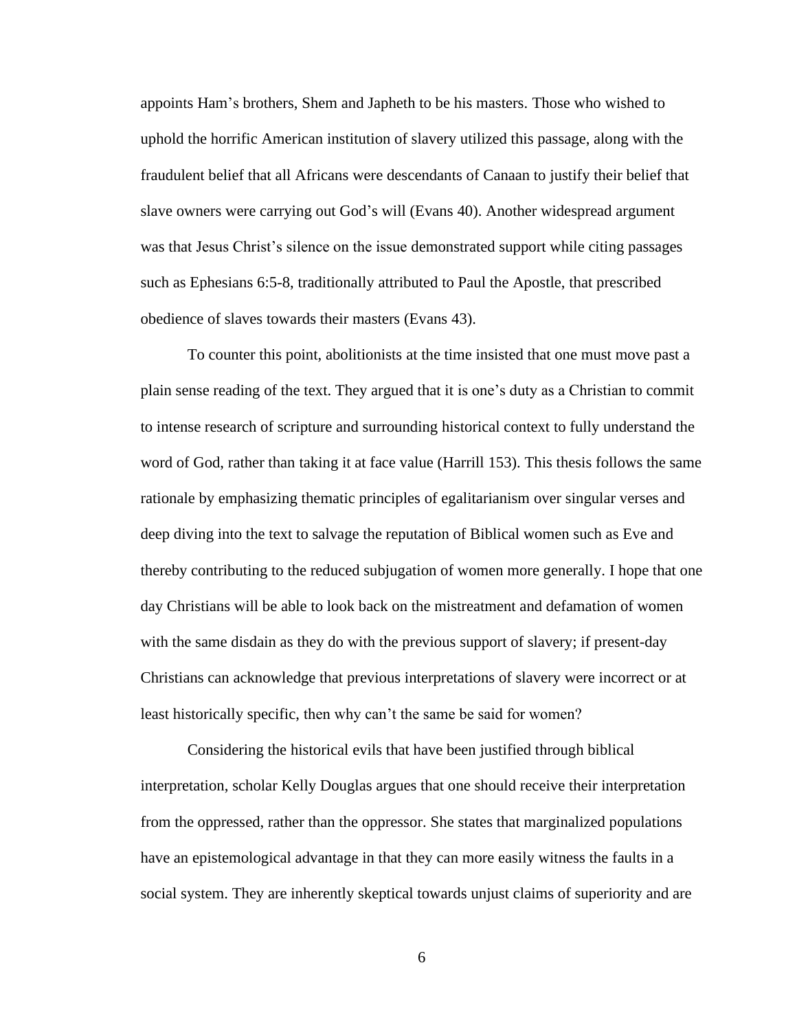appoints Ham's brothers, Shem and Japheth to be his masters. Those who wished to uphold the horrific American institution of slavery utilized this passage, along with the fraudulent belief that all Africans were descendants of Canaan to justify their belief that slave owners were carrying out God's will (Evans 40). Another widespread argument was that Jesus Christ's silence on the issue demonstrated support while citing passages such as Ephesians 6:5-8, traditionally attributed to Paul the Apostle, that prescribed obedience of slaves towards their masters (Evans 43).

To counter this point, abolitionists at the time insisted that one must move past a plain sense reading of the text. They argued that it is one's duty as a Christian to commit to intense research of scripture and surrounding historical context to fully understand the word of God, rather than taking it at face value (Harrill 153). This thesis follows the same rationale by emphasizing thematic principles of egalitarianism over singular verses and deep diving into the text to salvage the reputation of Biblical women such as Eve and thereby contributing to the reduced subjugation of women more generally. I hope that one day Christians will be able to look back on the mistreatment and defamation of women with the same disdain as they do with the previous support of slavery; if present-day Christians can acknowledge that previous interpretations of slavery were incorrect or at least historically specific, then why can't the same be said for women?

Considering the historical evils that have been justified through biblical interpretation, scholar Kelly Douglas argues that one should receive their interpretation from the oppressed, rather than the oppressor. She states that marginalized populations have an epistemological advantage in that they can more easily witness the faults in a social system. They are inherently skeptical towards unjust claims of superiority and are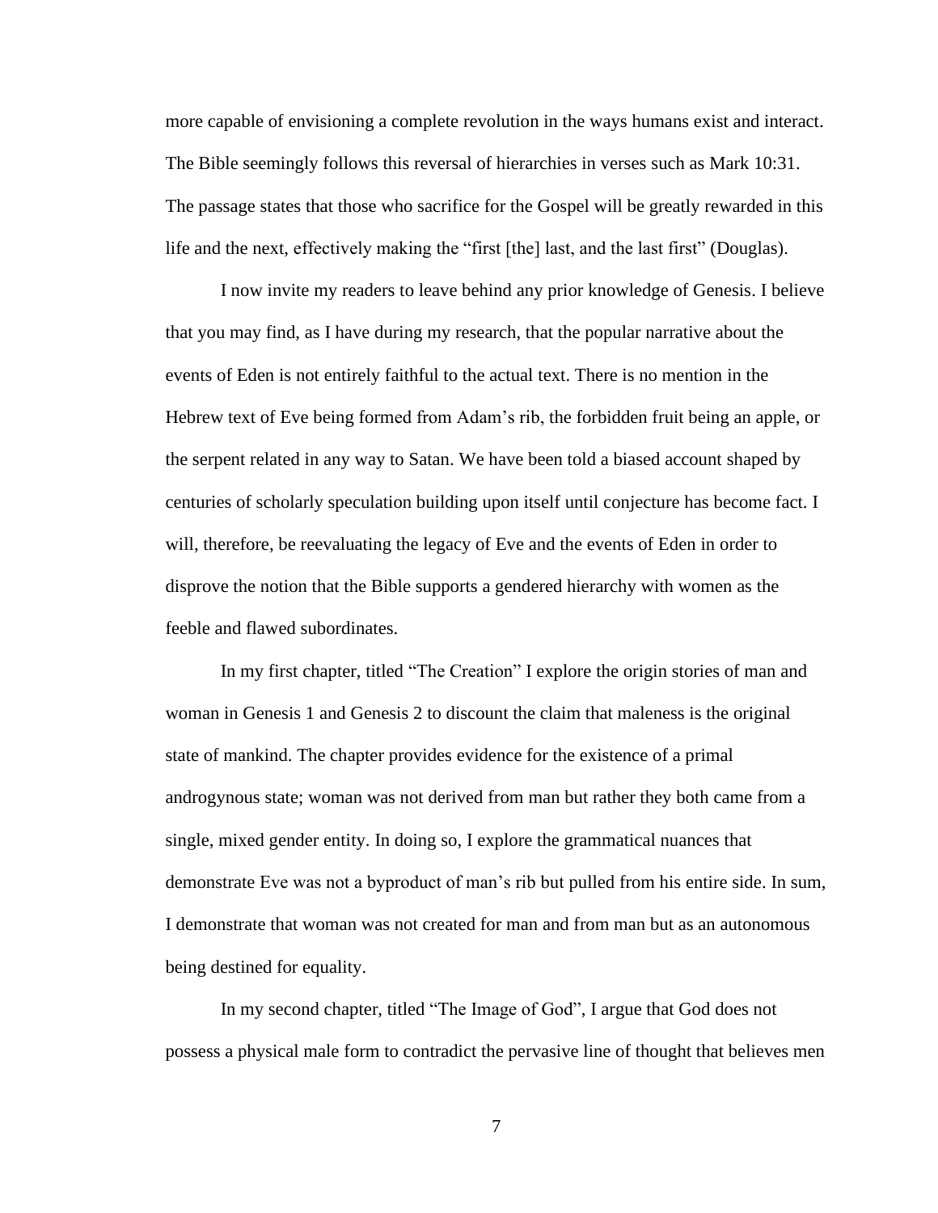more capable of envisioning a complete revolution in the ways humans exist and interact. The Bible seemingly follows this reversal of hierarchies in verses such as Mark 10:31. The passage states that those who sacrifice for the Gospel will be greatly rewarded in this life and the next, effectively making the "first [the] last, and the last first" (Douglas).

I now invite my readers to leave behind any prior knowledge of Genesis. I believe that you may find, as I have during my research, that the popular narrative about the events of Eden is not entirely faithful to the actual text. There is no mention in the Hebrew text of Eve being formed from Adam's rib, the forbidden fruit being an apple, or the serpent related in any way to Satan. We have been told a biased account shaped by centuries of scholarly speculation building upon itself until conjecture has become fact. I will, therefore, be reevaluating the legacy of Eve and the events of Eden in order to disprove the notion that the Bible supports a gendered hierarchy with women as the feeble and flawed subordinates.

In my first chapter, titled "The Creation" I explore the origin stories of man and woman in Genesis 1 and Genesis 2 to discount the claim that maleness is the original state of mankind. The chapter provides evidence for the existence of a primal androgynous state; woman was not derived from man but rather they both came from a single, mixed gender entity. In doing so, I explore the grammatical nuances that demonstrate Eve was not a byproduct of man's rib but pulled from his entire side. In sum, I demonstrate that woman was not created for man and from man but as an autonomous being destined for equality.

In my second chapter, titled "The Image of God", I argue that God does not possess a physical male form to contradict the pervasive line of thought that believes men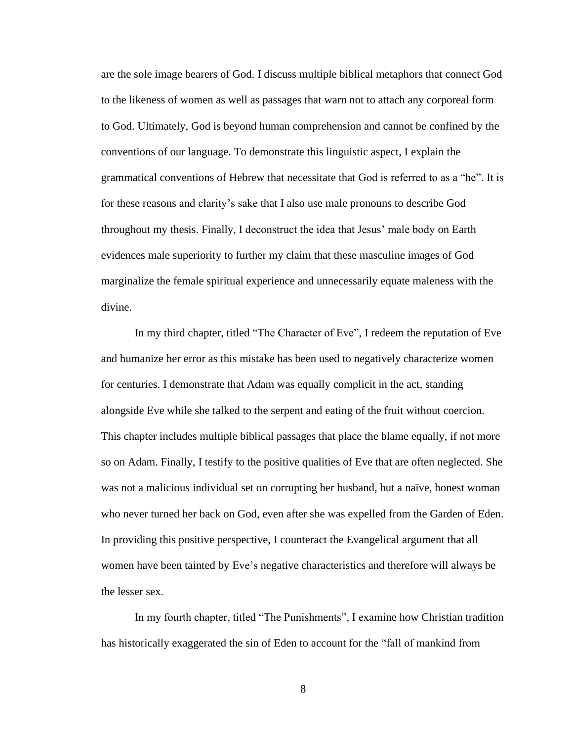are the sole image bearers of God. I discuss multiple biblical metaphors that connect God to the likeness of women as well as passages that warn not to attach any corporeal form to God. Ultimately, God is beyond human comprehension and cannot be confined by the conventions of our language. To demonstrate this linguistic aspect, I explain the grammatical conventions of Hebrew that necessitate that God is referred to as a "he". It is for these reasons and clarity's sake that I also use male pronouns to describe God throughout my thesis. Finally, I deconstruct the idea that Jesus' male body on Earth evidences male superiority to further my claim that these masculine images of God marginalize the female spiritual experience and unnecessarily equate maleness with the divine.

In my third chapter, titled "The Character of Eve", I redeem the reputation of Eve and humanize her error as this mistake has been used to negatively characterize women for centuries. I demonstrate that Adam was equally complicit in the act, standing alongside Eve while she talked to the serpent and eating of the fruit without coercion. This chapter includes multiple biblical passages that place the blame equally, if not more so on Adam. Finally, I testify to the positive qualities of Eve that are often neglected. She was not a malicious individual set on corrupting her husband, but a naïve, honest woman who never turned her back on God, even after she was expelled from the Garden of Eden. In providing this positive perspective, I counteract the Evangelical argument that all women have been tainted by Eve's negative characteristics and therefore will always be the lesser sex.

In my fourth chapter, titled "The Punishments", I examine how Christian tradition has historically exaggerated the sin of Eden to account for the "fall of mankind from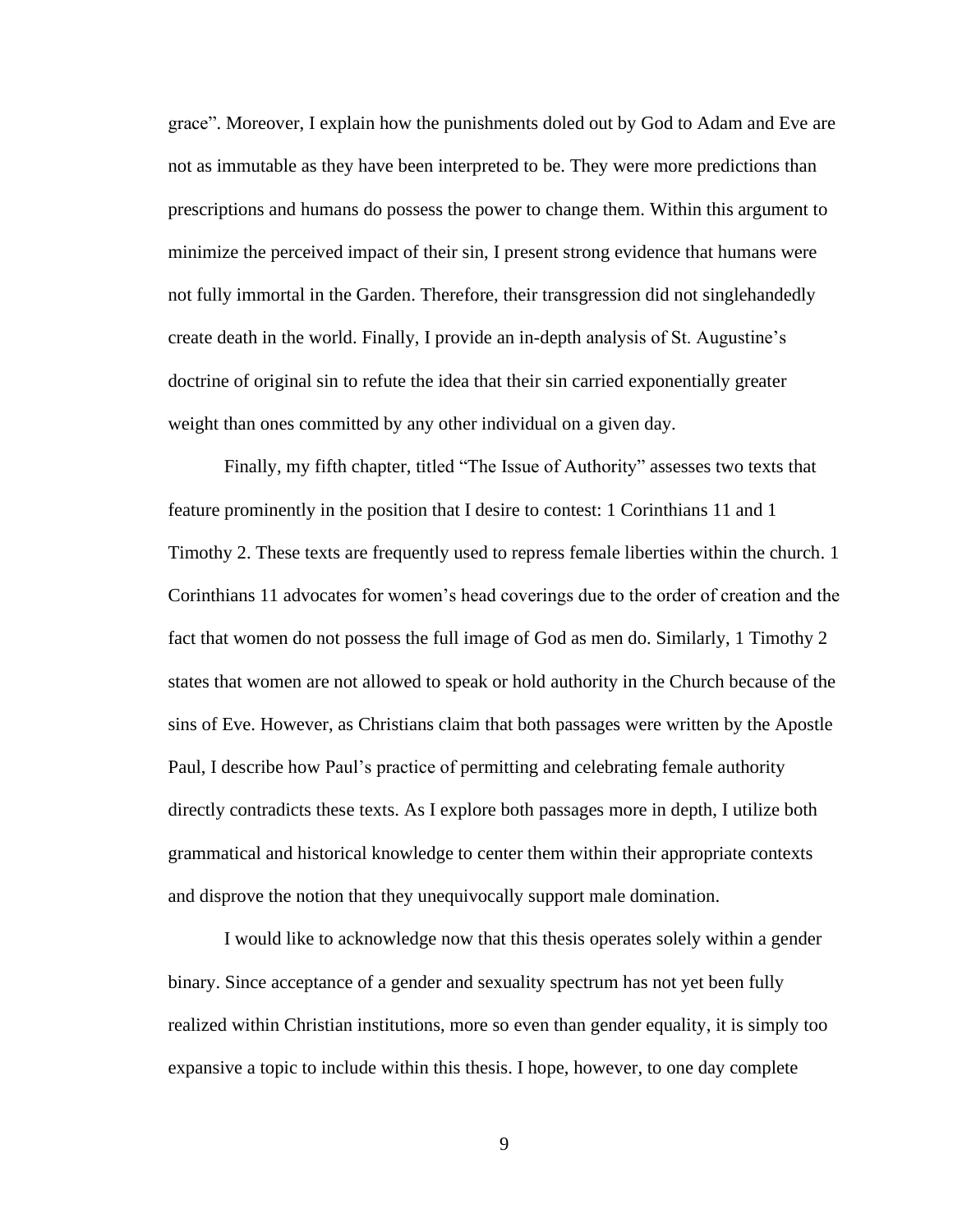grace". Moreover, I explain how the punishments doled out by God to Adam and Eve are not as immutable as they have been interpreted to be. They were more predictions than prescriptions and humans do possess the power to change them. Within this argument to minimize the perceived impact of their sin, I present strong evidence that humans were not fully immortal in the Garden. Therefore, their transgression did not singlehandedly create death in the world. Finally, I provide an in-depth analysis of St. Augustine's doctrine of original sin to refute the idea that their sin carried exponentially greater weight than ones committed by any other individual on a given day.

Finally, my fifth chapter, titled "The Issue of Authority" assesses two texts that feature prominently in the position that I desire to contest: 1 Corinthians 11 and 1 Timothy 2. These texts are frequently used to repress female liberties within the church. 1 Corinthians 11 advocates for women's head coverings due to the order of creation and the fact that women do not possess the full image of God as men do. Similarly, 1 Timothy 2 states that women are not allowed to speak or hold authority in the Church because of the sins of Eve. However, as Christians claim that both passages were written by the Apostle Paul, I describe how Paul's practice of permitting and celebrating female authority directly contradicts these texts. As I explore both passages more in depth, I utilize both grammatical and historical knowledge to center them within their appropriate contexts and disprove the notion that they unequivocally support male domination.

I would like to acknowledge now that this thesis operates solely within a gender binary. Since acceptance of a gender and sexuality spectrum has not yet been fully realized within Christian institutions, more so even than gender equality, it is simply too expansive a topic to include within this thesis. I hope, however, to one day complete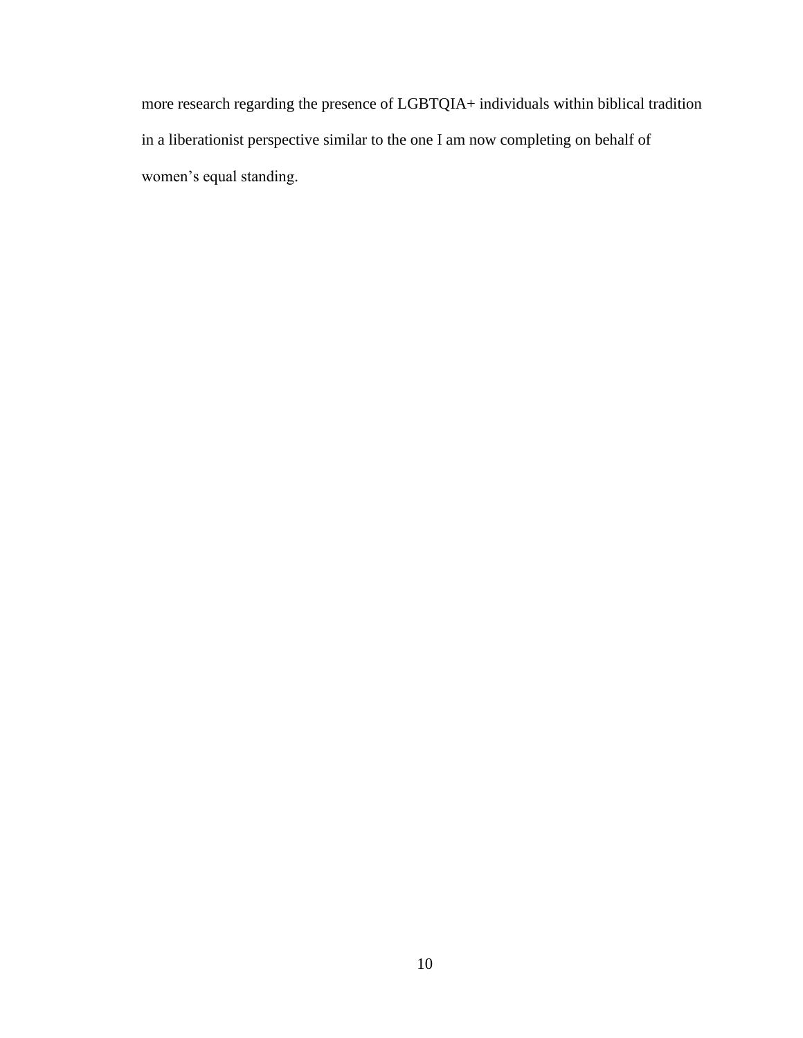more research regarding the presence of LGBTQIA+ individuals within biblical tradition in a liberationist perspective similar to the one I am now completing on behalf of women's equal standing.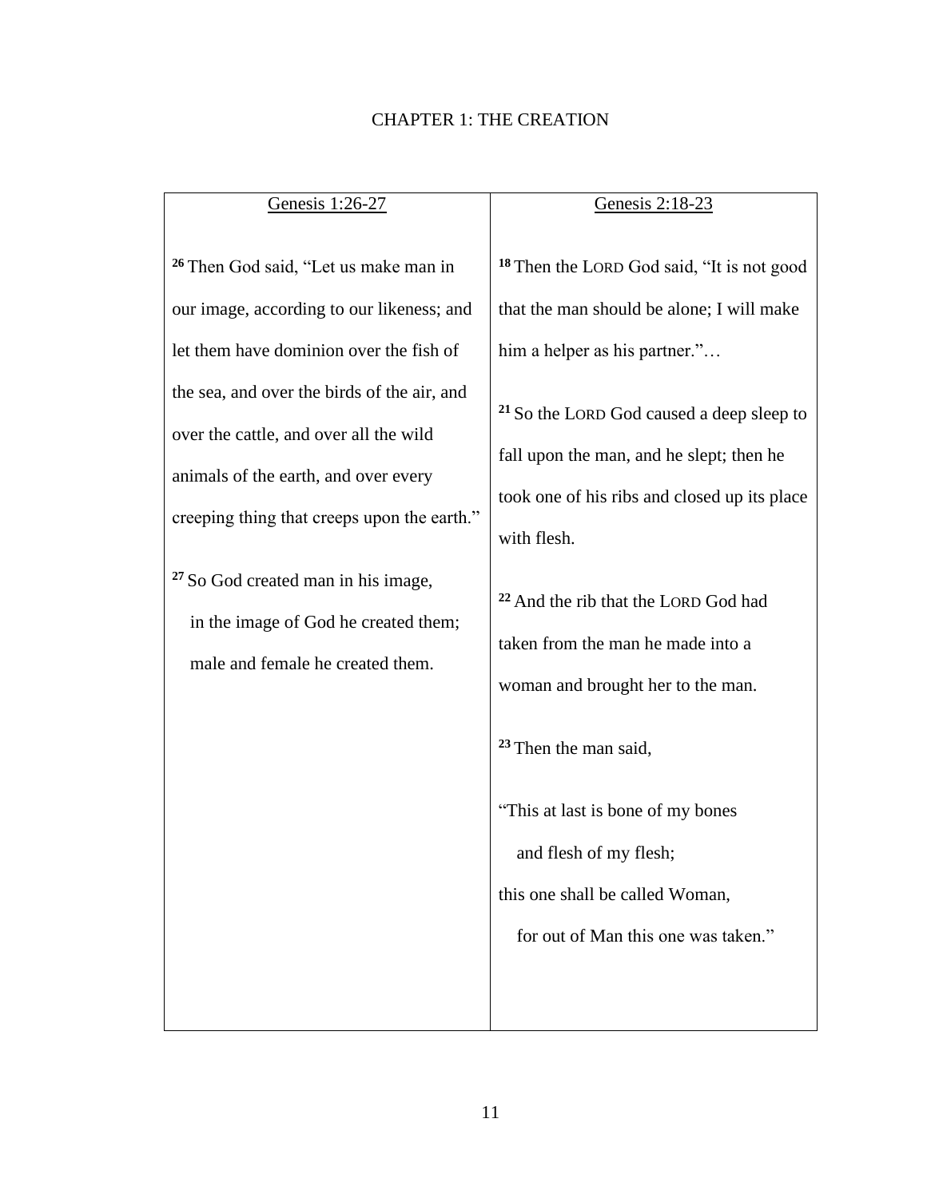# CHAPTER 1: THE CREATION

| Genesis 1:26-27 | Genesis 2:18-23 |
|---|---|
| [26] Then God said, "Let us make man in our image, according to our likeness; and let them have dominion over the fish of the sea, and over the birds of the air, and over the cattle, and over all the wild animals of the earth, and over every creeping thing that creeps upon the earth."<br><br>[27] So God created man in his image,<br>in the image of God he created them;<br>male and female he created them. | [18] Then the LORD God said, "It is not good that the man should be alone; I will make him a helper as his partner."…<br><br>[21] So the LORD God caused a deep sleep to fall upon the man, and he slept; then he took one of his ribs and closed up its place with flesh.<br><br>[22] And the rib that the LORD God had taken from the man he made into a woman and brought her to the man.<br><br>[23] Then the man said,<br><br>"This at last is bone of my bones<br>and flesh of my flesh;<br>this one shall be called Woman,<br>for out of Man this one was taken." |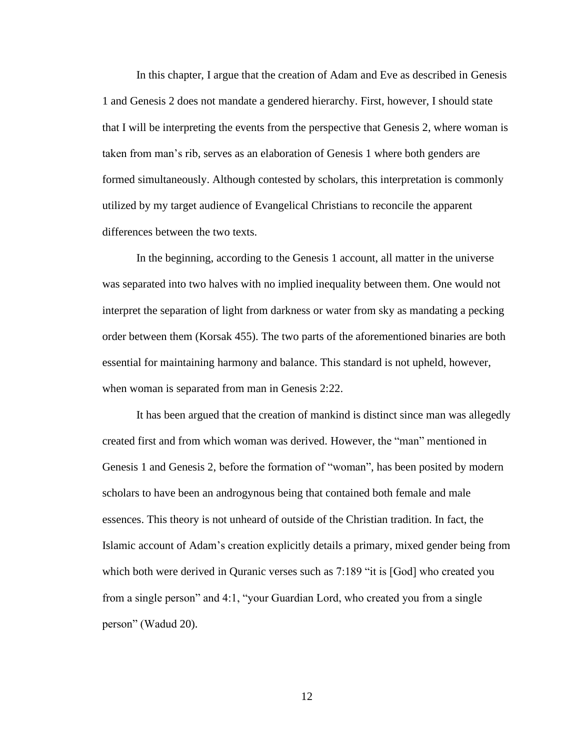In this chapter, I argue that the creation of Adam and Eve as described in Genesis 1 and Genesis 2 does not mandate a gendered hierarchy. First, however, I should state that I will be interpreting the events from the perspective that Genesis 2, where woman is taken from man's rib, serves as an elaboration of Genesis 1 where both genders are formed simultaneously. Although contested by scholars, this interpretation is commonly utilized by my target audience of Evangelical Christians to reconcile the apparent differences between the two texts.

In the beginning, according to the Genesis 1 account, all matter in the universe was separated into two halves with no implied inequality between them. One would not interpret the separation of light from darkness or water from sky as mandating a pecking order between them (Korsak 455). The two parts of the aforementioned binaries are both essential for maintaining harmony and balance. This standard is not upheld, however, when woman is separated from man in Genesis 2:22.

It has been argued that the creation of mankind is distinct since man was allegedly created first and from which woman was derived. However, the "man" mentioned in Genesis 1 and Genesis 2, before the formation of "woman", has been posited by modern scholars to have been an androgynous being that contained both female and male essences. This theory is not unheard of outside of the Christian tradition. In fact, the Islamic account of Adam's creation explicitly details a primary, mixed gender being from which both were derived in Quranic verses such as 7:189 "it is [God] who created you from a single person" and 4:1, "your Guardian Lord, who created you from a single person" (Wadud 20).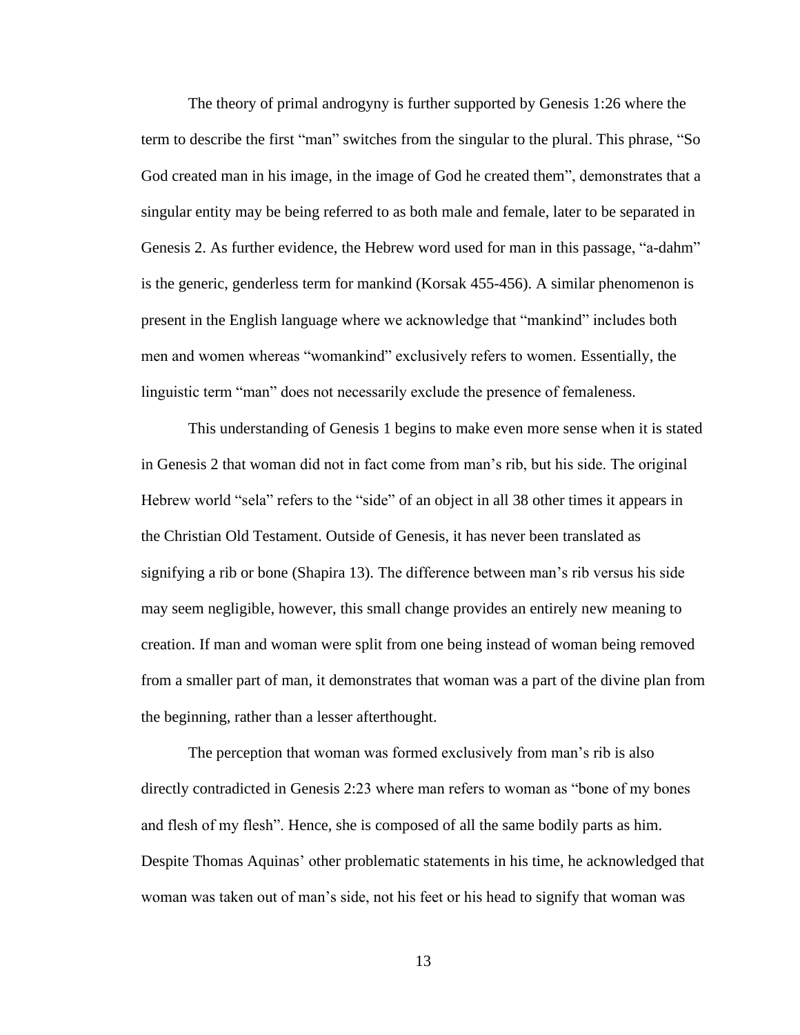The theory of primal androgyny is further supported by Genesis 1:26 where the term to describe the first "man" switches from the singular to the plural. This phrase, "So God created man in his image, in the image of God he created them", demonstrates that a singular entity may be being referred to as both male and female, later to be separated in Genesis 2. As further evidence, the Hebrew word used for man in this passage, "a-dahm" is the generic, genderless term for mankind (Korsak 455-456). A similar phenomenon is present in the English language where we acknowledge that "mankind" includes both men and women whereas "womankind" exclusively refers to women. Essentially, the linguistic term "man" does not necessarily exclude the presence of femaleness.

This understanding of Genesis 1 begins to make even more sense when it is stated in Genesis 2 that woman did not in fact come from man's rib, but his side. The original Hebrew world "sela" refers to the "side" of an object in all 38 other times it appears in the Christian Old Testament. Outside of Genesis, it has never been translated as signifying a rib or bone (Shapira 13). The difference between man's rib versus his side may seem negligible, however, this small change provides an entirely new meaning to creation. If man and woman were split from one being instead of woman being removed from a smaller part of man, it demonstrates that woman was a part of the divine plan from the beginning, rather than a lesser afterthought.

The perception that woman was formed exclusively from man's rib is also directly contradicted in Genesis 2:23 where man refers to woman as "bone of my bones and flesh of my flesh". Hence, she is composed of all the same bodily parts as him. Despite Thomas Aquinas' other problematic statements in his time, he acknowledged that woman was taken out of man's side, not his feet or his head to signify that woman was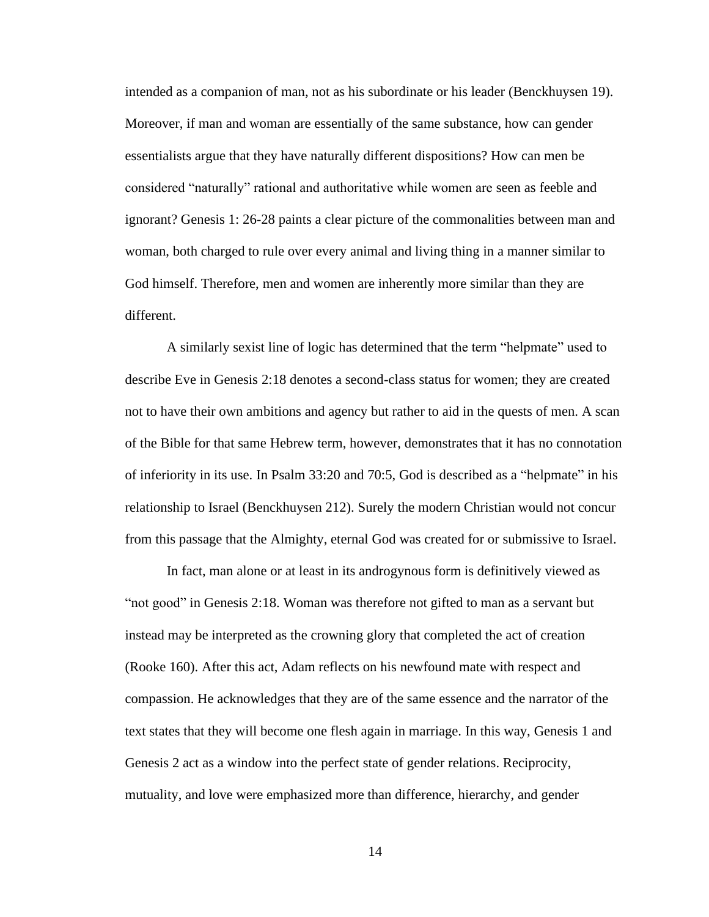intended as a companion of man, not as his subordinate or his leader (Benckhuysen 19). Moreover, if man and woman are essentially of the same substance, how can gender essentialists argue that they have naturally different dispositions? How can men be considered "naturally" rational and authoritative while women are seen as feeble and ignorant? Genesis 1: 26-28 paints a clear picture of the commonalities between man and woman, both charged to rule over every animal and living thing in a manner similar to God himself. Therefore, men and women are inherently more similar than they are different.

A similarly sexist line of logic has determined that the term "helpmate" used to describe Eve in Genesis 2:18 denotes a second-class status for women; they are created not to have their own ambitions and agency but rather to aid in the quests of men. A scan of the Bible for that same Hebrew term, however, demonstrates that it has no connotation of inferiority in its use. In Psalm 33:20 and 70:5, God is described as a "helpmate" in his relationship to Israel (Benckhuysen 212). Surely the modern Christian would not concur from this passage that the Almighty, eternal God was created for or submissive to Israel.

In fact, man alone or at least in its androgynous form is definitively viewed as "not good" in Genesis 2:18. Woman was therefore not gifted to man as a servant but instead may be interpreted as the crowning glory that completed the act of creation (Rooke 160). After this act, Adam reflects on his newfound mate with respect and compassion. He acknowledges that they are of the same essence and the narrator of the text states that they will become one flesh again in marriage. In this way, Genesis 1 and Genesis 2 act as a window into the perfect state of gender relations. Reciprocity, mutuality, and love were emphasized more than difference, hierarchy, and gender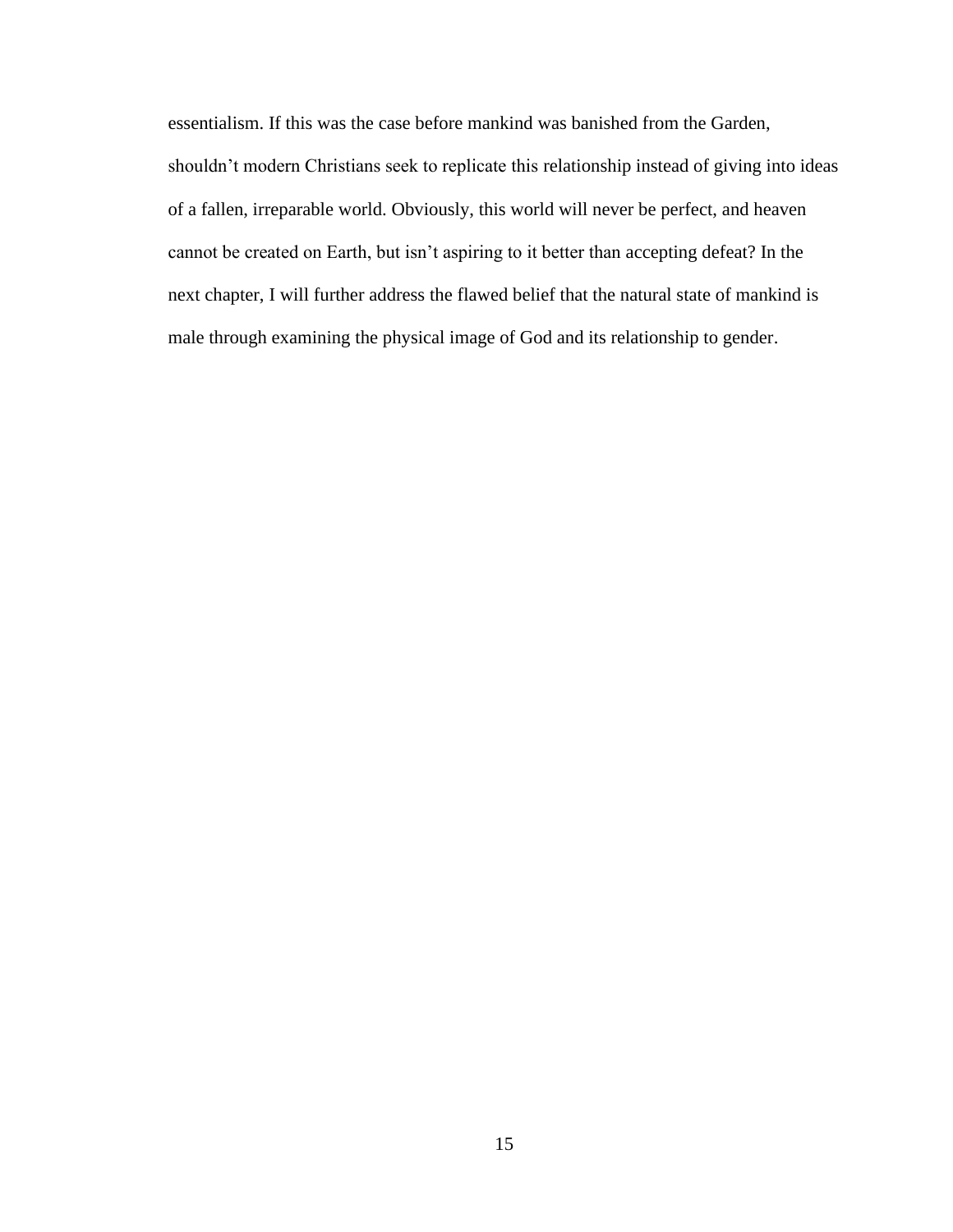essentialism. If this was the case before mankind was banished from the Garden, shouldn't modern Christians seek to replicate this relationship instead of giving into ideas of a fallen, irreparable world. Obviously, this world will never be perfect, and heaven cannot be created on Earth, but isn't aspiring to it better than accepting defeat? In the next chapter, I will further address the flawed belief that the natural state of mankind is male through examining the physical image of God and its relationship to gender.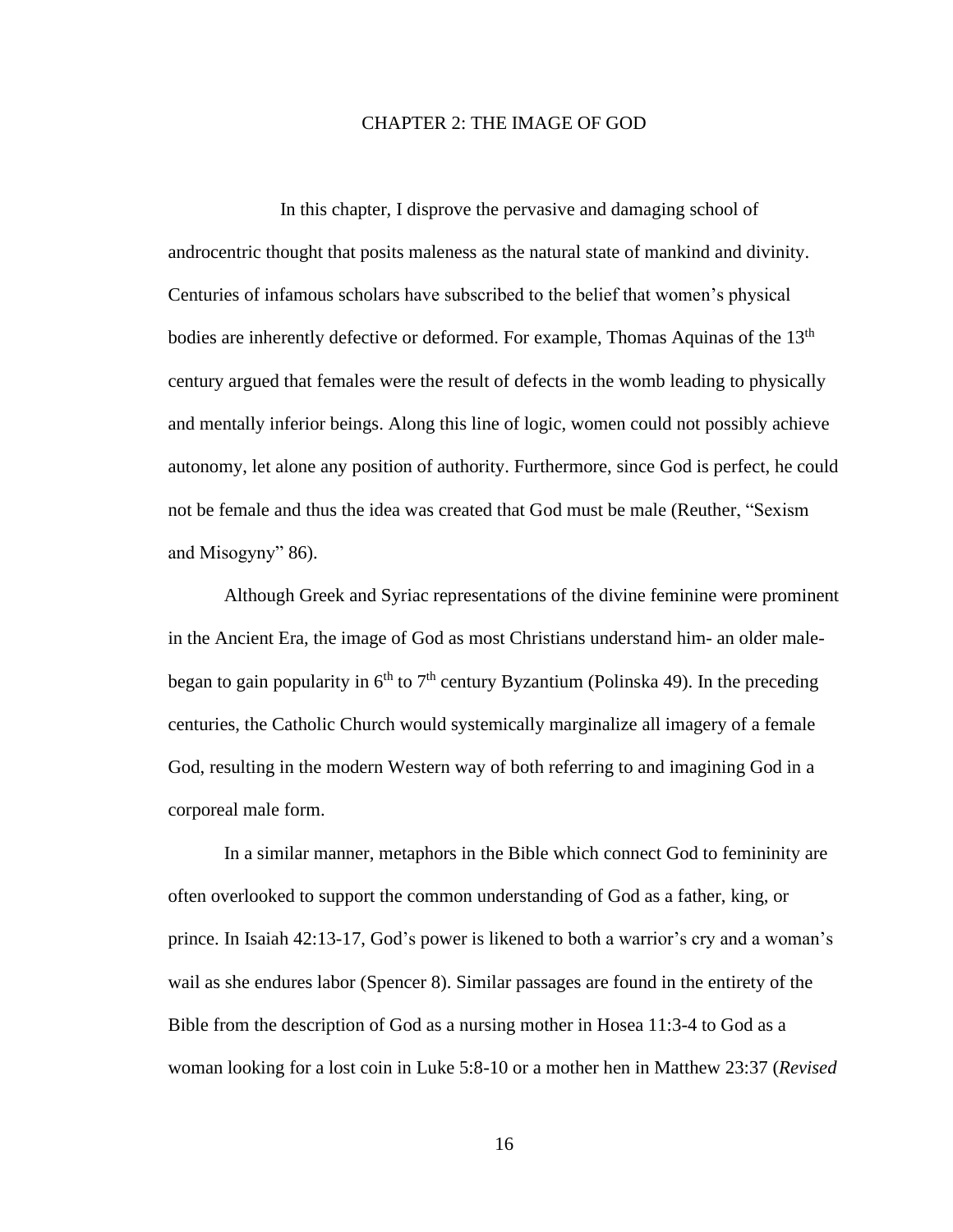# CHAPTER 2: THE IMAGE OF GOD

In this chapter, I disprove the pervasive and damaging school of androcentric thought that posits maleness as the natural state of mankind and divinity. Centuries of infamous scholars have subscribed to the belief that women's physical bodies are inherently defective or deformed. For example, Thomas Aquinas of the 13th century argued that females were the result of defects in the womb leading to physically and mentally inferior beings. Along this line of logic, women could not possibly achieve autonomy, let alone any position of authority. Furthermore, since God is perfect, he could not be female and thus the idea was created that God must be male (Reuther, "Sexism and Misogyny" 86).

Although Greek and Syriac representations of the divine feminine were prominent in the Ancient Era, the image of God as most Christians understand him- an older male- began to gain popularity in 6th to 7th century Byzantium (Polinska 49). In the preceding centuries, the Catholic Church would systemically marginalize all imagery of a female God, resulting in the modern Western way of both referring to and imagining God in a corporeal male form.

In a similar manner, metaphors in the Bible which connect God to femininity are often overlooked to support the common understanding of God as a father, king, or prince. In Isaiah 42:13-17, God's power is likened to both a warrior's cry and a woman's wail as she endures labor (Spencer 8). Similar passages are found in the entirety of the Bible from the description of God as a nursing mother in Hosea 11:3-4 to God as a woman looking for a lost coin in Luke 5:8-10 or a mother hen in Matthew 23:37 (*Revised*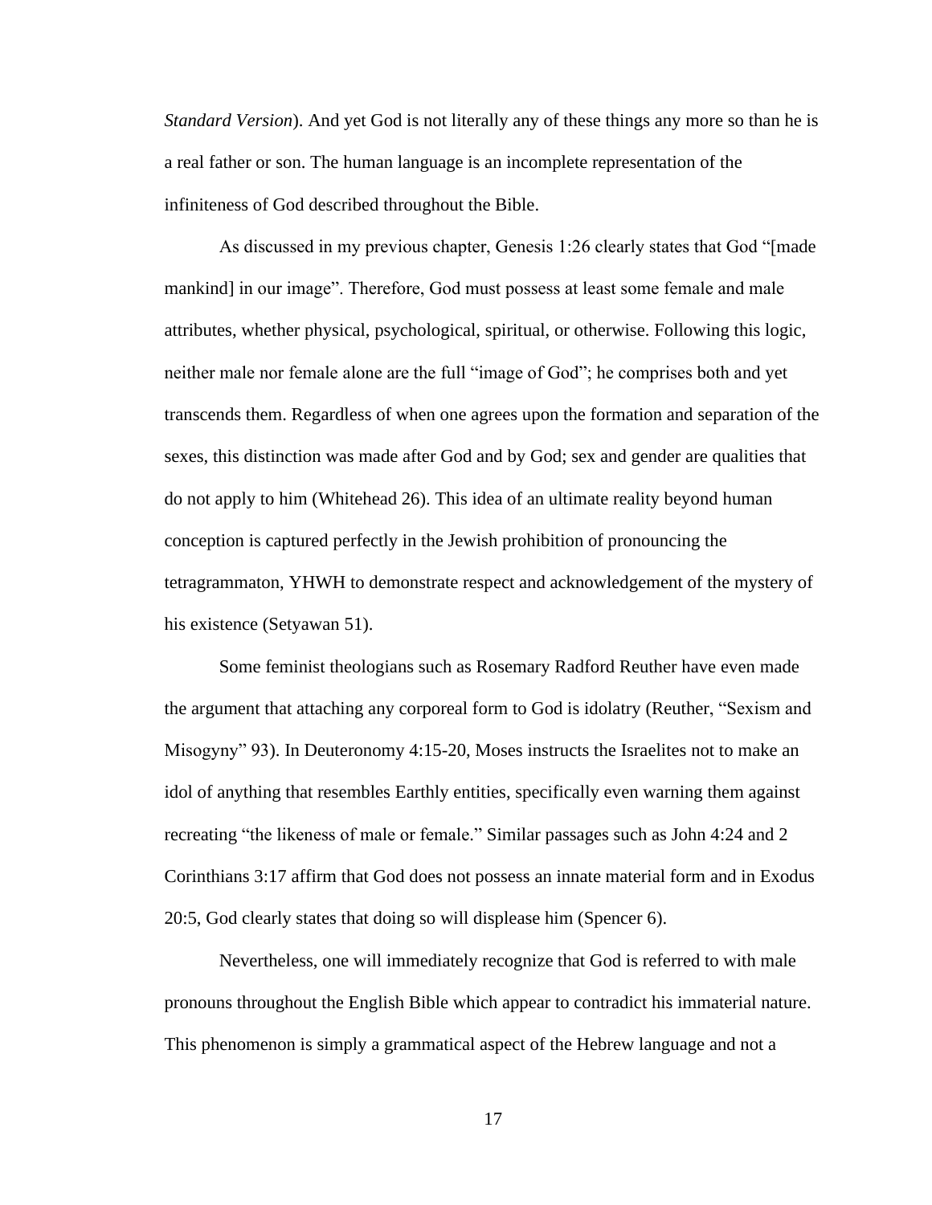*Standard Version*). And yet God is not literally any of these things any more so than he is a real father or son. The human language is an incomplete representation of the infiniteness of God described throughout the Bible.

As discussed in my previous chapter, Genesis 1:26 clearly states that God "[made mankind] in our image". Therefore, God must possess at least some female and male attributes, whether physical, psychological, spiritual, or otherwise. Following this logic, neither male nor female alone are the full "image of God"; he comprises both and yet transcends them. Regardless of when one agrees upon the formation and separation of the sexes, this distinction was made after God and by God; sex and gender are qualities that do not apply to him (Whitehead 26). This idea of an ultimate reality beyond human conception is captured perfectly in the Jewish prohibition of pronouncing the tetragrammaton, YHWH to demonstrate respect and acknowledgement of the mystery of his existence (Setyawan 51).

Some feminist theologians such as Rosemary Radford Reuther have even made the argument that attaching any corporeal form to God is idolatry (Reuther, "Sexism and Misogyny" 93). In Deuteronomy 4:15-20, Moses instructs the Israelites not to make an idol of anything that resembles Earthly entities, specifically even warning them against recreating "the likeness of male or female." Similar passages such as John 4:24 and 2 Corinthians 3:17 affirm that God does not possess an innate material form and in Exodus 20:5, God clearly states that doing so will displease him (Spencer 6).

Nevertheless, one will immediately recognize that God is referred to with male pronouns throughout the English Bible which appear to contradict his immaterial nature. This phenomenon is simply a grammatical aspect of the Hebrew language and not a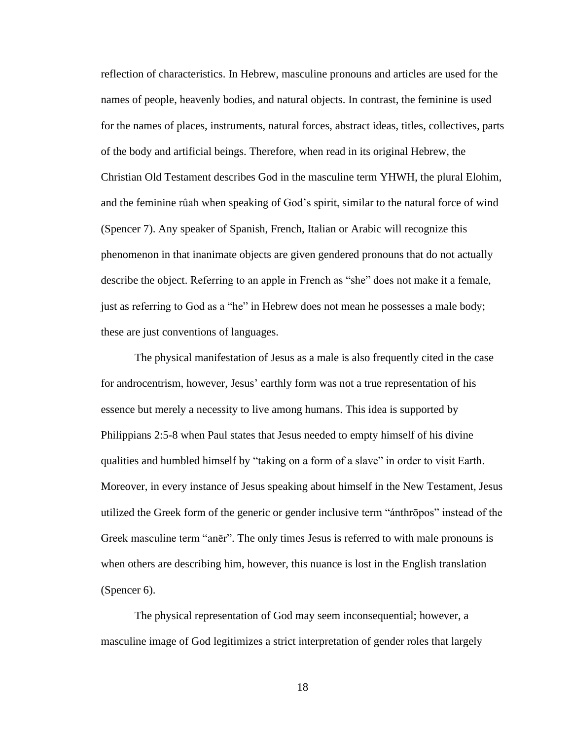reflection of characteristics. In Hebrew, masculine pronouns and articles are used for the names of people, heavenly bodies, and natural objects. In contrast, the feminine is used for the names of places, instruments, natural forces, abstract ideas, titles, collectives, parts of the body and artificial beings. Therefore, when read in its original Hebrew, the Christian Old Testament describes God in the masculine term YHWH, the plural Elohim, and the feminine rûaħ when speaking of God's spirit, similar to the natural force of wind (Spencer 7). Any speaker of Spanish, French, Italian or Arabic will recognize this phenomenon in that inanimate objects are given gendered pronouns that do not actually describe the object. Referring to an apple in French as "she" does not make it a female, just as referring to God as a "he" in Hebrew does not mean he possesses a male body; these are just conventions of languages.

The physical manifestation of Jesus as a male is also frequently cited in the case for androcentrism, however, Jesus' earthly form was not a true representation of his essence but merely a necessity to live among humans. This idea is supported by Philippians 2:5-8 when Paul states that Jesus needed to empty himself of his divine qualities and humbled himself by "taking on a form of a slave" in order to visit Earth. Moreover, in every instance of Jesus speaking about himself in the New Testament, Jesus utilized the Greek form of the generic or gender inclusive term "ánthrōpos" instead of the Greek masculine term "anēr". The only times Jesus is referred to with male pronouns is when others are describing him, however, this nuance is lost in the English translation (Spencer 6).

The physical representation of God may seem inconsequential; however, a masculine image of God legitimizes a strict interpretation of gender roles that largely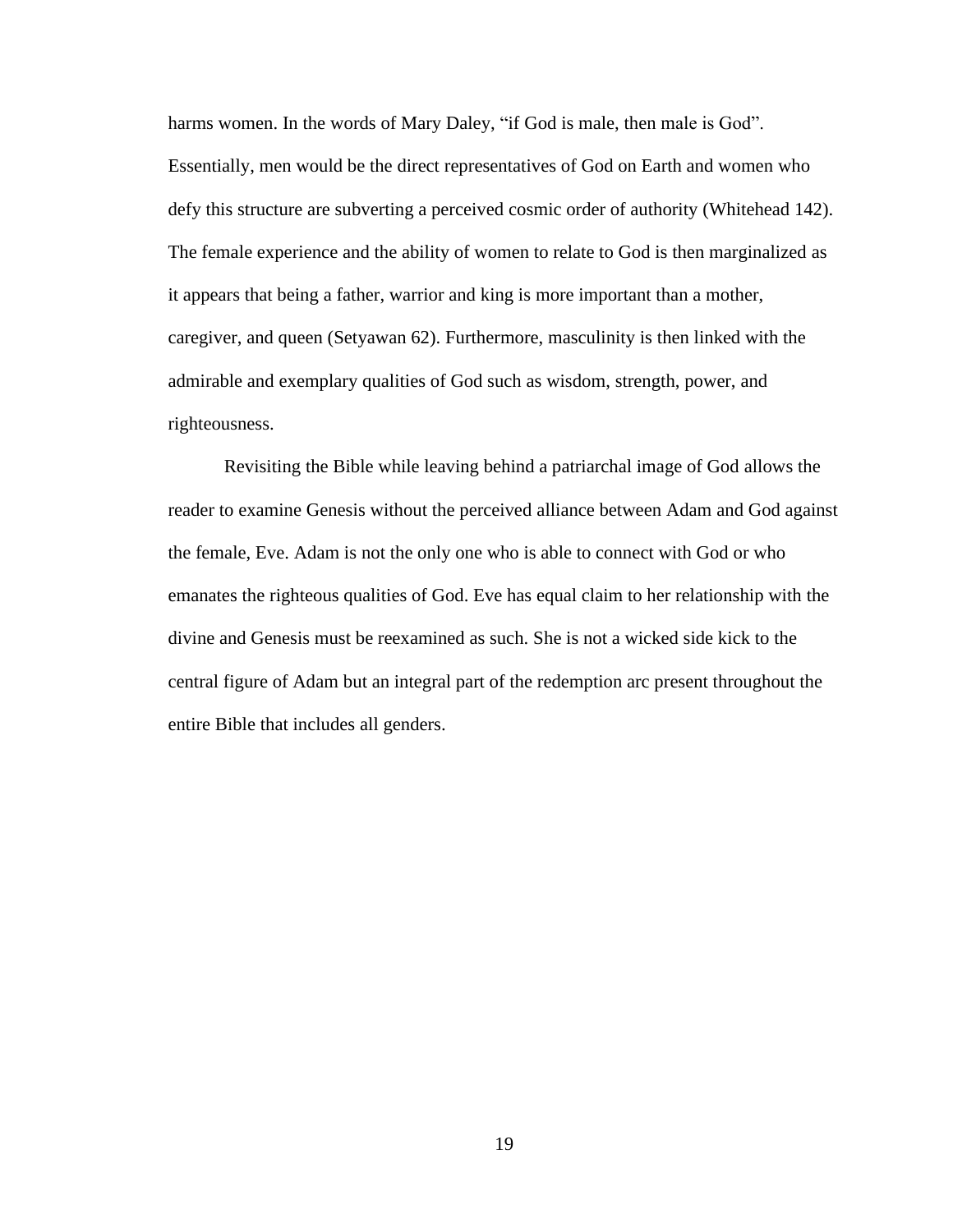harms women. In the words of Mary Daley, "if God is male, then male is God". Essentially, men would be the direct representatives of God on Earth and women who defy this structure are subverting a perceived cosmic order of authority (Whitehead 142). The female experience and the ability of women to relate to God is then marginalized as it appears that being a father, warrior and king is more important than a mother, caregiver, and queen (Setyawan 62). Furthermore, masculinity is then linked with the admirable and exemplary qualities of God such as wisdom, strength, power, and righteousness.

Revisiting the Bible while leaving behind a patriarchal image of God allows the reader to examine Genesis without the perceived alliance between Adam and God against the female, Eve. Adam is not the only one who is able to connect with God or who emanates the righteous qualities of God. Eve has equal claim to her relationship with the divine and Genesis must be reexamined as such. She is not a wicked side kick to the central figure of Adam but an integral part of the redemption arc present throughout the entire Bible that includes all genders.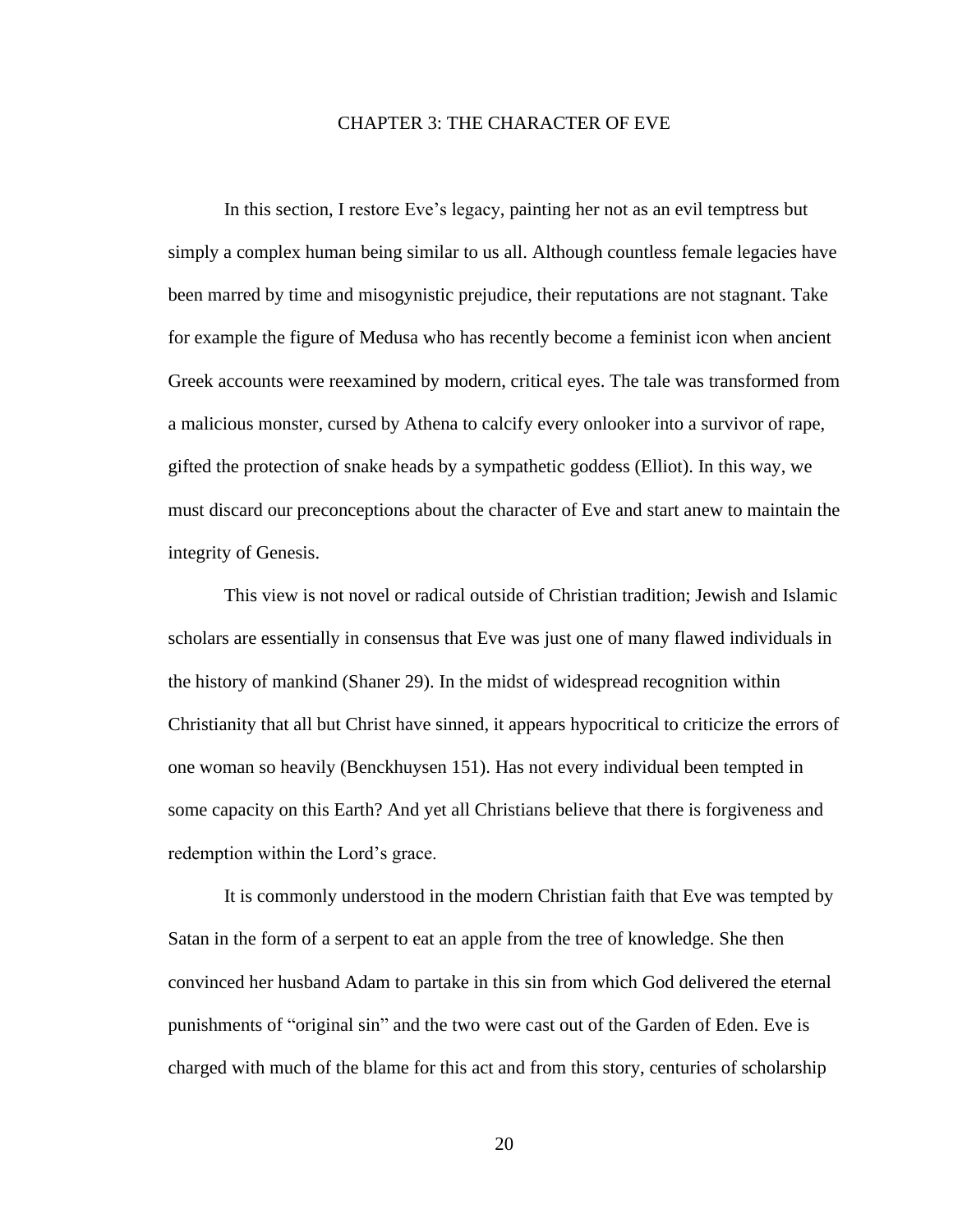# CHAPTER 3: THE CHARACTER OF EVE

In this section, I restore Eve's legacy, painting her not as an evil temptress but simply a complex human being similar to us all. Although countless female legacies have been marred by time and misogynistic prejudice, their reputations are not stagnant. Take for example the figure of Medusa who has recently become a feminist icon when ancient Greek accounts were reexamined by modern, critical eyes. The tale was transformed from a malicious monster, cursed by Athena to calcify every onlooker into a survivor of rape, gifted the protection of snake heads by a sympathetic goddess (Elliot). In this way, we must discard our preconceptions about the character of Eve and start anew to maintain the integrity of Genesis.

This view is not novel or radical outside of Christian tradition; Jewish and Islamic scholars are essentially in consensus that Eve was just one of many flawed individuals in the history of mankind (Shaner 29). In the midst of widespread recognition within Christianity that all but Christ have sinned, it appears hypocritical to criticize the errors of one woman so heavily (Benckhuysen 151). Has not every individual been tempted in some capacity on this Earth? And yet all Christians believe that there is forgiveness and redemption within the Lord's grace.

It is commonly understood in the modern Christian faith that Eve was tempted by Satan in the form of a serpent to eat an apple from the tree of knowledge. She then convinced her husband Adam to partake in this sin from which God delivered the eternal punishments of "original sin" and the two were cast out of the Garden of Eden. Eve is charged with much of the blame for this act and from this story, centuries of scholarship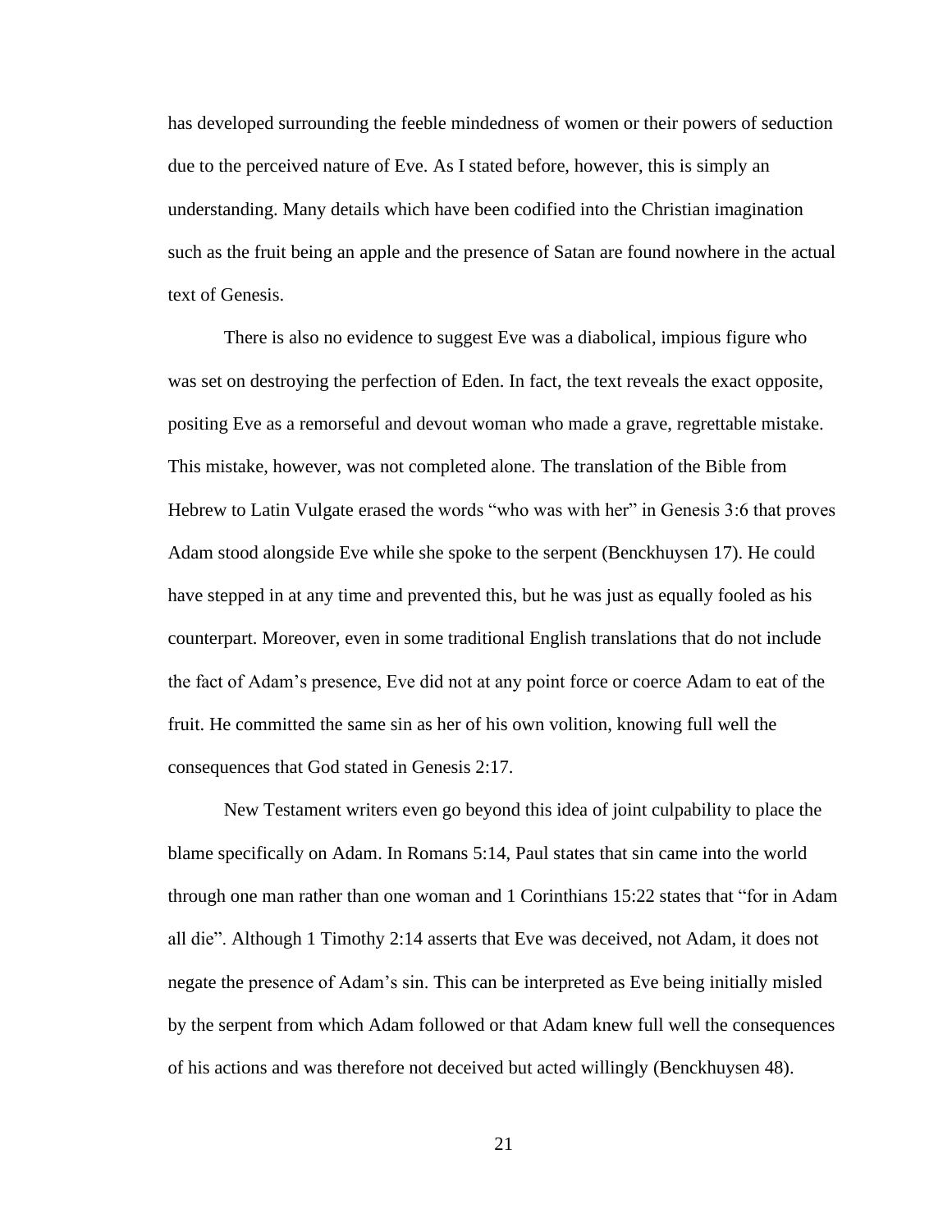has developed surrounding the feeble mindedness of women or their powers of seduction due to the perceived nature of Eve. As I stated before, however, this is simply an understanding. Many details which have been codified into the Christian imagination such as the fruit being an apple and the presence of Satan are found nowhere in the actual text of Genesis.

There is also no evidence to suggest Eve was a diabolical, impious figure who was set on destroying the perfection of Eden. In fact, the text reveals the exact opposite, positing Eve as a remorseful and devout woman who made a grave, regrettable mistake. This mistake, however, was not completed alone. The translation of the Bible from Hebrew to Latin Vulgate erased the words "who was with her" in Genesis 3:6 that proves Adam stood alongside Eve while she spoke to the serpent (Benckhuysen 17). He could have stepped in at any time and prevented this, but he was just as equally fooled as his counterpart. Moreover, even in some traditional English translations that do not include the fact of Adam's presence, Eve did not at any point force or coerce Adam to eat of the fruit. He committed the same sin as her of his own volition, knowing full well the consequences that God stated in Genesis 2:17.

New Testament writers even go beyond this idea of joint culpability to place the blame specifically on Adam. In Romans 5:14, Paul states that sin came into the world through one man rather than one woman and 1 Corinthians 15:22 states that "for in Adam all die". Although 1 Timothy 2:14 asserts that Eve was deceived, not Adam, it does not negate the presence of Adam's sin. This can be interpreted as Eve being initially misled by the serpent from which Adam followed or that Adam knew full well the consequences of his actions and was therefore not deceived but acted willingly (Benckhuysen 48).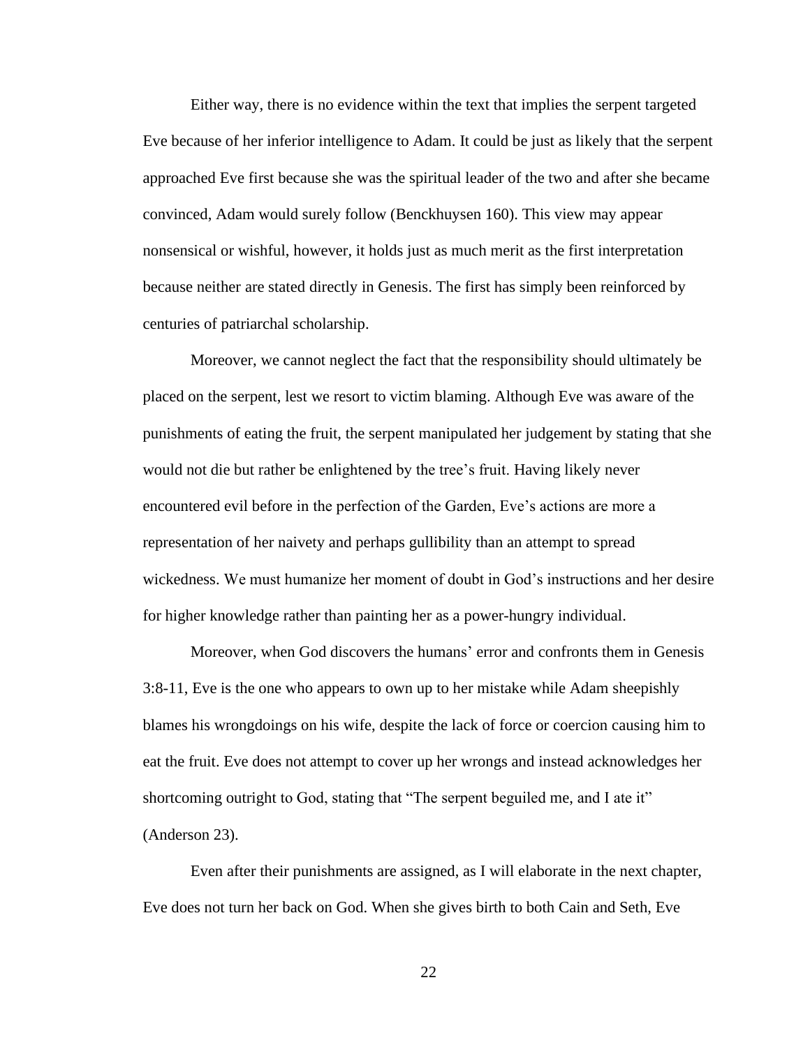Either way, there is no evidence within the text that implies the serpent targeted Eve because of her inferior intelligence to Adam. It could be just as likely that the serpent approached Eve first because she was the spiritual leader of the two and after she became convinced, Adam would surely follow (Benckhuysen 160). This view may appear nonsensical or wishful, however, it holds just as much merit as the first interpretation because neither are stated directly in Genesis. The first has simply been reinforced by centuries of patriarchal scholarship.

Moreover, we cannot neglect the fact that the responsibility should ultimately be placed on the serpent, lest we resort to victim blaming. Although Eve was aware of the punishments of eating the fruit, the serpent manipulated her judgement by stating that she would not die but rather be enlightened by the tree's fruit. Having likely never encountered evil before in the perfection of the Garden, Eve's actions are more a representation of her naivety and perhaps gullibility than an attempt to spread wickedness. We must humanize her moment of doubt in God's instructions and her desire for higher knowledge rather than painting her as a power-hungry individual.

Moreover, when God discovers the humans' error and confronts them in Genesis 3:8-11, Eve is the one who appears to own up to her mistake while Adam sheepishly blames his wrongdoings on his wife, despite the lack of force or coercion causing him to eat the fruit. Eve does not attempt to cover up her wrongs and instead acknowledges her shortcoming outright to God, stating that "The serpent beguiled me, and I ate it" (Anderson 23).

Even after their punishments are assigned, as I will elaborate in the next chapter, Eve does not turn her back on God. When she gives birth to both Cain and Seth, Eve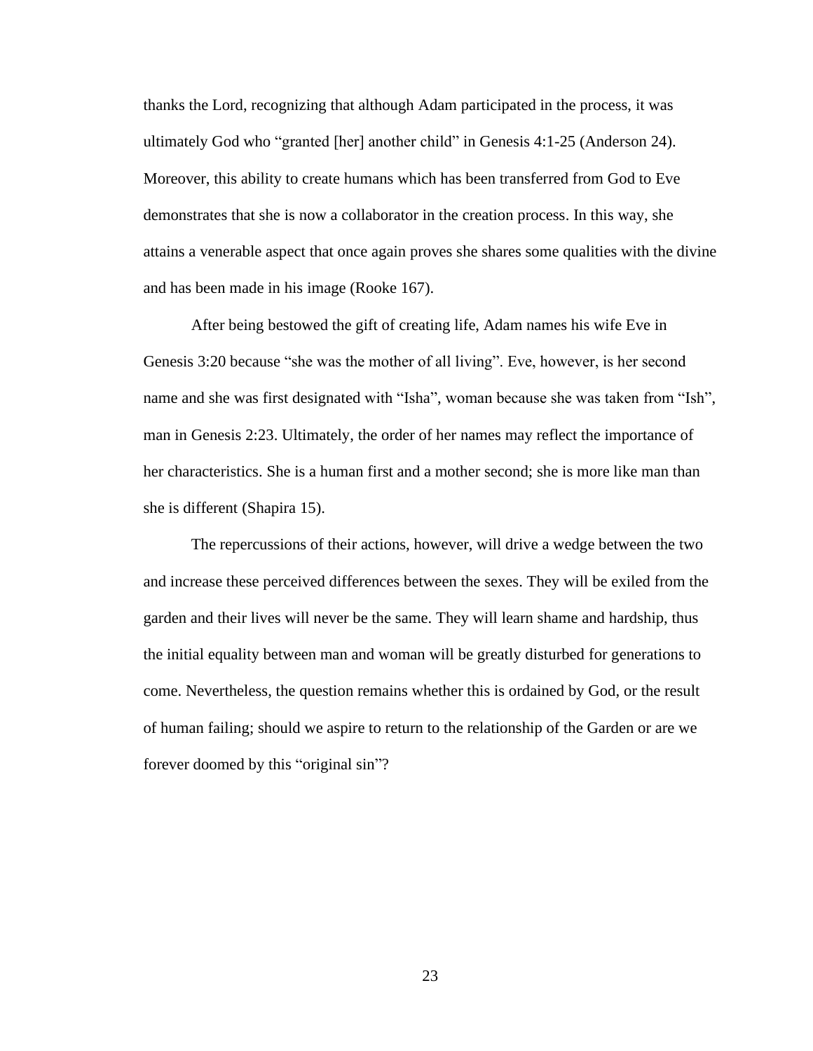thanks the Lord, recognizing that although Adam participated in the process, it was ultimately God who "granted [her] another child" in Genesis 4:1-25 (Anderson 24). Moreover, this ability to create humans which has been transferred from God to Eve demonstrates that she is now a collaborator in the creation process. In this way, she attains a venerable aspect that once again proves she shares some qualities with the divine and has been made in his image (Rooke 167).

After being bestowed the gift of creating life, Adam names his wife Eve in Genesis 3:20 because "she was the mother of all living". Eve, however, is her second name and she was first designated with "Isha", woman because she was taken from "Ish", man in Genesis 2:23. Ultimately, the order of her names may reflect the importance of her characteristics. She is a human first and a mother second; she is more like man than she is different (Shapira 15).

The repercussions of their actions, however, will drive a wedge between the two and increase these perceived differences between the sexes. They will be exiled from the garden and their lives will never be the same. They will learn shame and hardship, thus the initial equality between man and woman will be greatly disturbed for generations to come. Nevertheless, the question remains whether this is ordained by God, or the result of human failing; should we aspire to return to the relationship of the Garden or are we forever doomed by this "original sin"?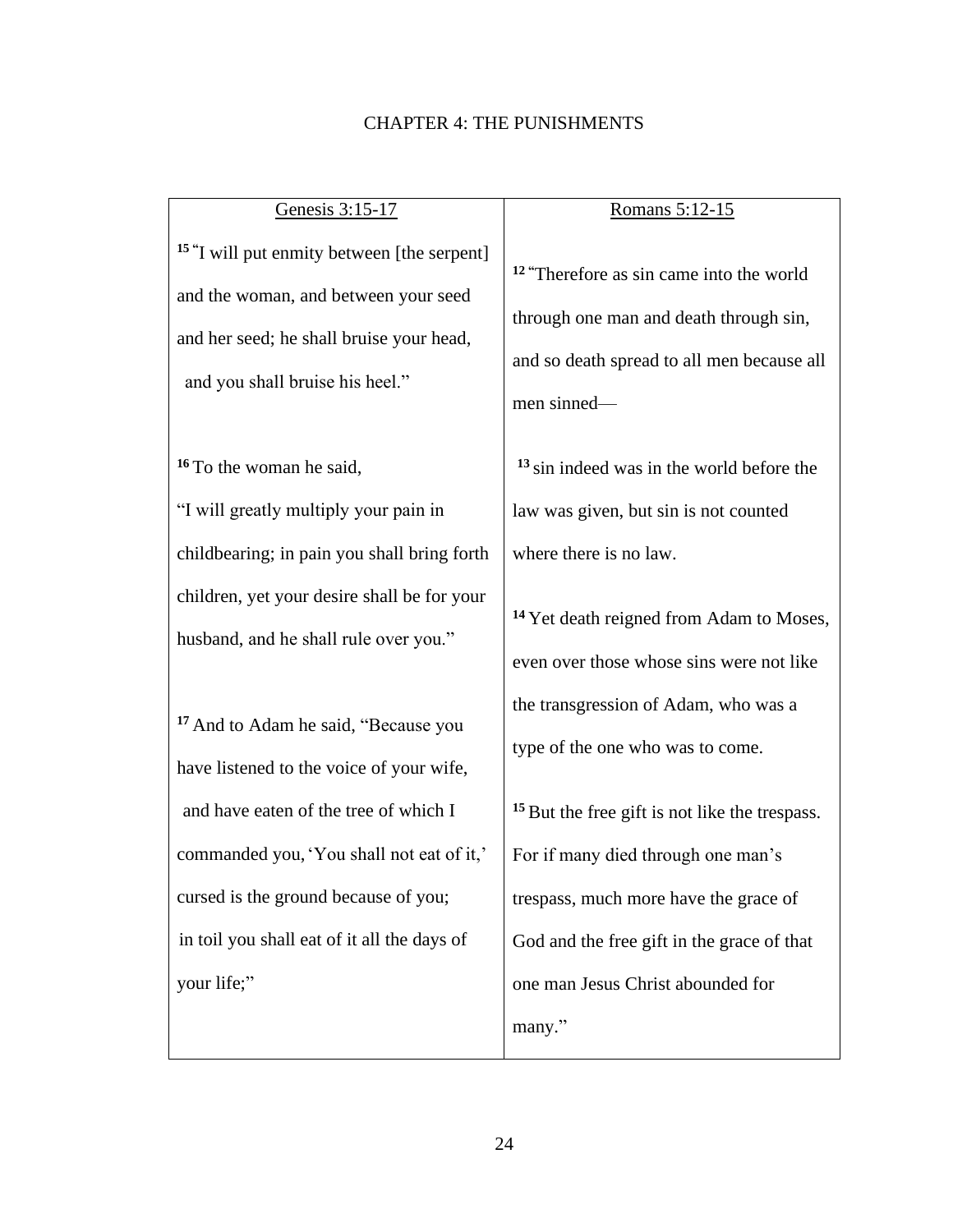# CHAPTER 4: THE PUNISHMENTS

| Genesis 3:15-17 | Romans 5:12-15 |
|---|---|
| [15] "I will put enmity between [the serpent] and the woman, and between your seed and her seed; he shall bruise your head, and you shall bruise his heel." | [12] "Therefore as sin came into the world through one man and death through sin, and so death spread to all men because all men sinned— |
| [16] To the woman he said, "I will greatly multiply your pain in childbearing; in pain you shall bring forth children, yet your desire shall be for your husband, and he shall rule over you." | [13] sin indeed was in the world before the law was given, but sin is not counted where there is no law. [14] Yet death reigned from Adam to Moses, even over those whose sins were not like the transgression of Adam, who was a type of the one who was to come. |
| [17] And to Adam he said, "Because you have listened to the voice of your wife, and have eaten of the tree of which I commanded you, 'You shall not eat of it,' cursed is the ground because of you; in toil you shall eat of it all the days of your life;" | [15] But the free gift is not like the trespass. For if many died through one man's trespass, much more have the grace of God and the free gift in the grace of that one man Jesus Christ abounded for many." |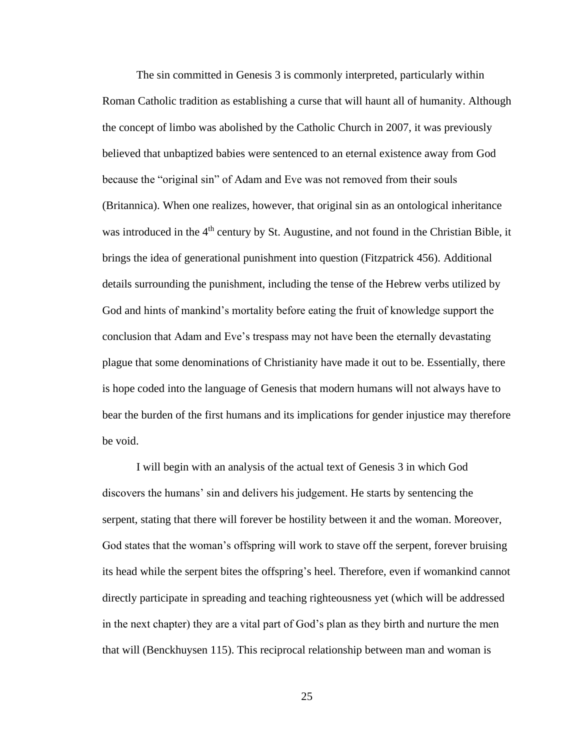The sin committed in Genesis 3 is commonly interpreted, particularly within Roman Catholic tradition as establishing a curse that will haunt all of humanity. Although the concept of limbo was abolished by the Catholic Church in 2007, it was previously believed that unbaptized babies were sentenced to an eternal existence away from God because the "original sin" of Adam and Eve was not removed from their souls (Britannica). When one realizes, however, that original sin as an ontological inheritance was introduced in the 4th century by St. Augustine, and not found in the Christian Bible, it brings the idea of generational punishment into question (Fitzpatrick 456). Additional details surrounding the punishment, including the tense of the Hebrew verbs utilized by God and hints of mankind's mortality before eating the fruit of knowledge support the conclusion that Adam and Eve's trespass may not have been the eternally devastating plague that some denominations of Christianity have made it out to be. Essentially, there is hope coded into the language of Genesis that modern humans will not always have to bear the burden of the first humans and its implications for gender injustice may therefore be void.

I will begin with an analysis of the actual text of Genesis 3 in which God discovers the humans' sin and delivers his judgement. He starts by sentencing the serpent, stating that there will forever be hostility between it and the woman. Moreover, God states that the woman's offspring will work to stave off the serpent, forever bruising its head while the serpent bites the offspring's heel. Therefore, even if womankind cannot directly participate in spreading and teaching righteousness yet (which will be addressed in the next chapter) they are a vital part of God's plan as they birth and nurture the men that will (Benckhuysen 115). This reciprocal relationship between man and woman is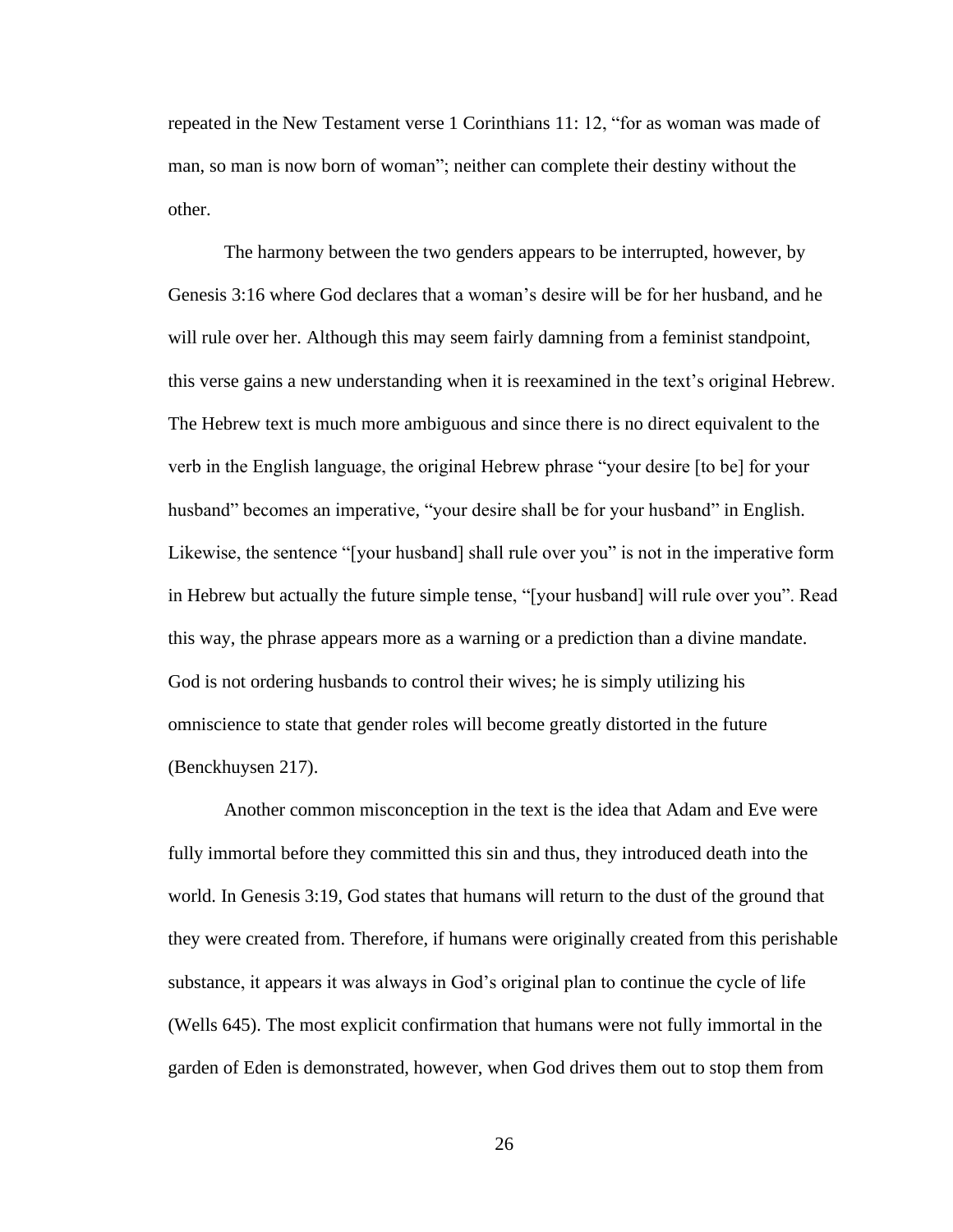repeated in the New Testament verse 1 Corinthians 11: 12, "for as woman was made of man, so man is now born of woman"; neither can complete their destiny without the other.

The harmony between the two genders appears to be interrupted, however, by Genesis 3:16 where God declares that a woman's desire will be for her husband, and he will rule over her. Although this may seem fairly damning from a feminist standpoint, this verse gains a new understanding when it is reexamined in the text's original Hebrew. The Hebrew text is much more ambiguous and since there is no direct equivalent to the verb in the English language, the original Hebrew phrase "your desire [to be] for your husband" becomes an imperative, "your desire shall be for your husband" in English. Likewise, the sentence "[your husband] shall rule over you" is not in the imperative form in Hebrew but actually the future simple tense, "[your husband] will rule over you". Read this way, the phrase appears more as a warning or a prediction than a divine mandate. God is not ordering husbands to control their wives; he is simply utilizing his omniscience to state that gender roles will become greatly distorted in the future (Benckhuysen 217).

Another common misconception in the text is the idea that Adam and Eve were fully immortal before they committed this sin and thus, they introduced death into the world. In Genesis 3:19, God states that humans will return to the dust of the ground that they were created from. Therefore, if humans were originally created from this perishable substance, it appears it was always in God's original plan to continue the cycle of life (Wells 645). The most explicit confirmation that humans were not fully immortal in the garden of Eden is demonstrated, however, when God drives them out to stop them from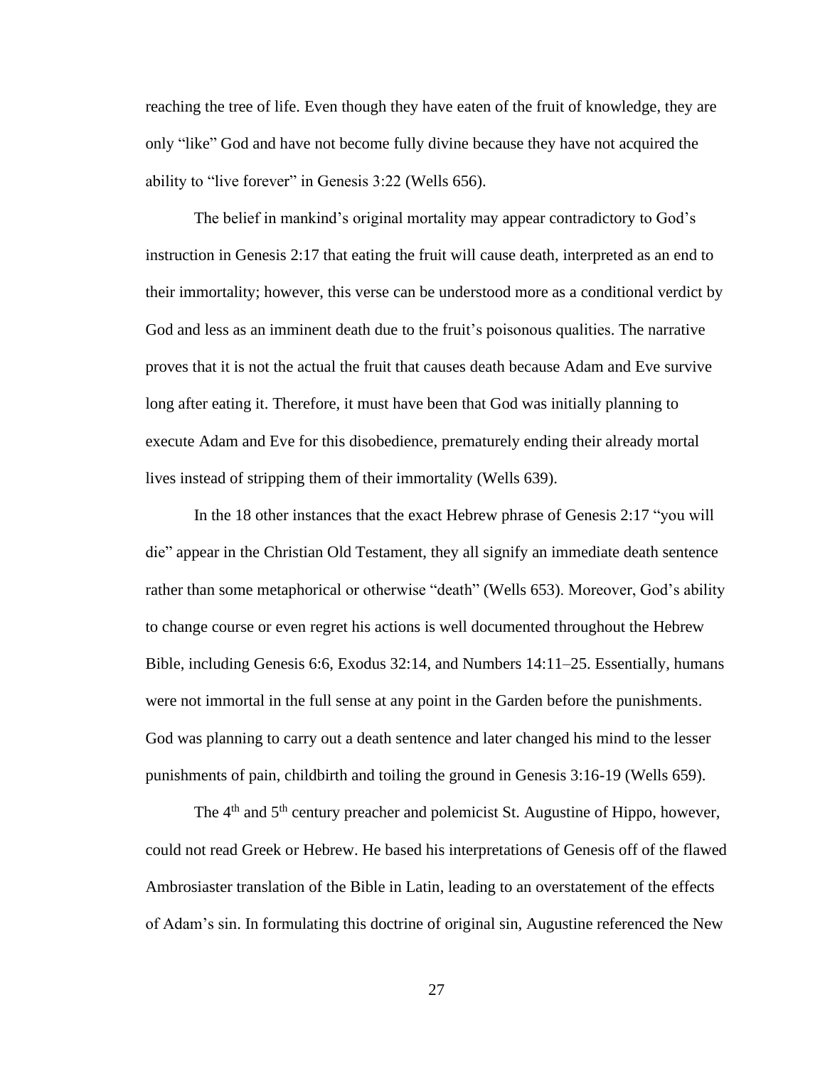reaching the tree of life. Even though they have eaten of the fruit of knowledge, they are only "like" God and have not become fully divine because they have not acquired the ability to "live forever" in Genesis 3:22 (Wells 656).

The belief in mankind's original mortality may appear contradictory to God's instruction in Genesis 2:17 that eating the fruit will cause death, interpreted as an end to their immortality; however, this verse can be understood more as a conditional verdict by God and less as an imminent death due to the fruit's poisonous qualities. The narrative proves that it is not the actual the fruit that causes death because Adam and Eve survive long after eating it. Therefore, it must have been that God was initially planning to execute Adam and Eve for this disobedience, prematurely ending their already mortal lives instead of stripping them of their immortality (Wells 639).

In the 18 other instances that the exact Hebrew phrase of Genesis 2:17 "you will die" appear in the Christian Old Testament, they all signify an immediate death sentence rather than some metaphorical or otherwise "death" (Wells 653). Moreover, God's ability to change course or even regret his actions is well documented throughout the Hebrew Bible, including Genesis 6:6, Exodus 32:14, and Numbers 14:11–25. Essentially, humans were not immortal in the full sense at any point in the Garden before the punishments. God was planning to carry out a death sentence and later changed his mind to the lesser punishments of pain, childbirth and toiling the ground in Genesis 3:16-19 (Wells 659).

The 4th and 5th century preacher and polemicist St. Augustine of Hippo, however, could not read Greek or Hebrew. He based his interpretations of Genesis off of the flawed Ambrosiaster translation of the Bible in Latin, leading to an overstatement of the effects of Adam's sin. In formulating this doctrine of original sin, Augustine referenced the New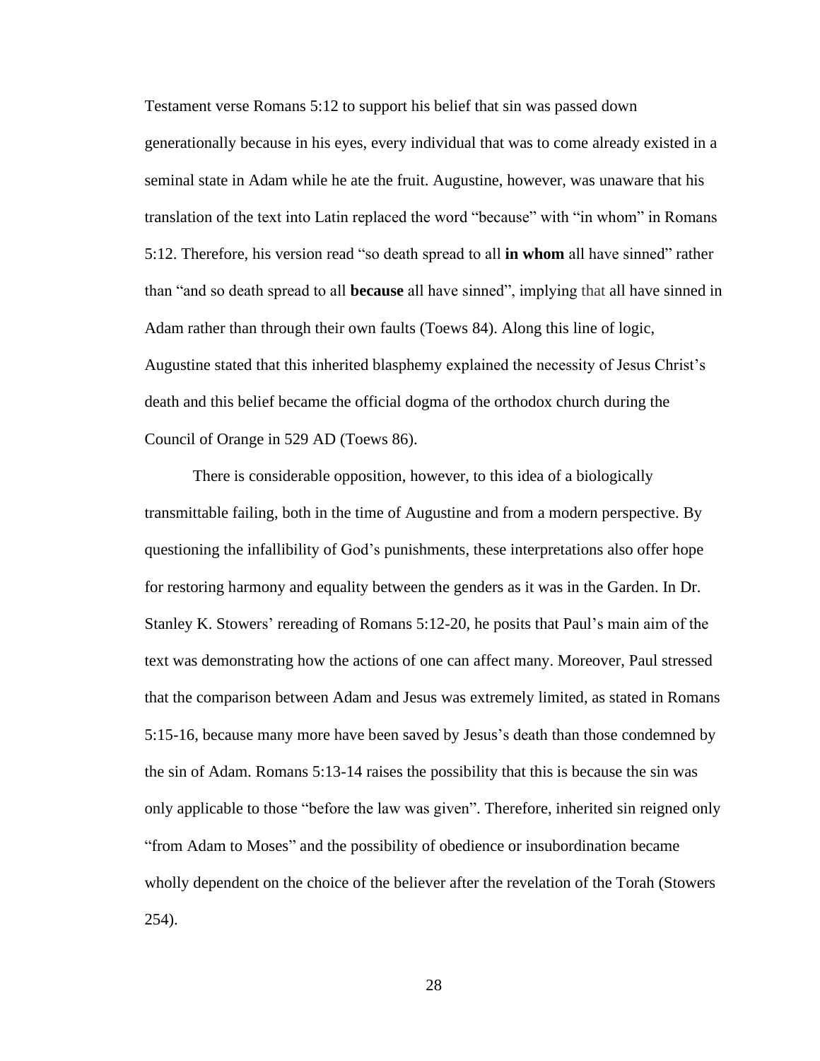Testament verse Romans 5:12 to support his belief that sin was passed down generationally because in his eyes, every individual that was to come already existed in a seminal state in Adam while he ate the fruit. Augustine, however, was unaware that his translation of the text into Latin replaced the word "because" with "in whom" in Romans 5:12. Therefore, his version read "so death spread to all **in whom** all have sinned" rather than "and so death spread to all **because** all have sinned", implying that all have sinned in Adam rather than through their own faults (Toews 84). Along this line of logic, Augustine stated that this inherited blasphemy explained the necessity of Jesus Christ's death and this belief became the official dogma of the orthodox church during the Council of Orange in 529 AD (Toews 86).

There is considerable opposition, however, to this idea of a biologically transmittable failing, both in the time of Augustine and from a modern perspective. By questioning the infallibility of God's punishments, these interpretations also offer hope for restoring harmony and equality between the genders as it was in the Garden. In Dr. Stanley K. Stowers' rereading of Romans 5:12-20, he posits that Paul's main aim of the text was demonstrating how the actions of one can affect many. Moreover, Paul stressed that the comparison between Adam and Jesus was extremely limited, as stated in Romans 5:15-16, because many more have been saved by Jesus's death than those condemned by the sin of Adam. Romans 5:13-14 raises the possibility that this is because the sin was only applicable to those "before the law was given". Therefore, inherited sin reigned only "from Adam to Moses" and the possibility of obedience or insubordination became wholly dependent on the choice of the believer after the revelation of the Torah (Stowers 254).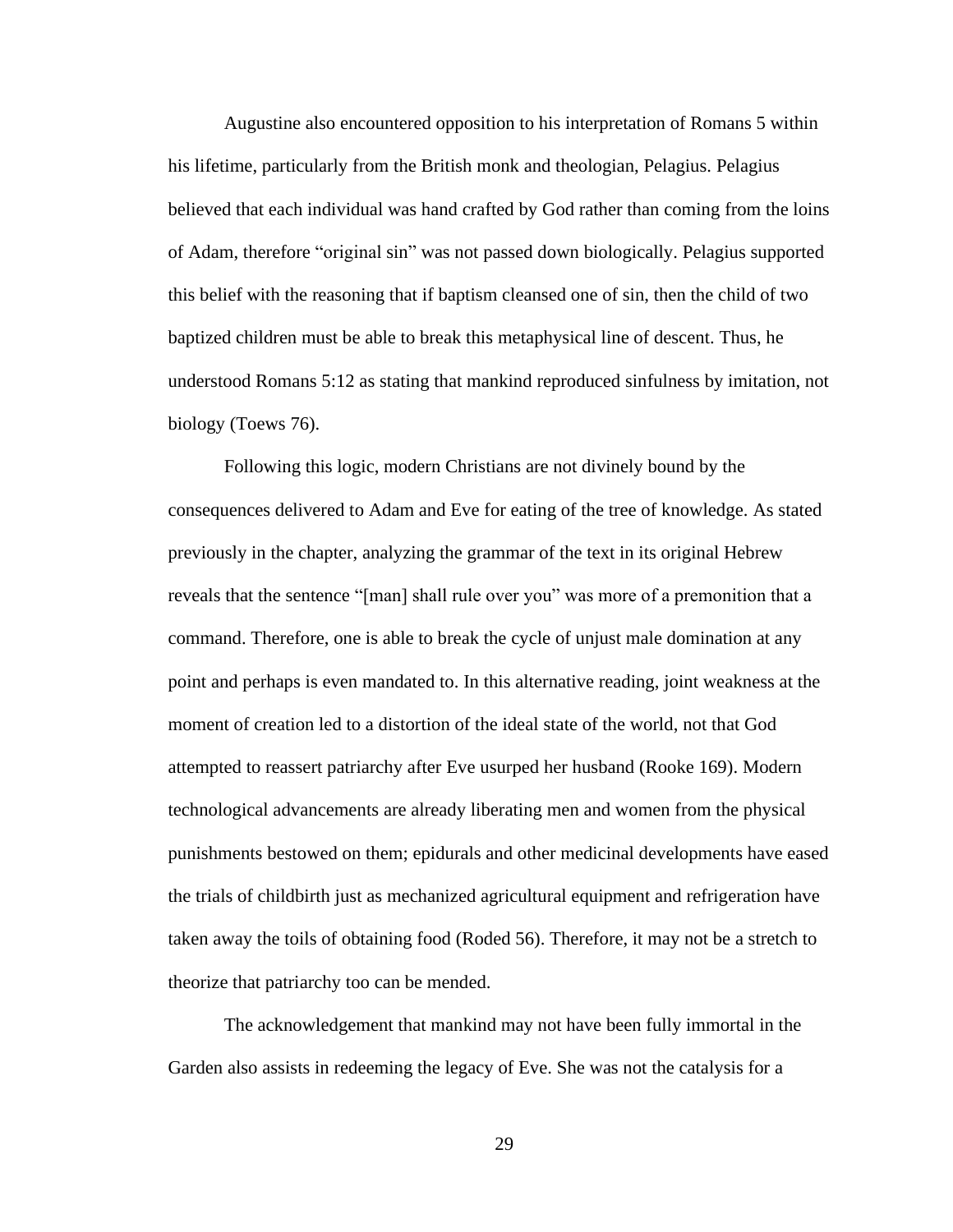Augustine also encountered opposition to his interpretation of Romans 5 within his lifetime, particularly from the British monk and theologian, Pelagius. Pelagius believed that each individual was hand crafted by God rather than coming from the loins of Adam, therefore "original sin" was not passed down biologically. Pelagius supported this belief with the reasoning that if baptism cleansed one of sin, then the child of two baptized children must be able to break this metaphysical line of descent. Thus, he understood Romans 5:12 as stating that mankind reproduced sinfulness by imitation, not biology (Toews 76).

Following this logic, modern Christians are not divinely bound by the consequences delivered to Adam and Eve for eating of the tree of knowledge. As stated previously in the chapter, analyzing the grammar of the text in its original Hebrew reveals that the sentence "[man] shall rule over you" was more of a premonition that a command. Therefore, one is able to break the cycle of unjust male domination at any point and perhaps is even mandated to. In this alternative reading, joint weakness at the moment of creation led to a distortion of the ideal state of the world, not that God attempted to reassert patriarchy after Eve usurped her husband (Rooke 169). Modern technological advancements are already liberating men and women from the physical punishments bestowed on them; epidurals and other medicinal developments have eased the trials of childbirth just as mechanized agricultural equipment and refrigeration have taken away the toils of obtaining food (Roded 56). Therefore, it may not be a stretch to theorize that patriarchy too can be mended.

The acknowledgement that mankind may not have been fully immortal in the Garden also assists in redeeming the legacy of Eve. She was not the catalysis for a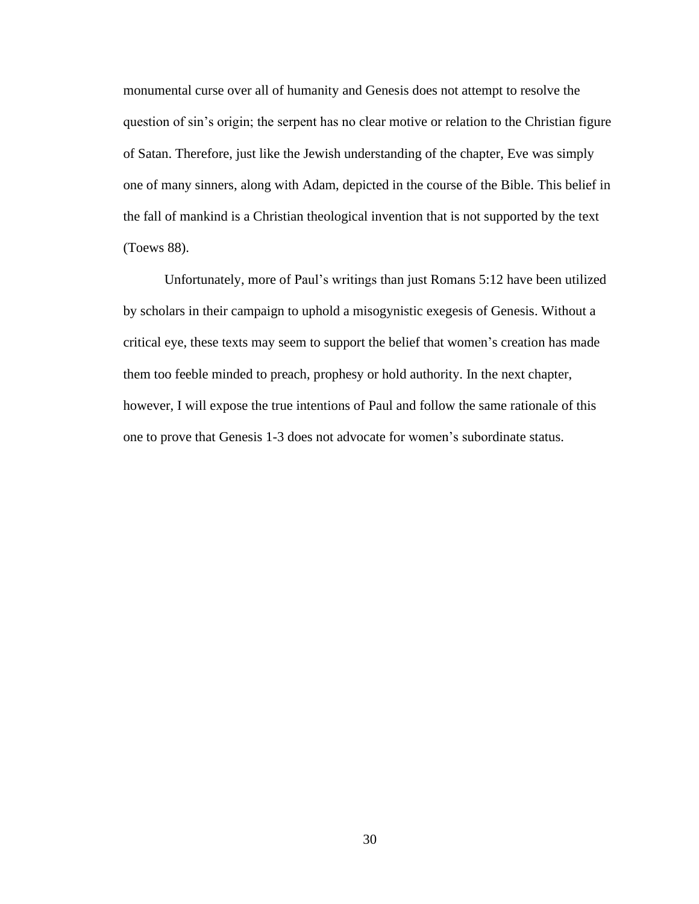monumental curse over all of humanity and Genesis does not attempt to resolve the question of sin's origin; the serpent has no clear motive or relation to the Christian figure of Satan. Therefore, just like the Jewish understanding of the chapter, Eve was simply one of many sinners, along with Adam, depicted in the course of the Bible. This belief in the fall of mankind is a Christian theological invention that is not supported by the text (Toews 88).

Unfortunately, more of Paul's writings than just Romans 5:12 have been utilized by scholars in their campaign to uphold a misogynistic exegesis of Genesis. Without a critical eye, these texts may seem to support the belief that women's creation has made them too feeble minded to preach, prophesy or hold authority. In the next chapter, however, I will expose the true intentions of Paul and follow the same rationale of this one to prove that Genesis 1-3 does not advocate for women's subordinate status.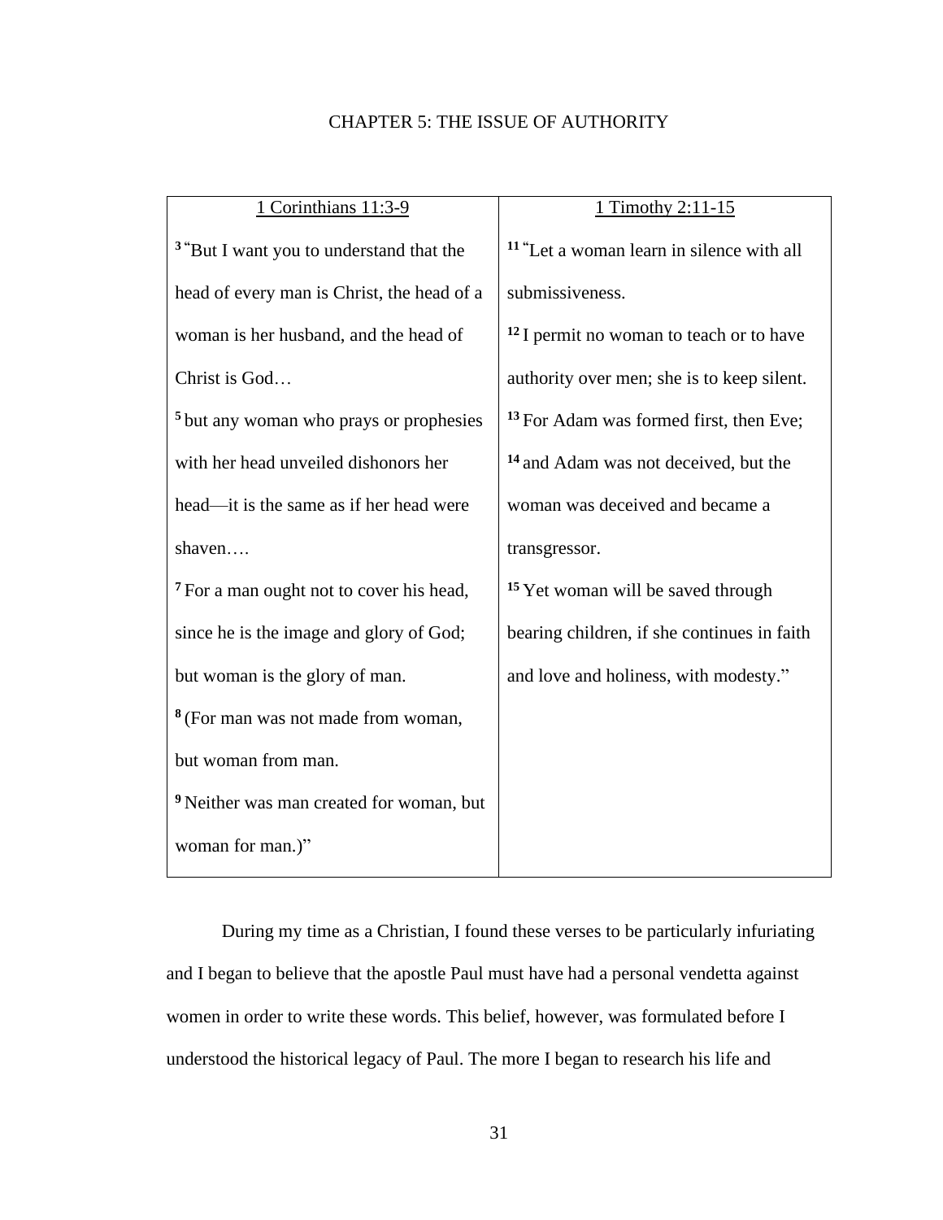# CHAPTER 5: THE ISSUE OF AUTHORITY

| 1 Corinthians 11:3-9 | 1 Timothy 2:11-15 |
| --- | --- |
| [3] "But I want you to understand that the head of every man is Christ, the head of a woman is her husband, and the head of Christ is God… [5] but any woman who prays or prophesies with her head unveiled dishonors her head—it is the same as if her head were shaven…. [7] For a man ought not to cover his head, since he is the image and glory of God; but woman is the glory of man. [8] (For man was not made from woman, but woman from man. [9] Neither was man created for woman, but woman for man.)" | [11] "Let a woman learn in silence with all submissiveness. [12] I permit no woman to teach or to have authority over men; she is to keep silent. [13] For Adam was formed first, then Eve; [14] and Adam was not deceived, but the woman was deceived and became a transgressor. [15] Yet woman will be saved through bearing children, if she continues in faith and love and holiness, with modesty." |

During my time as a Christian, I found these verses to be particularly infuriating and I began to believe that the apostle Paul must have had a personal vendetta against women in order to write these words. This belief, however, was formulated before I understood the historical legacy of Paul. The more I began to research his life and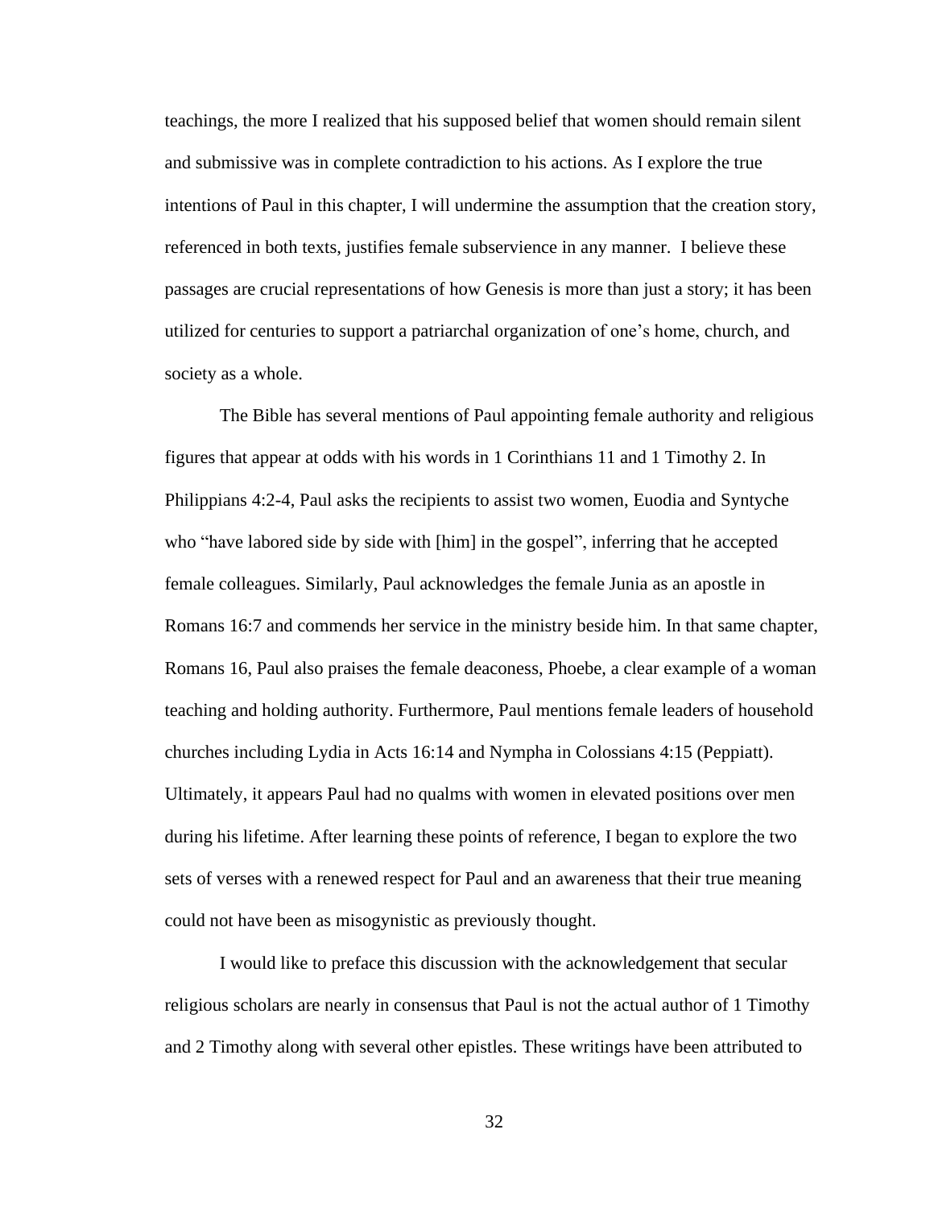teachings, the more I realized that his supposed belief that women should remain silent and submissive was in complete contradiction to his actions. As I explore the true intentions of Paul in this chapter, I will undermine the assumption that the creation story, referenced in both texts, justifies female subservience in any manner. I believe these passages are crucial representations of how Genesis is more than just a story; it has been utilized for centuries to support a patriarchal organization of one's home, church, and society as a whole.

The Bible has several mentions of Paul appointing female authority and religious figures that appear at odds with his words in 1 Corinthians 11 and 1 Timothy 2. In Philippians 4:2-4, Paul asks the recipients to assist two women, Euodia and Syntyche who "have labored side by side with [him] in the gospel", inferring that he accepted female colleagues. Similarly, Paul acknowledges the female Junia as an apostle in Romans 16:7 and commends her service in the ministry beside him. In that same chapter, Romans 16, Paul also praises the female deaconess, Phoebe, a clear example of a woman teaching and holding authority. Furthermore, Paul mentions female leaders of household churches including Lydia in Acts 16:14 and Nympha in Colossians 4:15 (Peppiatt). Ultimately, it appears Paul had no qualms with women in elevated positions over men during his lifetime. After learning these points of reference, I began to explore the two sets of verses with a renewed respect for Paul and an awareness that their true meaning could not have been as misogynistic as previously thought.

I would like to preface this discussion with the acknowledgement that secular religious scholars are nearly in consensus that Paul is not the actual author of 1 Timothy and 2 Timothy along with several other epistles. These writings have been attributed to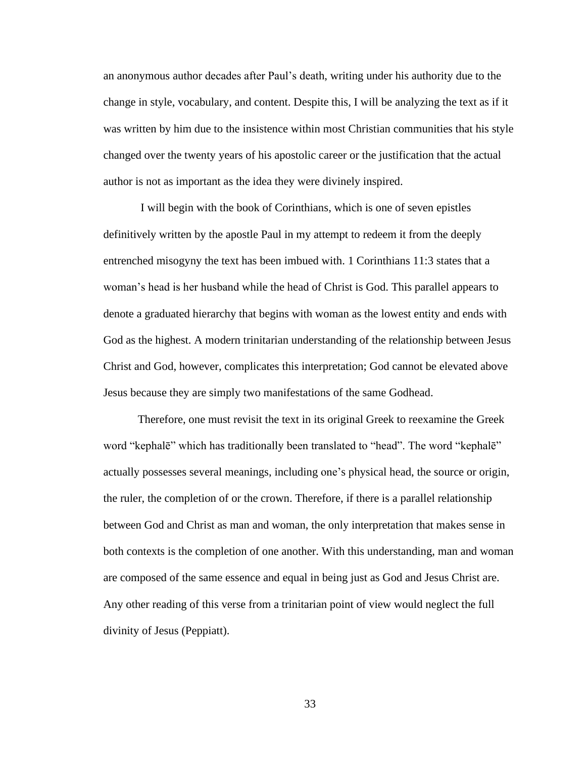an anonymous author decades after Paul's death, writing under his authority due to the change in style, vocabulary, and content. Despite this, I will be analyzing the text as if it was written by him due to the insistence within most Christian communities that his style changed over the twenty years of his apostolic career or the justification that the actual author is not as important as the idea they were divinely inspired.

I will begin with the book of Corinthians, which is one of seven epistles definitively written by the apostle Paul in my attempt to redeem it from the deeply entrenched misogyny the text has been imbued with. 1 Corinthians 11:3 states that a woman's head is her husband while the head of Christ is God. This parallel appears to denote a graduated hierarchy that begins with woman as the lowest entity and ends with God as the highest. A modern trinitarian understanding of the relationship between Jesus Christ and God, however, complicates this interpretation; God cannot be elevated above Jesus because they are simply two manifestations of the same Godhead.

Therefore, one must revisit the text in its original Greek to reexamine the Greek word "kephalē" which has traditionally been translated to "head". The word "kephalē" actually possesses several meanings, including one's physical head, the source or origin, the ruler, the completion of or the crown. Therefore, if there is a parallel relationship between God and Christ as man and woman, the only interpretation that makes sense in both contexts is the completion of one another. With this understanding, man and woman are composed of the same essence and equal in being just as God and Jesus Christ are. Any other reading of this verse from a trinitarian point of view would neglect the full divinity of Jesus (Peppiatt).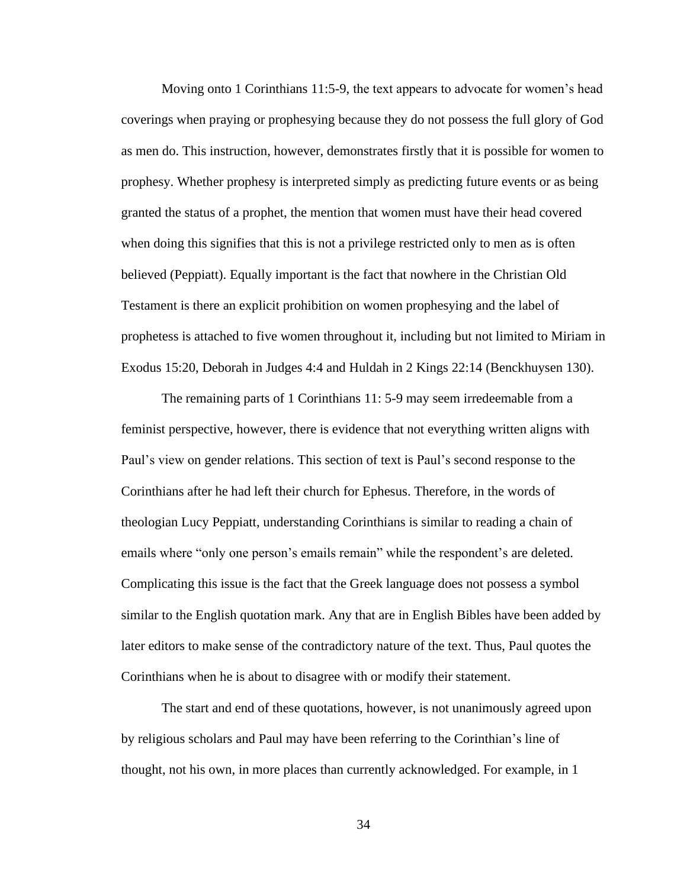Moving onto 1 Corinthians 11:5-9, the text appears to advocate for women's head coverings when praying or prophesying because they do not possess the full glory of God as men do. This instruction, however, demonstrates firstly that it is possible for women to prophesy. Whether prophesy is interpreted simply as predicting future events or as being granted the status of a prophet, the mention that women must have their head covered when doing this signifies that this is not a privilege restricted only to men as is often believed (Peppiatt). Equally important is the fact that nowhere in the Christian Old Testament is there an explicit prohibition on women prophesying and the label of prophetess is attached to five women throughout it, including but not limited to Miriam in Exodus 15:20, Deborah in Judges 4:4 and Huldah in 2 Kings 22:14 (Benckhuysen 130).

The remaining parts of 1 Corinthians 11: 5-9 may seem irredeemable from a feminist perspective, however, there is evidence that not everything written aligns with Paul's view on gender relations. This section of text is Paul's second response to the Corinthians after he had left their church for Ephesus. Therefore, in the words of theologian Lucy Peppiatt, understanding Corinthians is similar to reading a chain of emails where "only one person's emails remain" while the respondent's are deleted. Complicating this issue is the fact that the Greek language does not possess a symbol similar to the English quotation mark. Any that are in English Bibles have been added by later editors to make sense of the contradictory nature of the text. Thus, Paul quotes the Corinthians when he is about to disagree with or modify their statement.

The start and end of these quotations, however, is not unanimously agreed upon by religious scholars and Paul may have been referring to the Corinthian's line of thought, not his own, in more places than currently acknowledged. For example, in 1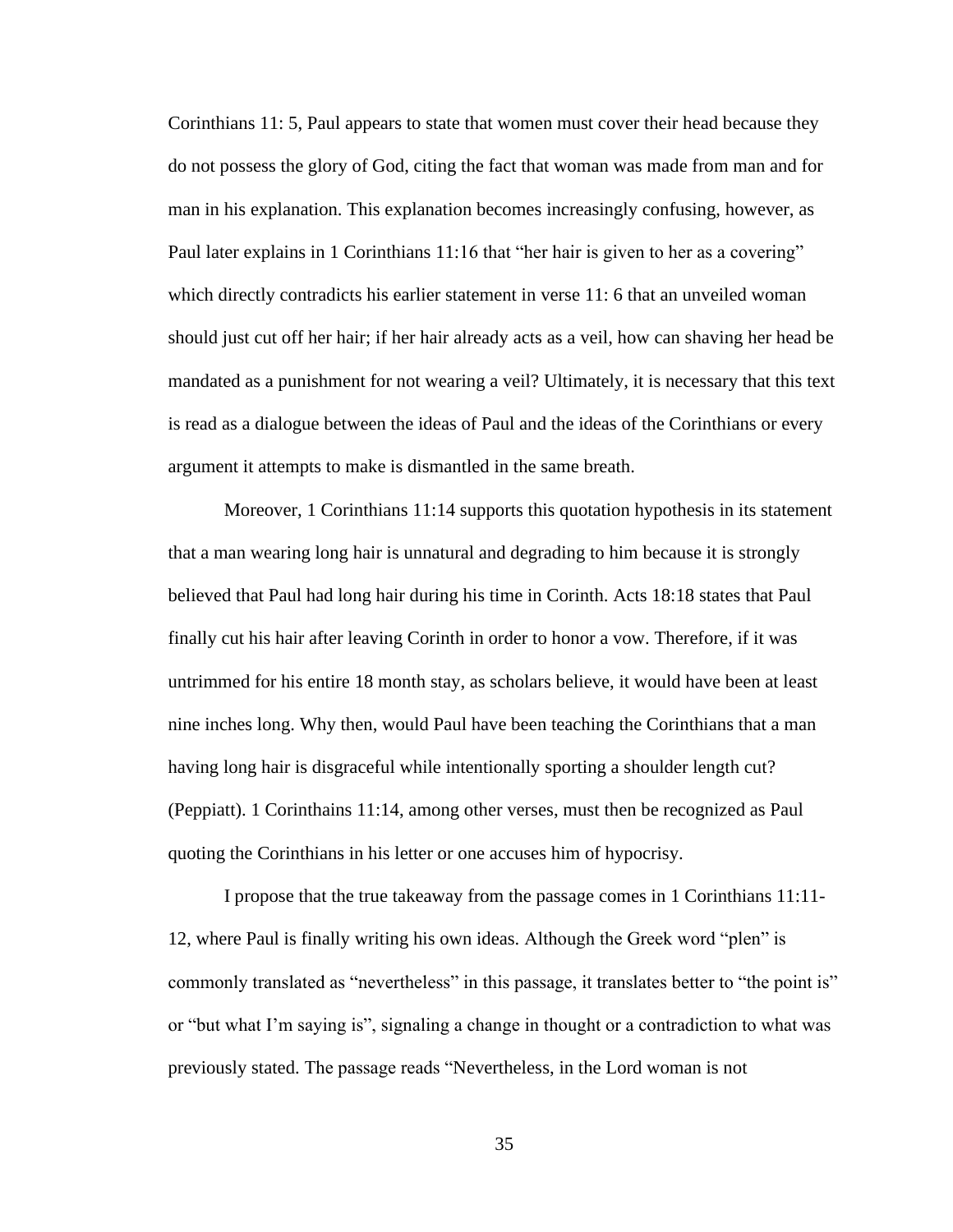Corinthians 11: 5, Paul appears to state that women must cover their head because they do not possess the glory of God, citing the fact that woman was made from man and for man in his explanation. This explanation becomes increasingly confusing, however, as Paul later explains in 1 Corinthians 11:16 that "her hair is given to her as a covering" which directly contradicts his earlier statement in verse 11: 6 that an unveiled woman should just cut off her hair; if her hair already acts as a veil, how can shaving her head be mandated as a punishment for not wearing a veil? Ultimately, it is necessary that this text is read as a dialogue between the ideas of Paul and the ideas of the Corinthians or every argument it attempts to make is dismantled in the same breath.

Moreover, 1 Corinthians 11:14 supports this quotation hypothesis in its statement that a man wearing long hair is unnatural and degrading to him because it is strongly believed that Paul had long hair during his time in Corinth. Acts 18:18 states that Paul finally cut his hair after leaving Corinth in order to honor a vow. Therefore, if it was untrimmed for his entire 18 month stay, as scholars believe, it would have been at least nine inches long. Why then, would Paul have been teaching the Corinthians that a man having long hair is disgraceful while intentionally sporting a shoulder length cut? (Peppiatt). 1 Corinthains 11:14, among other verses, must then be recognized as Paul quoting the Corinthians in his letter or one accuses him of hypocrisy.

I propose that the true takeaway from the passage comes in 1 Corinthians 11:11-12, where Paul is finally writing his own ideas. Although the Greek word "plen" is commonly translated as "nevertheless" in this passage, it translates better to "the point is" or "but what I'm saying is", signaling a change in thought or a contradiction to what was previously stated. The passage reads "Nevertheless, in the Lord woman is not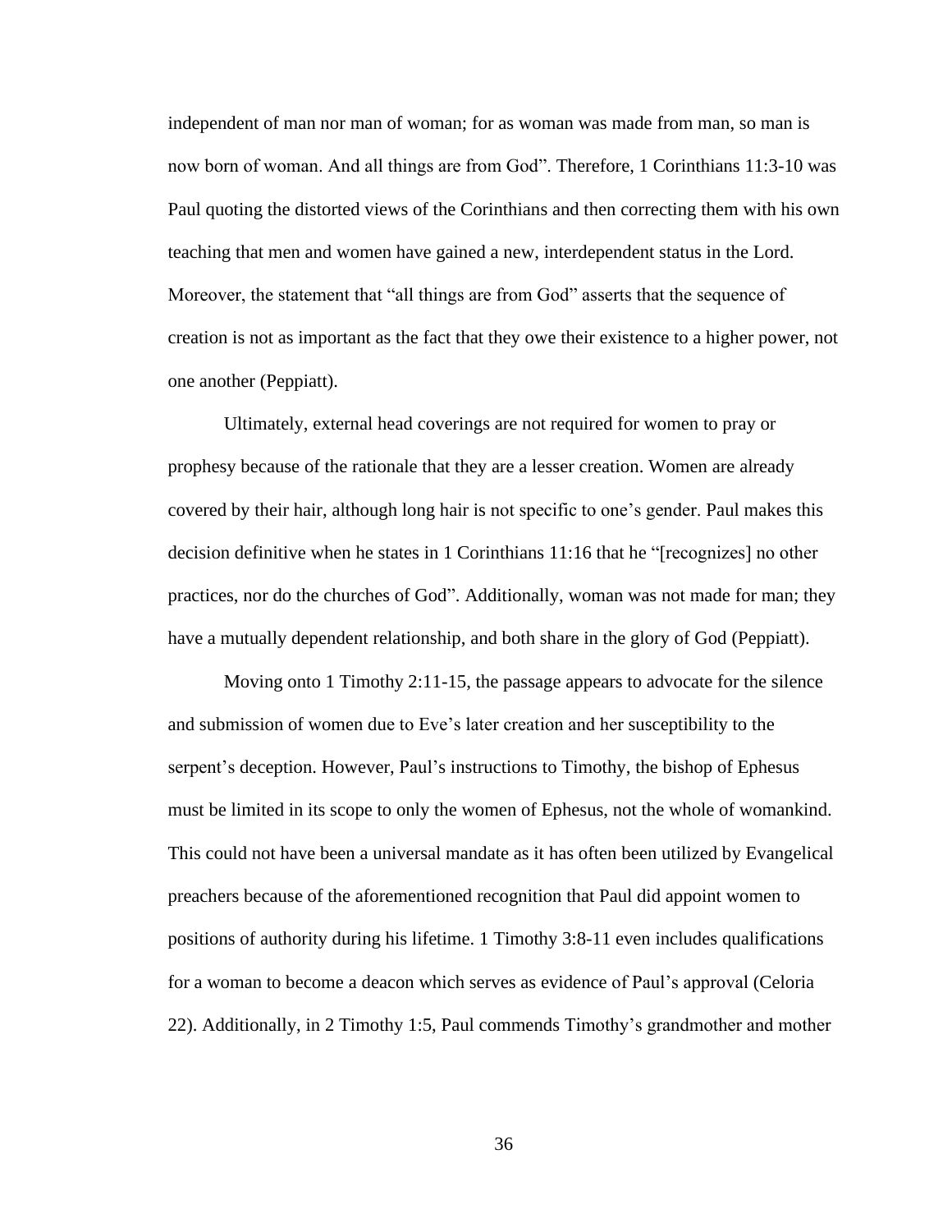independent of man nor man of woman; for as woman was made from man, so man is now born of woman. And all things are from God". Therefore, 1 Corinthians 11:3-10 was Paul quoting the distorted views of the Corinthians and then correcting them with his own teaching that men and women have gained a new, interdependent status in the Lord. Moreover, the statement that "all things are from God" asserts that the sequence of creation is not as important as the fact that they owe their existence to a higher power, not one another (Peppiatt).

Ultimately, external head coverings are not required for women to pray or prophesy because of the rationale that they are a lesser creation. Women are already covered by their hair, although long hair is not specific to one's gender. Paul makes this decision definitive when he states in 1 Corinthians 11:16 that he "[recognizes] no other practices, nor do the churches of God". Additionally, woman was not made for man; they have a mutually dependent relationship, and both share in the glory of God (Peppiatt).

Moving onto 1 Timothy 2:11-15, the passage appears to advocate for the silence and submission of women due to Eve's later creation and her susceptibility to the serpent's deception. However, Paul's instructions to Timothy, the bishop of Ephesus must be limited in its scope to only the women of Ephesus, not the whole of womankind. This could not have been a universal mandate as it has often been utilized by Evangelical preachers because of the aforementioned recognition that Paul did appoint women to positions of authority during his lifetime. 1 Timothy 3:8-11 even includes qualifications for a woman to become a deacon which serves as evidence of Paul's approval (Celoria 22). Additionally, in 2 Timothy 1:5, Paul commends Timothy's grandmother and mother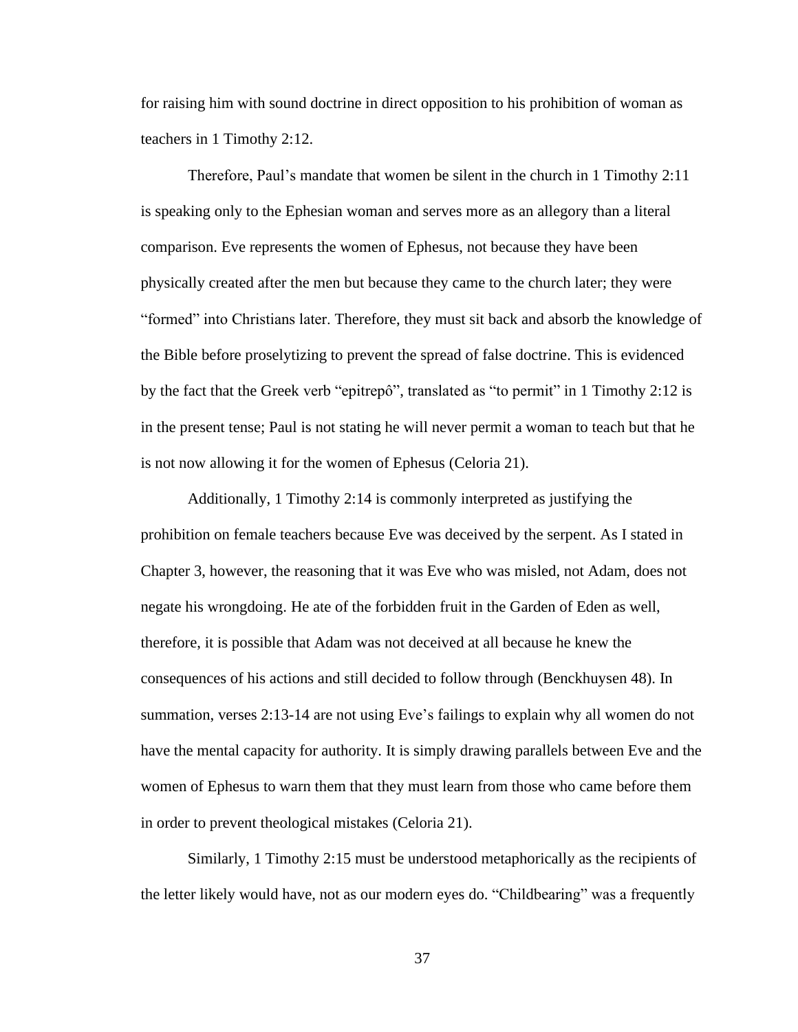for raising him with sound doctrine in direct opposition to his prohibition of woman as teachers in 1 Timothy 2:12.

Therefore, Paul's mandate that women be silent in the church in 1 Timothy 2:11 is speaking only to the Ephesian woman and serves more as an allegory than a literal comparison. Eve represents the women of Ephesus, not because they have been physically created after the men but because they came to the church later; they were "formed" into Christians later. Therefore, they must sit back and absorb the knowledge of the Bible before proselytizing to prevent the spread of false doctrine. This is evidenced by the fact that the Greek verb "epitrepô", translated as "to permit" in 1 Timothy 2:12 is in the present tense; Paul is not stating he will never permit a woman to teach but that he is not now allowing it for the women of Ephesus (Celoria 21).

Additionally, 1 Timothy 2:14 is commonly interpreted as justifying the prohibition on female teachers because Eve was deceived by the serpent. As I stated in Chapter 3, however, the reasoning that it was Eve who was misled, not Adam, does not negate his wrongdoing. He ate of the forbidden fruit in the Garden of Eden as well, therefore, it is possible that Adam was not deceived at all because he knew the consequences of his actions and still decided to follow through (Benckhuysen 48). In summation, verses 2:13-14 are not using Eve's failings to explain why all women do not have the mental capacity for authority. It is simply drawing parallels between Eve and the women of Ephesus to warn them that they must learn from those who came before them in order to prevent theological mistakes (Celoria 21).

Similarly, 1 Timothy 2:15 must be understood metaphorically as the recipients of the letter likely would have, not as our modern eyes do. "Childbearing" was a frequently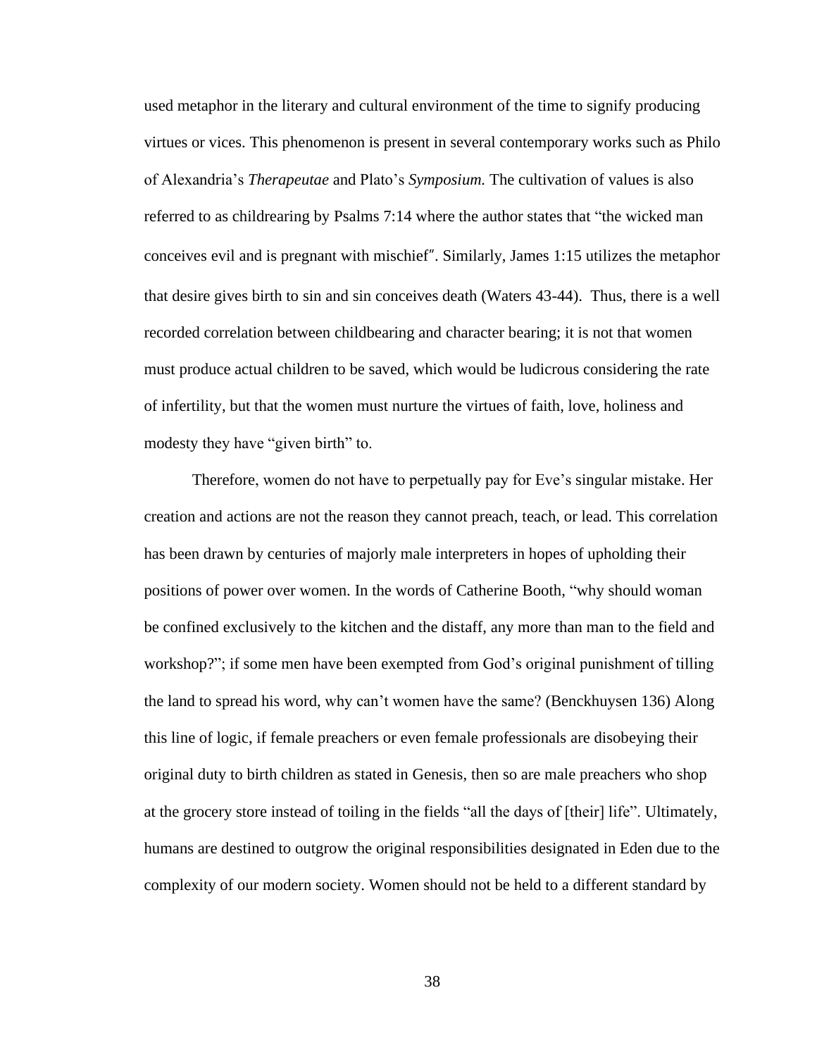used metaphor in the literary and cultural environment of the time to signify producing virtues or vices. This phenomenon is present in several contemporary works such as Philo of Alexandria's *Therapeutae* and Plato's *Symposium.* The cultivation of values is also referred to as childrearing by Psalms 7:14 where the author states that "the wicked man conceives evil and is pregnant with mischief". Similarly, James 1:15 utilizes the metaphor that desire gives birth to sin and sin conceives death (Waters 43-44). Thus, there is a well recorded correlation between childbearing and character bearing; it is not that women must produce actual children to be saved, which would be ludicrous considering the rate of infertility, but that the women must nurture the virtues of faith, love, holiness and modesty they have "given birth" to.

Therefore, women do not have to perpetually pay for Eve's singular mistake. Her creation and actions are not the reason they cannot preach, teach, or lead. This correlation has been drawn by centuries of majorly male interpreters in hopes of upholding their positions of power over women. In the words of Catherine Booth, "why should woman be confined exclusively to the kitchen and the distaff, any more than man to the field and workshop?"; if some men have been exempted from God's original punishment of tilling the land to spread his word, why can't women have the same? (Benckhuysen 136) Along this line of logic, if female preachers or even female professionals are disobeying their original duty to birth children as stated in Genesis, then so are male preachers who shop at the grocery store instead of toiling in the fields "all the days of [their] life". Ultimately, humans are destined to outgrow the original responsibilities designated in Eden due to the complexity of our modern society. Women should not be held to a different standard by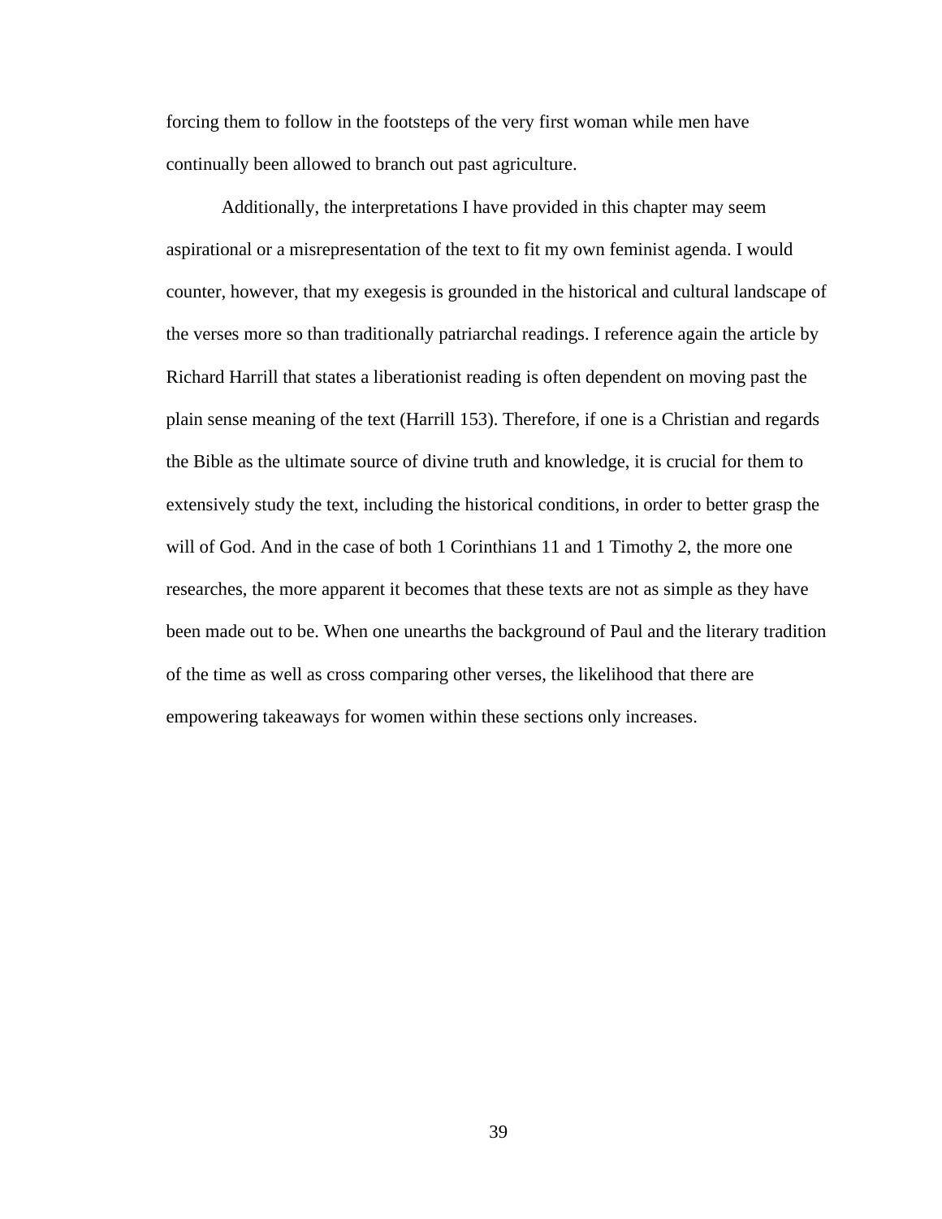forcing them to follow in the footsteps of the very first woman while men have continually been allowed to branch out past agriculture.

Additionally, the interpretations I have provided in this chapter may seem aspirational or a misrepresentation of the text to fit my own feminist agenda. I would counter, however, that my exegesis is grounded in the historical and cultural landscape of the verses more so than traditionally patriarchal readings. I reference again the article by Richard Harrill that states a liberationist reading is often dependent on moving past the plain sense meaning of the text (Harrill 153). Therefore, if one is a Christian and regards the Bible as the ultimate source of divine truth and knowledge, it is crucial for them to extensively study the text, including the historical conditions, in order to better grasp the will of God. And in the case of both 1 Corinthians 11 and 1 Timothy 2, the more one researches, the more apparent it becomes that these texts are not as simple as they have been made out to be. When one unearths the background of Paul and the literary tradition of the time as well as cross comparing other verses, the likelihood that there are empowering takeaways for women within these sections only increases.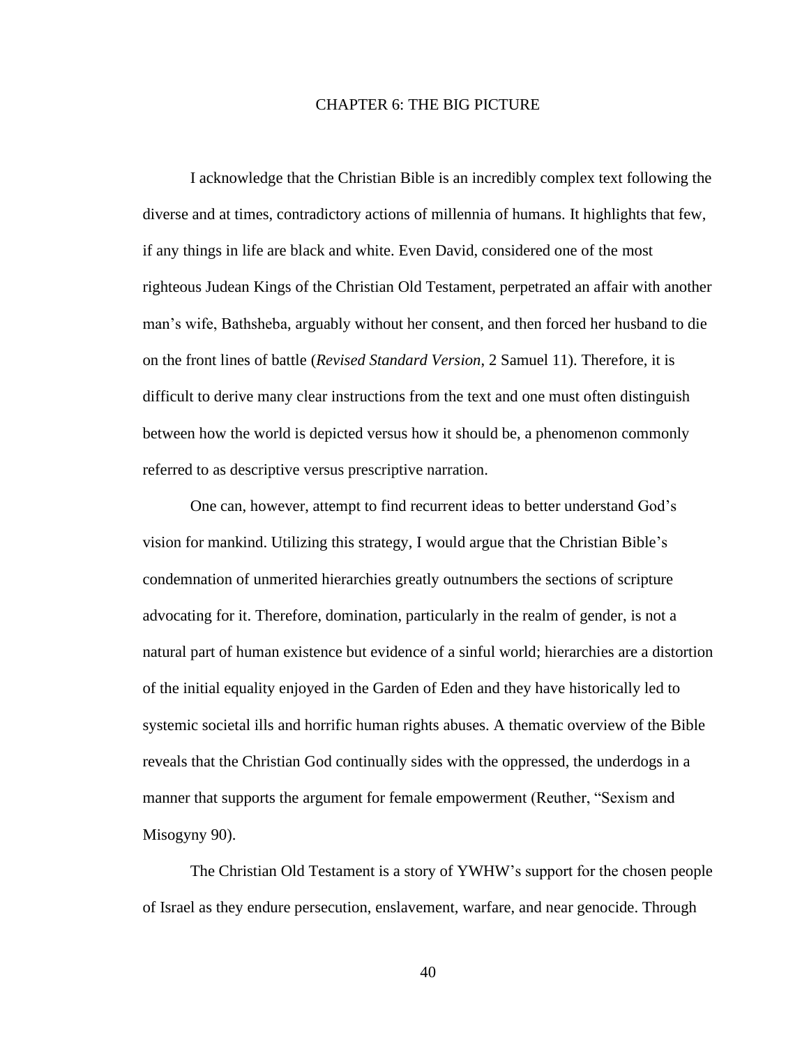# CHAPTER 6: THE BIG PICTURE

I acknowledge that the Christian Bible is an incredibly complex text following the diverse and at times, contradictory actions of millennia of humans. It highlights that few, if any things in life are black and white. Even David, considered one of the most righteous Judean Kings of the Christian Old Testament, perpetrated an affair with another man's wife, Bathsheba, arguably without her consent, and then forced her husband to die on the front lines of battle (*Revised Standard Version*, 2 Samuel 11). Therefore, it is difficult to derive many clear instructions from the text and one must often distinguish between how the world is depicted versus how it should be, a phenomenon commonly referred to as descriptive versus prescriptive narration.

One can, however, attempt to find recurrent ideas to better understand God's vision for mankind. Utilizing this strategy, I would argue that the Christian Bible's condemnation of unmerited hierarchies greatly outnumbers the sections of scripture advocating for it. Therefore, domination, particularly in the realm of gender, is not a natural part of human existence but evidence of a sinful world; hierarchies are a distortion of the initial equality enjoyed in the Garden of Eden and they have historically led to systemic societal ills and horrific human rights abuses. A thematic overview of the Bible reveals that the Christian God continually sides with the oppressed, the underdogs in a manner that supports the argument for female empowerment (Reuther, "Sexism and Misogyny 90).

The Christian Old Testament is a story of YWHW's support for the chosen people of Israel as they endure persecution, enslavement, warfare, and near genocide. Through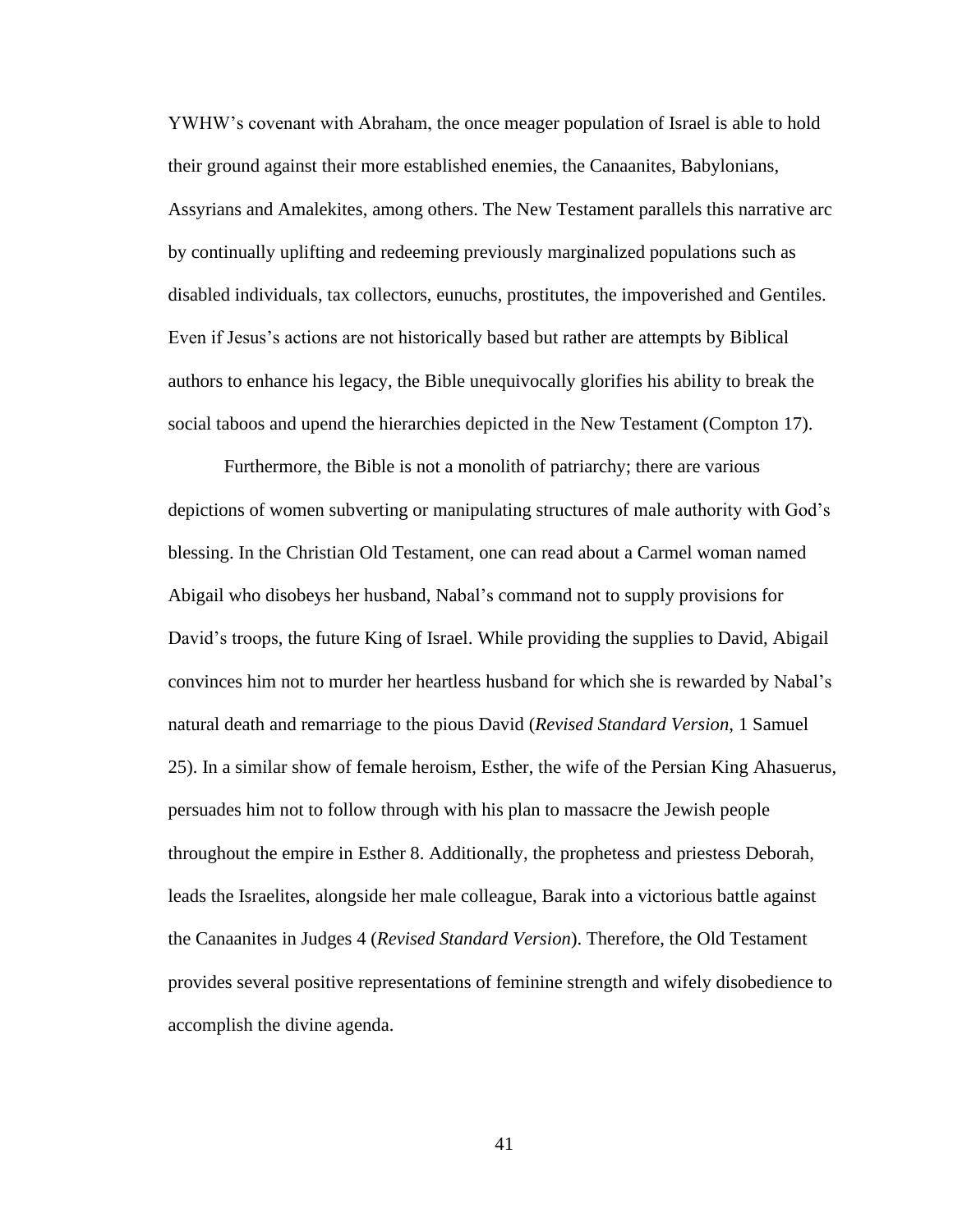YWHW's covenant with Abraham, the once meager population of Israel is able to hold their ground against their more established enemies, the Canaanites, Babylonians, Assyrians and Amalekites, among others. The New Testament parallels this narrative arc by continually uplifting and redeeming previously marginalized populations such as disabled individuals, tax collectors, eunuchs, prostitutes, the impoverished and Gentiles. Even if Jesus's actions are not historically based but rather are attempts by Biblical authors to enhance his legacy, the Bible unequivocally glorifies his ability to break the social taboos and upend the hierarchies depicted in the New Testament (Compton 17).

Furthermore, the Bible is not a monolith of patriarchy; there are various depictions of women subverting or manipulating structures of male authority with God's blessing. In the Christian Old Testament, one can read about a Carmel woman named Abigail who disobeys her husband, Nabal's command not to supply provisions for David's troops, the future King of Israel. While providing the supplies to David, Abigail convinces him not to murder her heartless husband for which she is rewarded by Nabal's natural death and remarriage to the pious David (*Revised Standard Version*, 1 Samuel 25). In a similar show of female heroism, Esther, the wife of the Persian King Ahasuerus, persuades him not to follow through with his plan to massacre the Jewish people throughout the empire in Esther 8. Additionally, the prophetess and priestess Deborah, leads the Israelites, alongside her male colleague, Barak into a victorious battle against the Canaanites in Judges 4 (*Revised Standard Version*). Therefore, the Old Testament provides several positive representations of feminine strength and wifely disobedience to accomplish the divine agenda.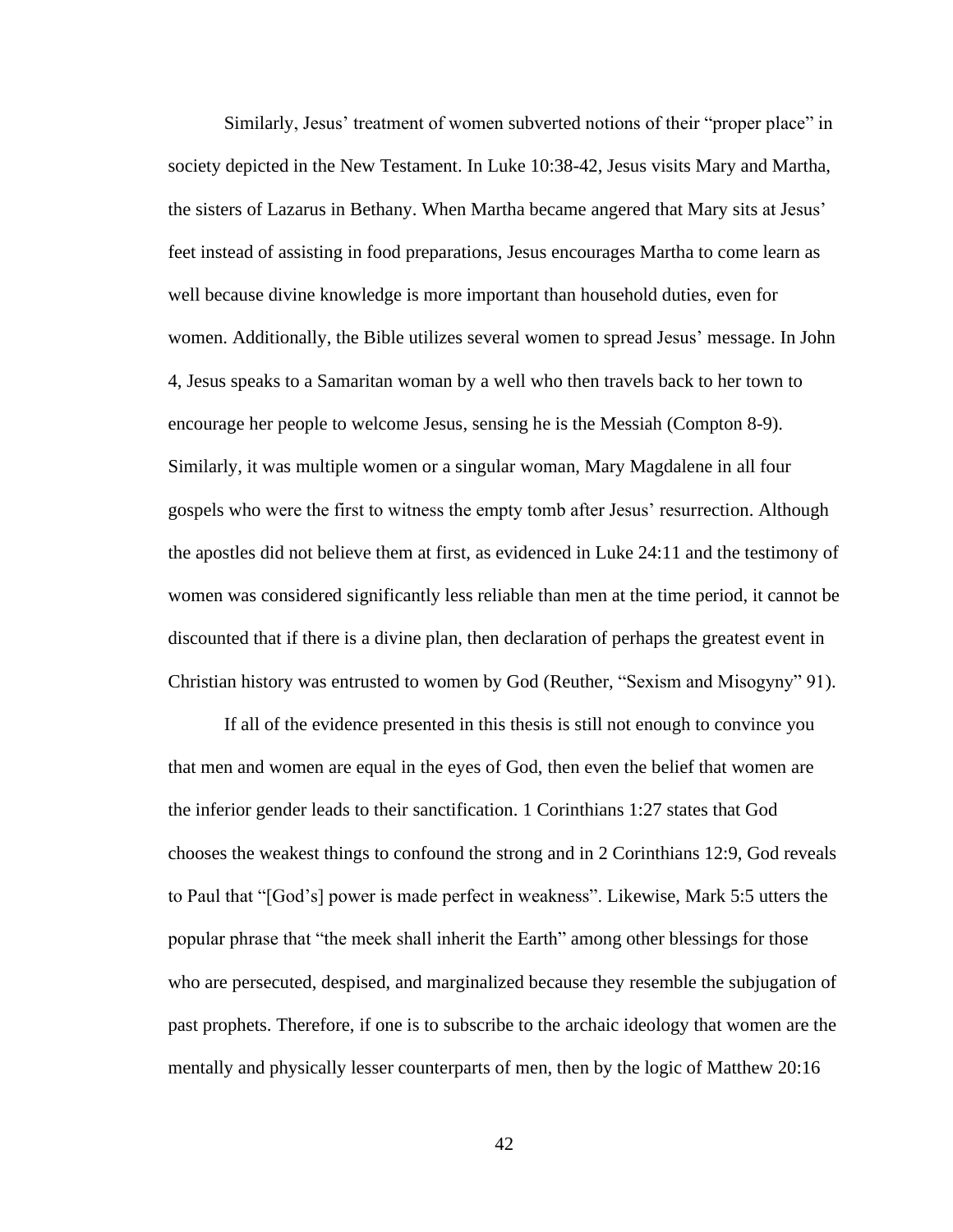Similarly, Jesus' treatment of women subverted notions of their "proper place" in society depicted in the New Testament. In Luke 10:38-42, Jesus visits Mary and Martha, the sisters of Lazarus in Bethany. When Martha became angered that Mary sits at Jesus' feet instead of assisting in food preparations, Jesus encourages Martha to come learn as well because divine knowledge is more important than household duties, even for women. Additionally, the Bible utilizes several women to spread Jesus' message. In John 4, Jesus speaks to a Samaritan woman by a well who then travels back to her town to encourage her people to welcome Jesus, sensing he is the Messiah (Compton 8-9). Similarly, it was multiple women or a singular woman, Mary Magdalene in all four gospels who were the first to witness the empty tomb after Jesus' resurrection. Although the apostles did not believe them at first, as evidenced in Luke 24:11 and the testimony of women was considered significantly less reliable than men at the time period, it cannot be discounted that if there is a divine plan, then declaration of perhaps the greatest event in Christian history was entrusted to women by God (Reuther, "Sexism and Misogyny" 91).

If all of the evidence presented in this thesis is still not enough to convince you that men and women are equal in the eyes of God, then even the belief that women are the inferior gender leads to their sanctification. 1 Corinthians 1:27 states that God chooses the weakest things to confound the strong and in 2 Corinthians 12:9, God reveals to Paul that "[God's] power is made perfect in weakness". Likewise, Mark 5:5 utters the popular phrase that "the meek shall inherit the Earth" among other blessings for those who are persecuted, despised, and marginalized because they resemble the subjugation of past prophets. Therefore, if one is to subscribe to the archaic ideology that women are the mentally and physically lesser counterparts of men, then by the logic of Matthew 20:16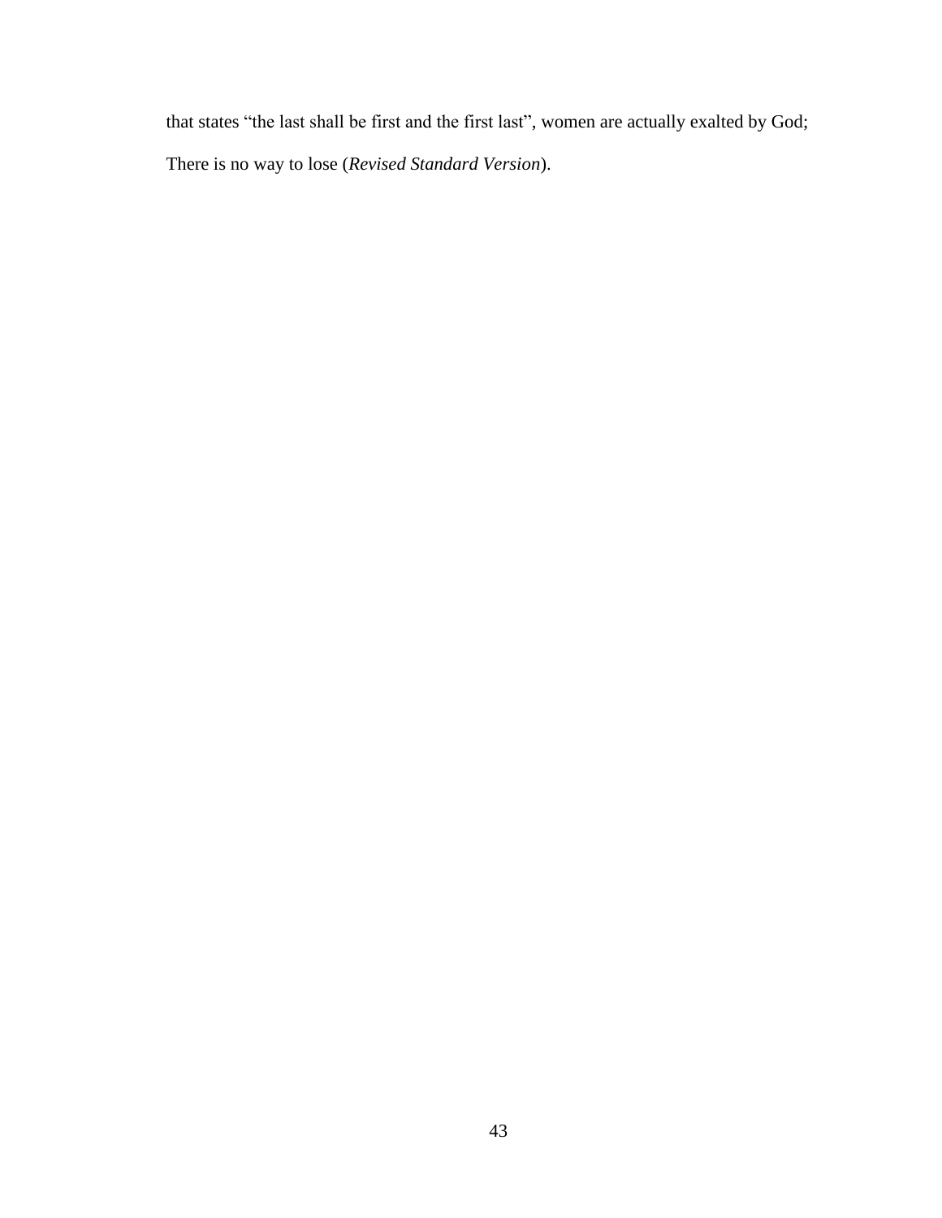that states “the last shall be first and the first last”, women are actually exalted by God; There is no way to lose (*Revised Standard Version*).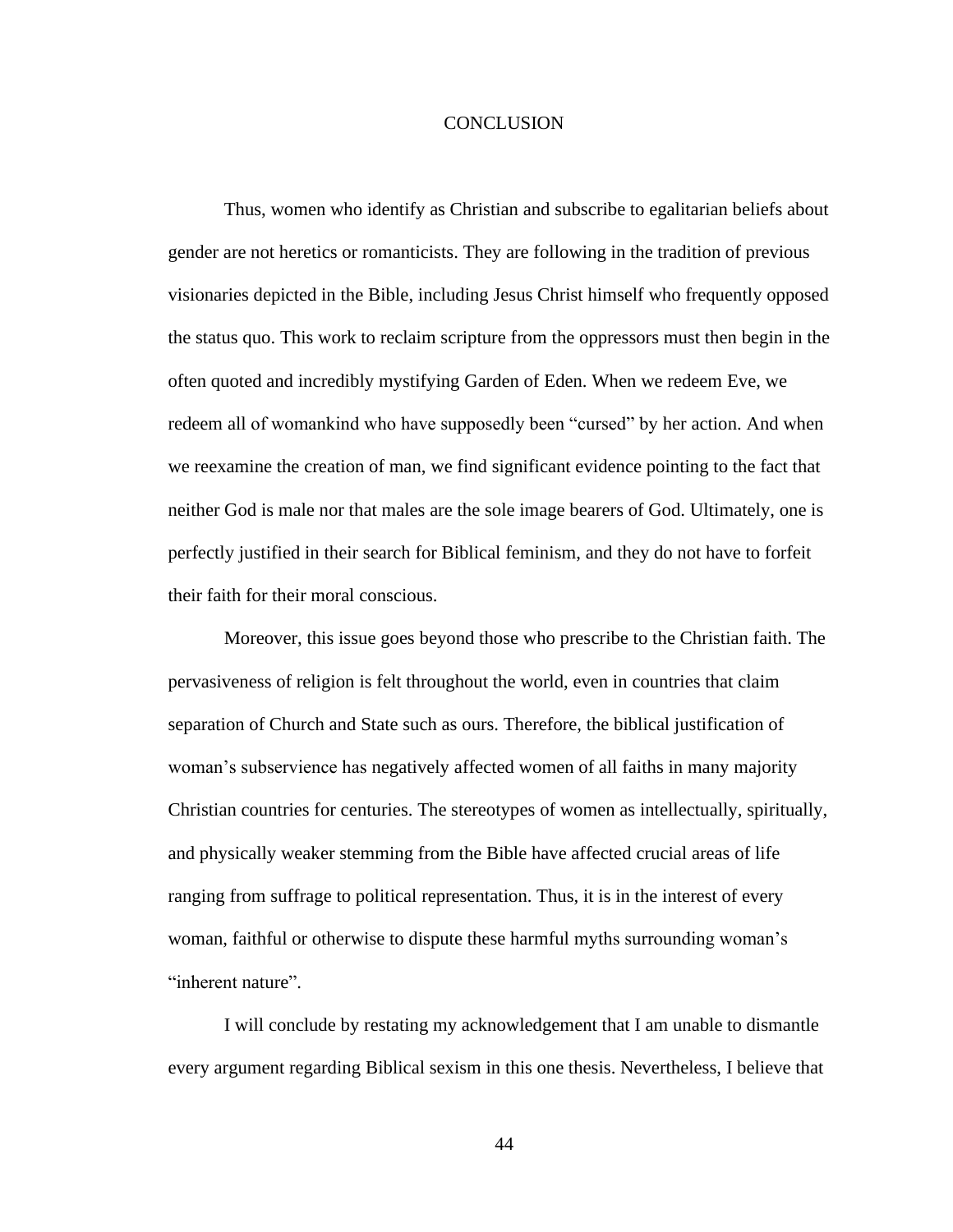# CONCLUSION

Thus, women who identify as Christian and subscribe to egalitarian beliefs about gender are not heretics or romanticists. They are following in the tradition of previous visionaries depicted in the Bible, including Jesus Christ himself who frequently opposed the status quo. This work to reclaim scripture from the oppressors must then begin in the often quoted and incredibly mystifying Garden of Eden. When we redeem Eve, we redeem all of womankind who have supposedly been "cursed" by her action. And when we reexamine the creation of man, we find significant evidence pointing to the fact that neither God is male nor that males are the sole image bearers of God. Ultimately, one is perfectly justified in their search for Biblical feminism, and they do not have to forfeit their faith for their moral conscious.

Moreover, this issue goes beyond those who prescribe to the Christian faith. The pervasiveness of religion is felt throughout the world, even in countries that claim separation of Church and State such as ours. Therefore, the biblical justification of woman's subservience has negatively affected women of all faiths in many majority Christian countries for centuries. The stereotypes of women as intellectually, spiritually, and physically weaker stemming from the Bible have affected crucial areas of life ranging from suffrage to political representation. Thus, it is in the interest of every woman, faithful or otherwise to dispute these harmful myths surrounding woman's "inherent nature".

I will conclude by restating my acknowledgement that I am unable to dismantle every argument regarding Biblical sexism in this one thesis. Nevertheless, I believe that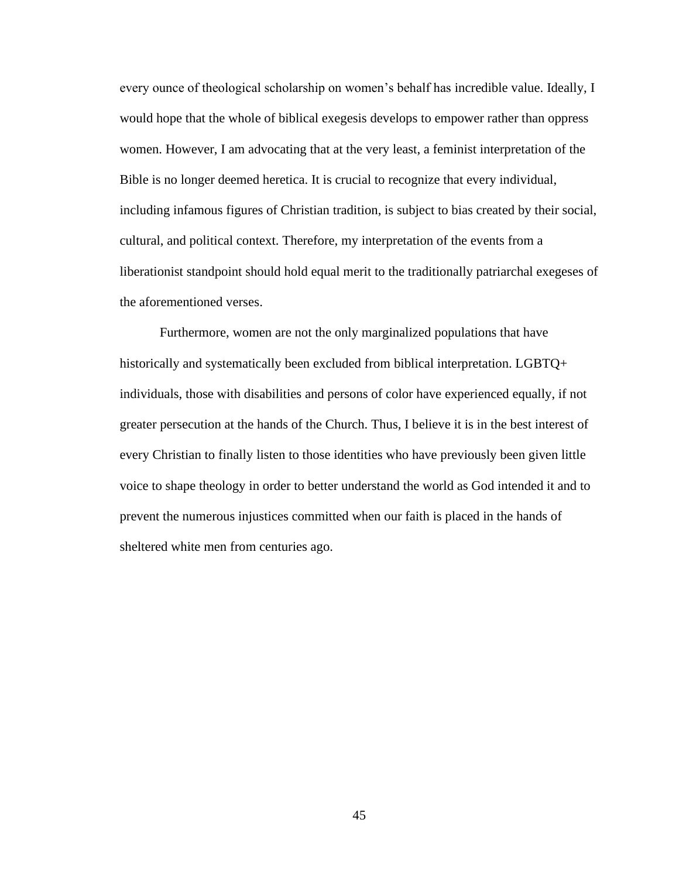every ounce of theological scholarship on women's behalf has incredible value. Ideally, I would hope that the whole of biblical exegesis develops to empower rather than oppress women. However, I am advocating that at the very least, a feminist interpretation of the Bible is no longer deemed heretica. It is crucial to recognize that every individual, including infamous figures of Christian tradition, is subject to bias created by their social, cultural, and political context. Therefore, my interpretation of the events from a liberationist standpoint should hold equal merit to the traditionally patriarchal exegeses of the aforementioned verses.

Furthermore, women are not the only marginalized populations that have historically and systematically been excluded from biblical interpretation. LGBTQ+ individuals, those with disabilities and persons of color have experienced equally, if not greater persecution at the hands of the Church. Thus, I believe it is in the best interest of every Christian to finally listen to those identities who have previously been given little voice to shape theology in order to better understand the world as God intended it and to prevent the numerous injustices committed when our faith is placed in the hands of sheltered white men from centuries ago.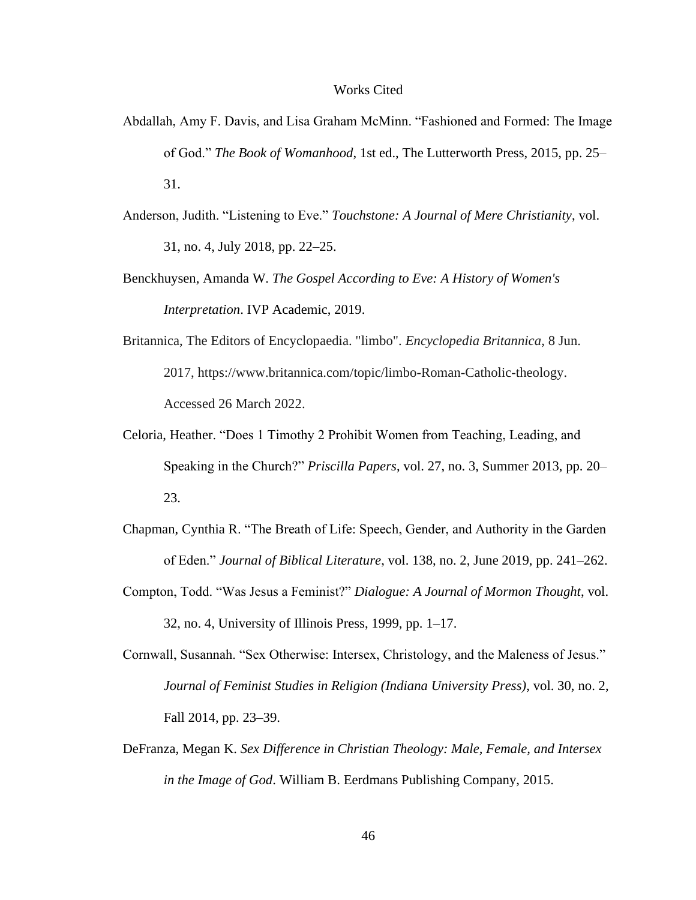# Works Cited

Abdallah, Amy F. Davis, and Lisa Graham McMinn. "Fashioned and Formed: The Image of God." *The Book of Womanhood*, 1st ed., The Lutterworth Press, 2015, pp. 25–31.

Anderson, Judith. "Listening to Eve." *Touchstone: A Journal of Mere Christianity*, vol. 31, no. 4, July 2018, pp. 22–25.

Benckhuysen, Amanda W. *The Gospel According to Eve: A History of Women's Interpretation*. IVP Academic, 2019.

Britannica, The Editors of Encyclopaedia. "limbo". *Encyclopedia Britannica*, 8 Jun. 2017, https://www.britannica.com/topic/limbo-Roman-Catholic-theology. Accessed 26 March 2022.

Celoria, Heather. "Does 1 Timothy 2 Prohibit Women from Teaching, Leading, and Speaking in the Church?" *Priscilla Papers*, vol. 27, no. 3, Summer 2013, pp. 20–23.

Chapman, Cynthia R. "The Breath of Life: Speech, Gender, and Authority in the Garden of Eden." *Journal of Biblical Literature*, vol. 138, no. 2, June 2019, pp. 241–262.

Compton, Todd. "Was Jesus a Feminist?" *Dialogue: A Journal of Mormon Thought*, vol. 32, no. 4, University of Illinois Press, 1999, pp. 1–17.

Cornwall, Susannah. "Sex Otherwise: Intersex, Christology, and the Maleness of Jesus." *Journal of Feminist Studies in Religion (Indiana University Press)*, vol. 30, no. 2, Fall 2014, pp. 23–39.

DeFranza, Megan K. *Sex Difference in Christian Theology: Male, Female, and Intersex in the Image of God*. William B. Eerdmans Publishing Company, 2015.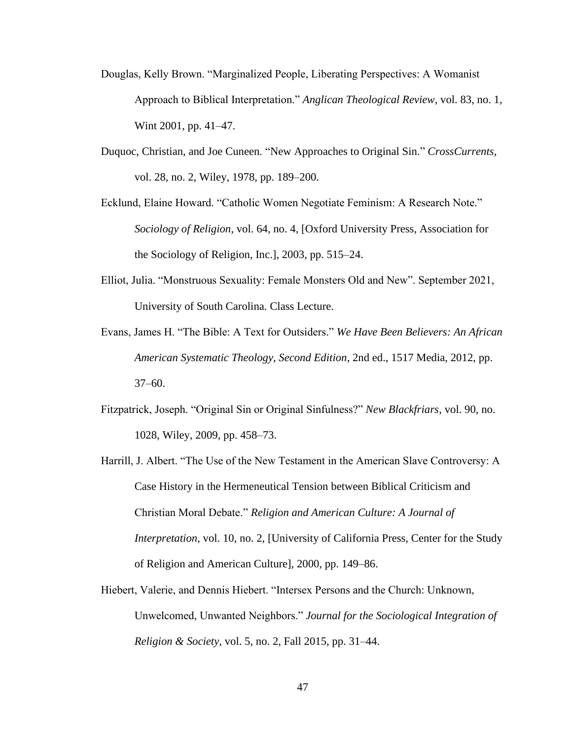Douglas, Kelly Brown. “Marginalized People, Liberating Perspectives: A Womanist Approach to Biblical Interpretation.” *Anglican Theological Review*, vol. 83, no. 1, Wint 2001, pp. 41–47.

Duquoc, Christian, and Joe Cuneen. “New Approaches to Original Sin.” *CrossCurrents*, vol. 28, no. 2, Wiley, 1978, pp. 189–200.

Ecklund, Elaine Howard. “Catholic Women Negotiate Feminism: A Research Note.” *Sociology of Religion*, vol. 64, no. 4, [Oxford University Press, Association for the Sociology of Religion, Inc.], 2003, pp. 515–24.

Elliot, Julia. “Monstruous Sexuality: Female Monsters Old and New”. September 2021, University of South Carolina. Class Lecture.

Evans, James H. “The Bible: A Text for Outsiders.” *We Have Been Believers: An African American Systematic Theology, Second Edition*, 2nd ed., 1517 Media, 2012, pp. 37–60.

Fitzpatrick, Joseph. “Original Sin or Original Sinfulness?” *New Blackfriars*, vol. 90, no. 1028, Wiley, 2009, pp. 458–73.

Harrill, J. Albert. “The Use of the New Testament in the American Slave Controversy: A Case History in the Hermeneutical Tension between Biblical Criticism and Christian Moral Debate.” *Religion and American Culture: A Journal of Interpretation*, vol. 10, no. 2, [University of California Press, Center for the Study of Religion and American Culture], 2000, pp. 149–86.

Hiebert, Valerie, and Dennis Hiebert. “Intersex Persons and the Church: Unknown, Unwelcomed, Unwanted Neighbors.” *Journal for the Sociological Integration of Religion & Society*, vol. 5, no. 2, Fall 2015, pp. 31–44.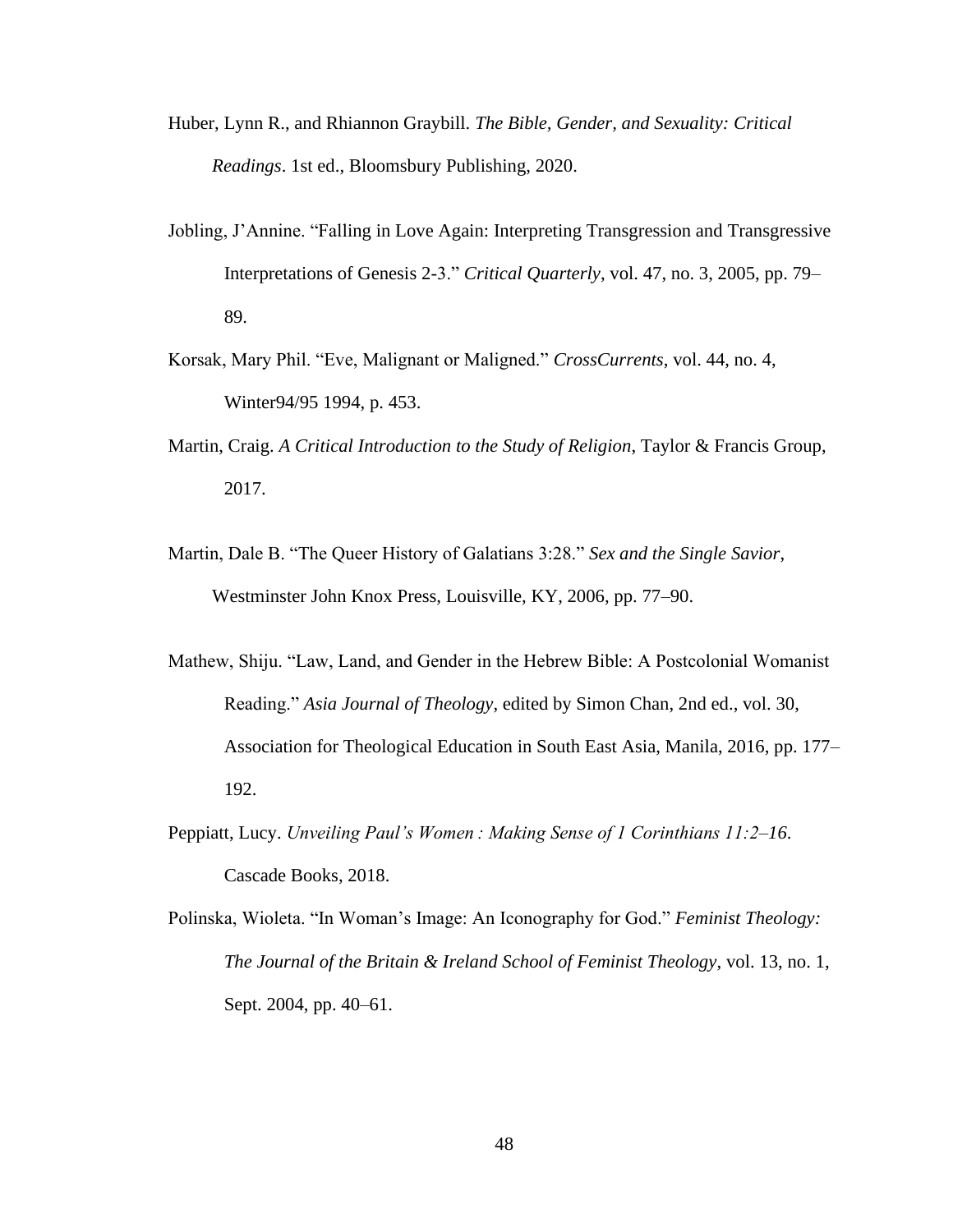Huber, Lynn R., and Rhiannon Graybill. *The Bible, Gender, and Sexuality: Critical Readings*. 1st ed., Bloomsbury Publishing, 2020.

Jobling, J'Annine. "Falling in Love Again: Interpreting Transgression and Transgressive Interpretations of Genesis 2-3." *Critical Quarterly*, vol. 47, no. 3, 2005, pp. 79–89.

Korsak, Mary Phil. "Eve, Malignant or Maligned." *CrossCurrents*, vol. 44, no. 4, Winter94/95 1994, p. 453.

Martin, Craig. *A Critical Introduction to the Study of Religion*, Taylor & Francis Group, 2017.

Martin, Dale B. "The Queer History of Galatians 3:28." *Sex and the Single Savior*, Westminster John Knox Press, Louisville, KY, 2006, pp. 77–90.

Mathew, Shiju. "Law, Land, and Gender in the Hebrew Bible: A Postcolonial Womanist Reading." *Asia Journal of Theology*, edited by Simon Chan, 2nd ed., vol. 30, Association for Theological Education in South East Asia, Manila, 2016, pp. 177–192.

Peppiatt, Lucy. *Unveiling Paul's Women : Making Sense of 1 Corinthians 11:2–16*. Cascade Books, 2018.

Polinska, Wioleta. "In Woman's Image: An Iconography for God." *Feminist Theology: The Journal of the Britain & Ireland School of Feminist Theology*, vol. 13, no. 1, Sept. 2004, pp. 40–61.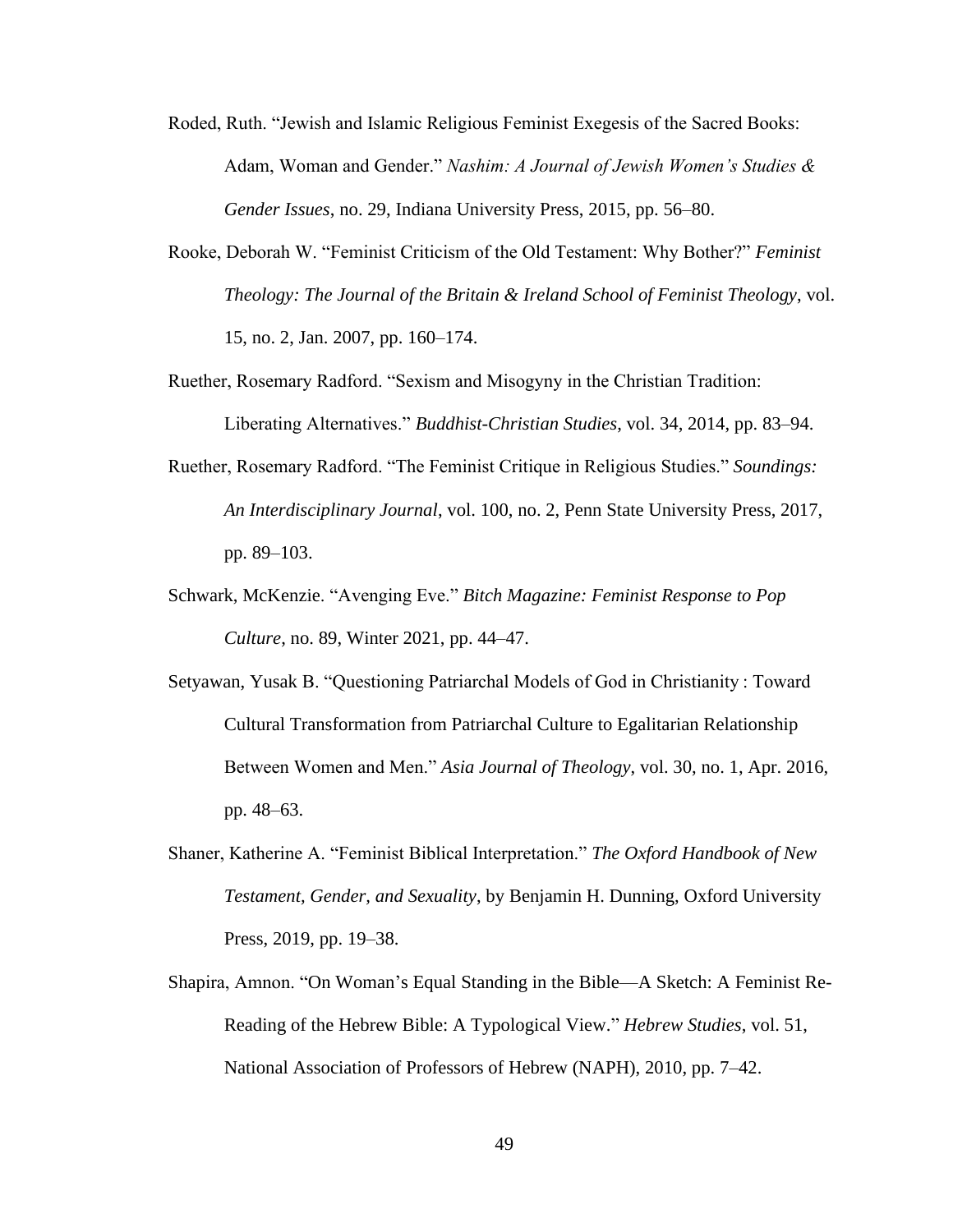Roded, Ruth. “Jewish and Islamic Religious Feminist Exegesis of the Sacred Books: Adam, Woman and Gender.” *Nashim: A Journal of Jewish Women’s Studies & Gender Issues*, no. 29, Indiana University Press, 2015, pp. 56–80.

Rooke, Deborah W. “Feminist Criticism of the Old Testament: Why Bother?” *Feminist Theology: The Journal of the Britain & Ireland School of Feminist Theology*, vol. 15, no. 2, Jan. 2007, pp. 160–174.

Ruether, Rosemary Radford. “Sexism and Misogyny in the Christian Tradition: Liberating Alternatives.” *Buddhist-Christian Studies*, vol. 34, 2014, pp. 83–94.

Ruether, Rosemary Radford. “The Feminist Critique in Religious Studies.” *Soundings: An Interdisciplinary Journal*, vol. 100, no. 2, Penn State University Press, 2017, pp. 89–103.

Schwark, McKenzie. “Avenging Eve.” *Bitch Magazine: Feminist Response to Pop Culture*, no. 89, Winter 2021, pp. 44–47.

Setyawan, Yusak B. “Questioning Patriarchal Models of God in Christianity : Toward Cultural Transformation from Patriarchal Culture to Egalitarian Relationship Between Women and Men.” *Asia Journal of Theology*, vol. 30, no. 1, Apr. 2016, pp. 48–63.

Shaner, Katherine A. “Feminist Biblical Interpretation.” *The Oxford Handbook of New Testament, Gender, and Sexuality*, by Benjamin H. Dunning, Oxford University Press, 2019, pp. 19–38.

Shapira, Amnon. “On Woman’s Equal Standing in the Bible—A Sketch: A Feminist Re-Reading of the Hebrew Bible: A Typological View.” *Hebrew Studies*, vol. 51, National Association of Professors of Hebrew (NAPH), 2010, pp. 7–42.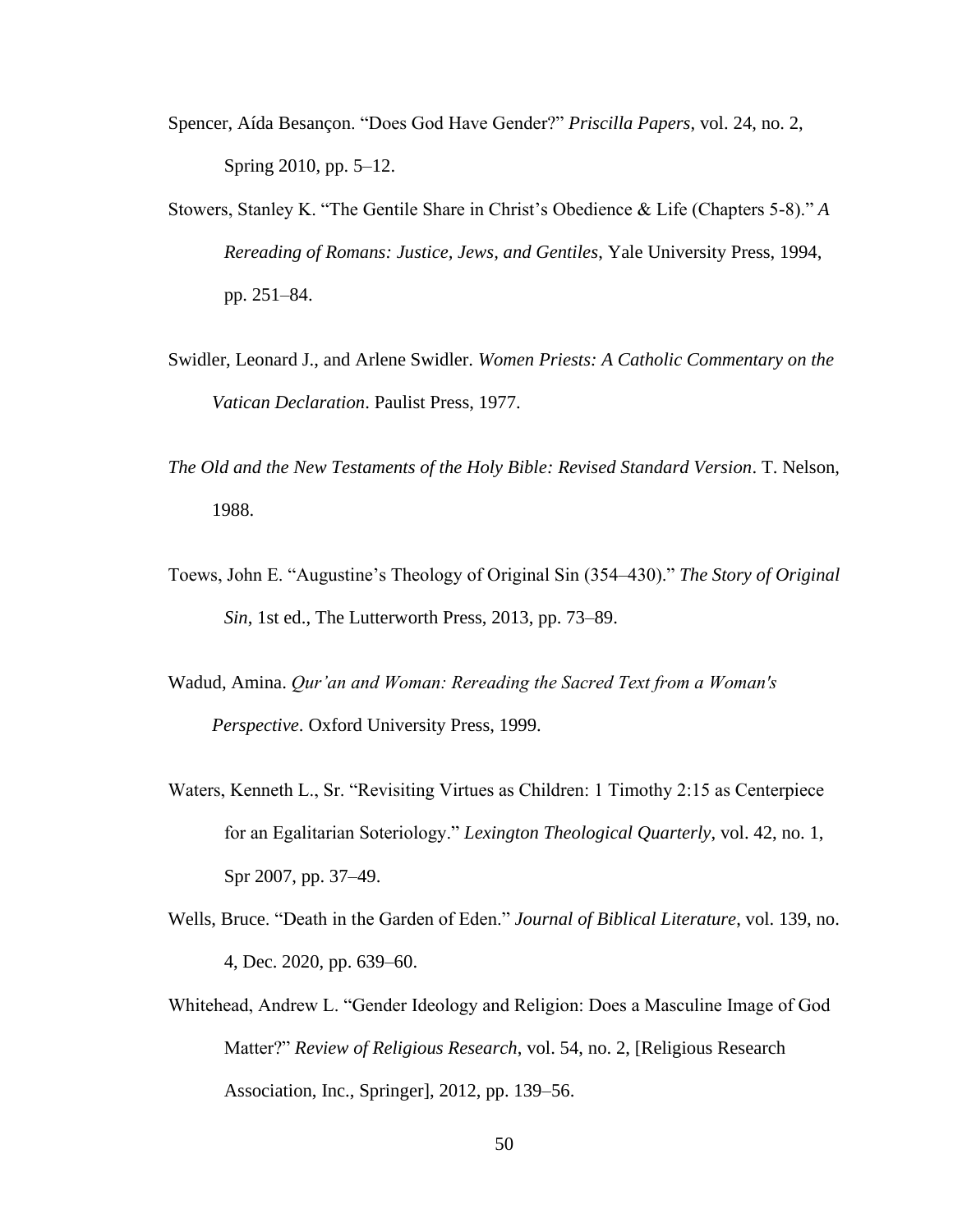Spencer, Aída Besançon. "Does God Have Gender?" *Priscilla Papers*, vol. 24, no. 2, Spring 2010, pp. 5–12.

Stowers, Stanley K. "The Gentile Share in Christ's Obedience & Life (Chapters 5-8)." *A Rereading of Romans: Justice, Jews, and Gentiles*, Yale University Press, 1994, pp. 251–84.

Swidler, Leonard J., and Arlene Swidler. *Women Priests: A Catholic Commentary on the Vatican Declaration*. Paulist Press, 1977.

*The Old and the New Testaments of the Holy Bible: Revised Standard Version*. T. Nelson, 1988.

Toews, John E. "Augustine's Theology of Original Sin (354–430)." *The Story of Original Sin*, 1st ed., The Lutterworth Press, 2013, pp. 73–89.

Wadud, Amina. *Qur'an and Woman: Rereading the Sacred Text from a Woman's Perspective*. Oxford University Press, 1999.

Waters, Kenneth L., Sr. "Revisiting Virtues as Children: 1 Timothy 2:15 as Centerpiece for an Egalitarian Soteriology." *Lexington Theological Quarterly*, vol. 42, no. 1, Spr 2007, pp. 37–49.

Wells, Bruce. "Death in the Garden of Eden." *Journal of Biblical Literature*, vol. 139, no. 4, Dec. 2020, pp. 639–60.

Whitehead, Andrew L. "Gender Ideology and Religion: Does a Masculine Image of God Matter?" *Review of Religious Research*, vol. 54, no. 2, [Religious Research Association, Inc., Springer], 2012, pp. 139–56.